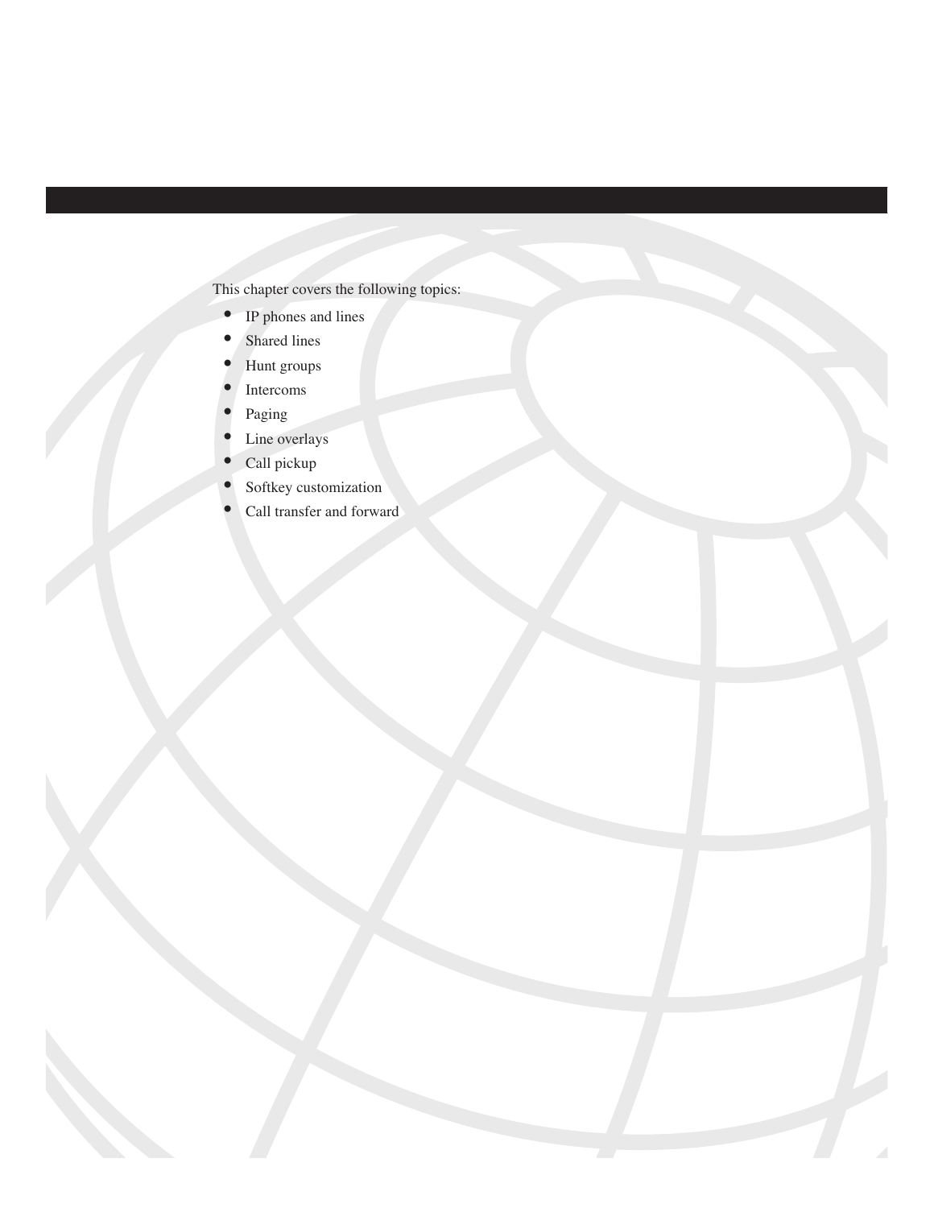This chapter covers the following topics:

- IP phones and lines
- Shared lines
- Hunt groups
- Intercoms
- Paging
- Line overlays
- Call pickup
- Softkey customization
- Call transfer and forward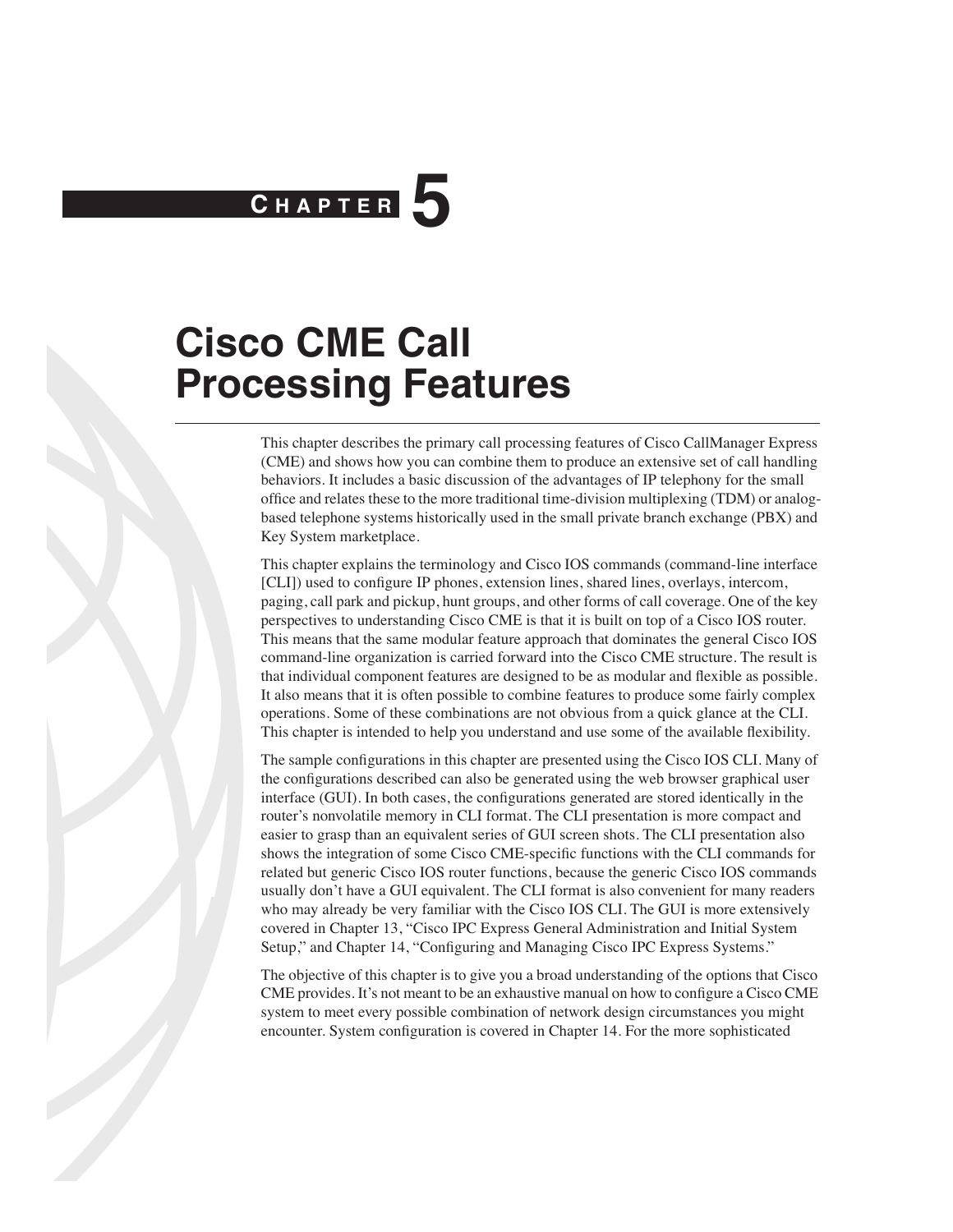# CHAPTER 5

# Cisco CME Call Processing Features

This chapter describes the primary call processing features of Cisco CallManager Express (CME) and shows how you can combine them to produce an extensive set of call handling behaviors. It includes a basic discussion of the advantages of IP telephony for the small office and relates these to the more traditional time-division multiplexing (TDM) or analog-based telephone systems historically used in the small private branch exchange (PBX) and Key System marketplace.

This chapter explains the terminology and Cisco IOS commands (command-line interface [CLI]) used to configure IP phones, extension lines, shared lines, overlays, intercom, paging, call park and pickup, hunt groups, and other forms of call coverage. One of the key perspectives to understanding Cisco CME is that it is built on top of a Cisco IOS router. This means that the same modular feature approach that dominates the general Cisco IOS command-line organization is carried forward into the Cisco CME structure. The result is that individual component features are designed to be as modular and flexible as possible. It also means that it is often possible to combine features to produce some fairly complex operations. Some of these combinations are not obvious from a quick glance at the CLI. This chapter is intended to help you understand and use some of the available flexibility.

The sample configurations in this chapter are presented using the Cisco IOS CLI. Many of the configurations described can also be generated using the web browser graphical user interface (GUI). In both cases, the configurations generated are stored identically in the router's nonvolatile memory in CLI format. The CLI presentation is more compact and easier to grasp than an equivalent series of GUI screen shots. The CLI presentation also shows the integration of some Cisco CME-specific functions with the CLI commands for related but generic Cisco IOS router functions, because the generic Cisco IOS commands usually don't have a GUI equivalent. The CLI format is also convenient for many readers who may already be very familiar with the Cisco IOS CLI. The GUI is more extensively covered in Chapter 13, "Cisco IPC Express General Administration and Initial System Setup," and Chapter 14, "Configuring and Managing Cisco IPC Express Systems."

The objective of this chapter is to give you a broad understanding of the options that Cisco CME provides. It's not meant to be an exhaustive manual on how to configure a Cisco CME system to meet every possible combination of network design circumstances you might encounter. System configuration is covered in Chapter 14. For the more sophisticated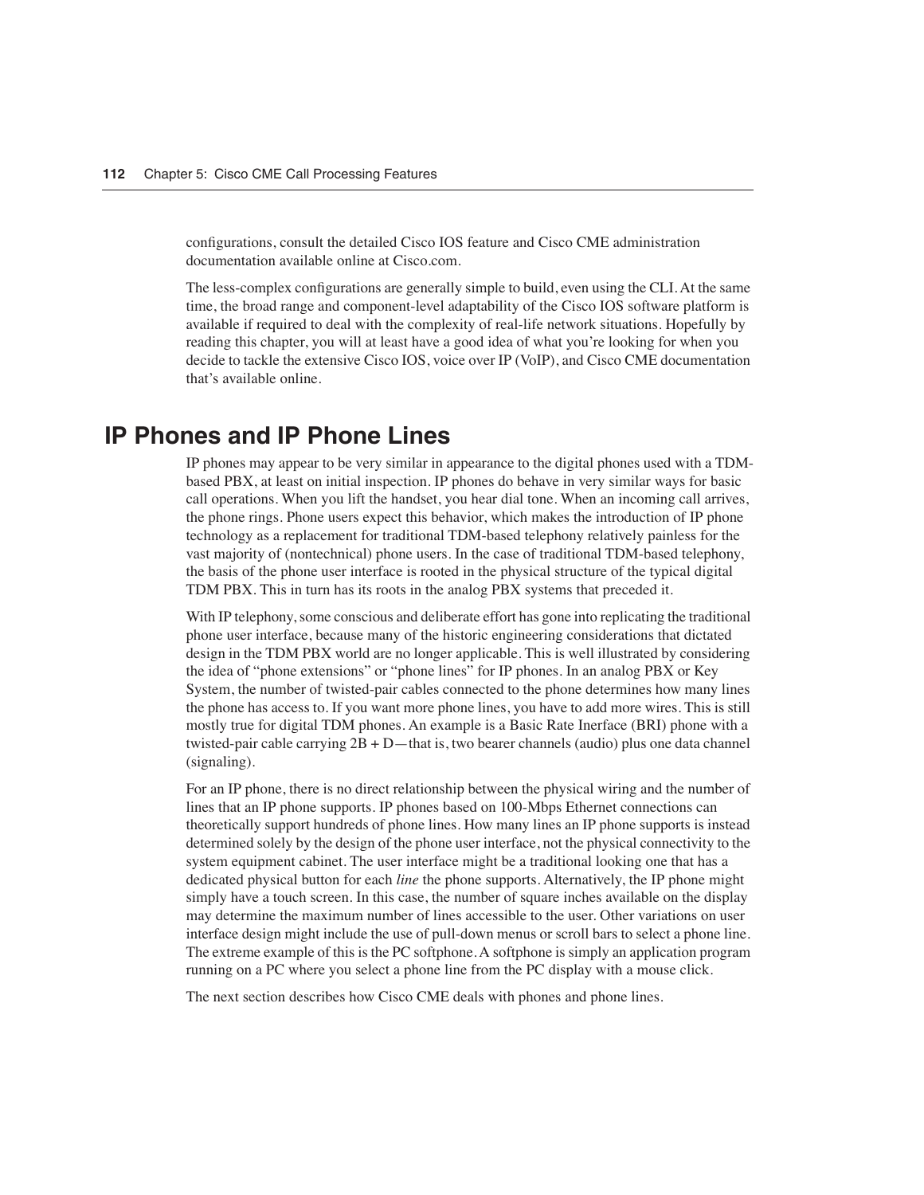configurations, consult the detailed Cisco IOS feature and Cisco CME administration documentation available online at Cisco.com.

The less-complex configurations are generally simple to build, even using the CLI. At the same time, the broad range and component-level adaptability of the Cisco IOS software platform is available if required to deal with the complexity of real-life network situations. Hopefully by reading this chapter, you will at least have a good idea of what you're looking for when you decide to tackle the extensive Cisco IOS, voice over IP (VoIP), and Cisco CME documentation that's available online.

## IP Phones and IP Phone Lines

IP phones may appear to be very similar in appearance to the digital phones used with a TDM-based PBX, at least on initial inspection. IP phones do behave in very similar ways for basic call operations. When you lift the handset, you hear dial tone. When an incoming call arrives, the phone rings. Phone users expect this behavior, which makes the introduction of IP phone technology as a replacement for traditional TDM-based telephony relatively painless for the vast majority of (nontechnical) phone users. In the case of traditional TDM-based telephony, the basis of the phone user interface is rooted in the physical structure of the typical digital TDM PBX. This in turn has its roots in the analog PBX systems that preceded it.

With IP telephony, some conscious and deliberate effort has gone into replicating the traditional phone user interface, because many of the historic engineering considerations that dictated design in the TDM PBX world are no longer applicable. This is well illustrated by considering the idea of "phone extensions" or "phone lines" for IP phones. In an analog PBX or Key System, the number of twisted-pair cables connected to the phone determines how many lines the phone has access to. If you want more phone lines, you have to add more wires. This is still mostly true for digital TDM phones. An example is a Basic Rate Inerface (BRI) phone with a twisted-pair cable carrying 2B + D—that is, two bearer channels (audio) plus one data channel (signaling).

For an IP phone, there is no direct relationship between the physical wiring and the number of lines that an IP phone supports. IP phones based on 100-Mbps Ethernet connections can theoretically support hundreds of phone lines. How many lines an IP phone supports is instead determined solely by the design of the phone user interface, not the physical connectivity to the system equipment cabinet. The user interface might be a traditional looking one that has a dedicated physical button for each *line* the phone supports. Alternatively, the IP phone might simply have a touch screen. In this case, the number of square inches available on the display may determine the maximum number of lines accessible to the user. Other variations on user interface design might include the use of pull-down menus or scroll bars to select a phone line. The extreme example of this is the PC softphone. A softphone is simply an application program running on a PC where you select a phone line from the PC display with a mouse click.

The next section describes how Cisco CME deals with phones and phone lines.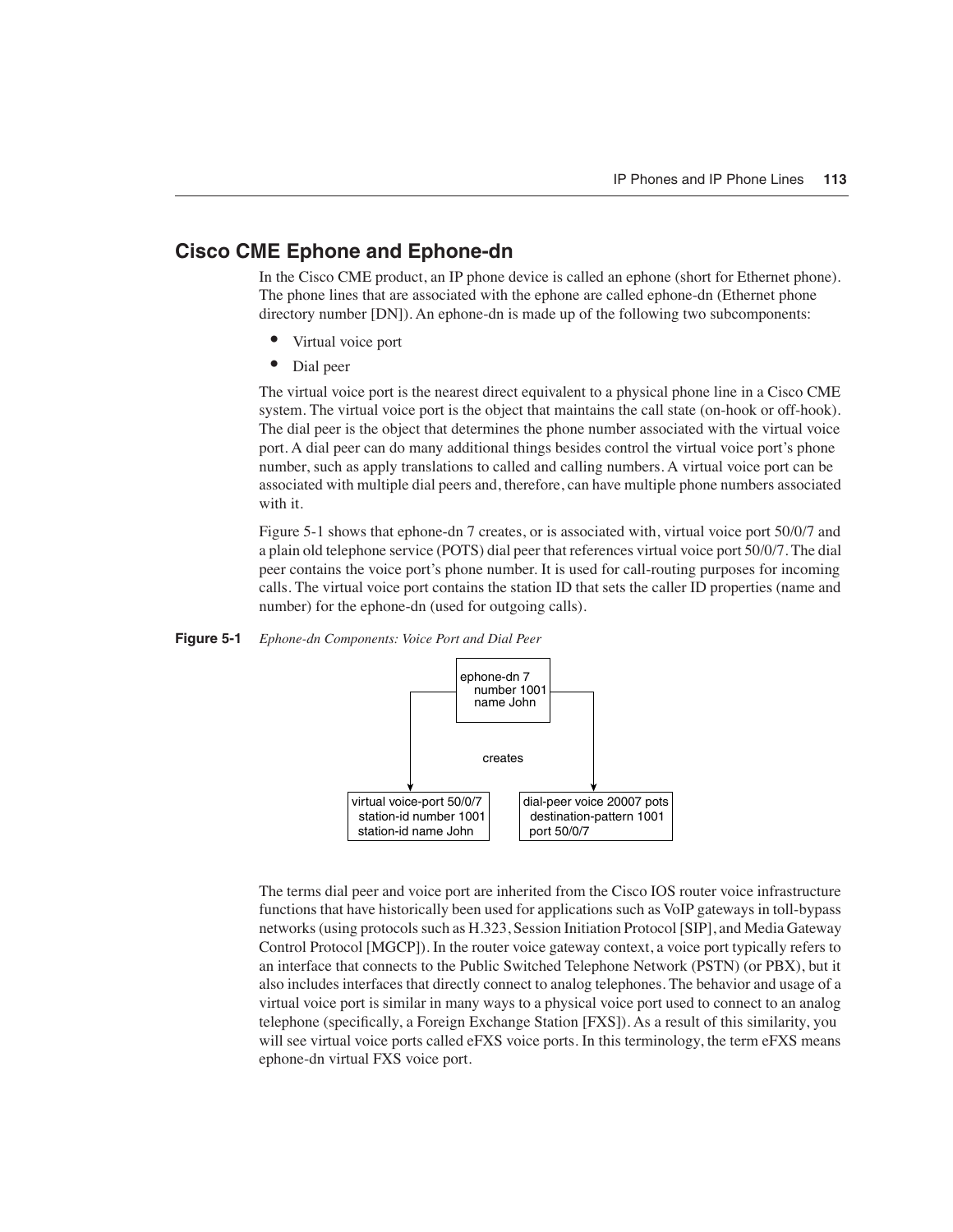## Cisco CME Ephone and Ephone-dn

In the Cisco CME product, an IP phone device is called an ephone (short for Ethernet phone). The phone lines that are associated with the ephone are called ephone-dn (Ethernet phone directory number [DN]). An ephone-dn is made up of the following two subcomponents:

- Virtual voice port
- Dial peer

The virtual voice port is the nearest direct equivalent to a physical phone line in a Cisco CME system. The virtual voice port is the object that maintains the call state (on-hook or off-hook). The dial peer is the object that determines the phone number associated with the virtual voice port. A dial peer can do many additional things besides control the virtual voice port's phone number, such as apply translations to called and calling numbers. A virtual voice port can be associated with multiple dial peers and, therefore, can have multiple phone numbers associated with it.

Figure 5-1 shows that ephone-dn 7 creates, or is associated with, virtual voice port 50/0/7 and a plain old telephone service (POTS) dial peer that references virtual voice port 50/0/7. The dial peer contains the voice port's phone number. It is used for call-routing purposes for incoming calls. The virtual voice port contains the station ID that sets the caller ID properties (name and number) for the ephone-dn (used for outgoing calls).

**Figure 5-1** *Ephone-dn Components: Voice Port and Dial Peer*

```
                    ephone-dn 7
                      number 1001
                      name John
                          |
                       creates
            +-------------+-------------+
            v                           v
virtual voice-port 50/0/7     dial-peer voice 20007 pots
  station-id number 1001        destination-pattern 1001
  station-id name John          port 50/0/7
```

The terms dial peer and voice port are inherited from the Cisco IOS router voice infrastructure functions that have historically been used for applications such as VoIP gateways in toll-bypass networks (using protocols such as H.323, Session Initiation Protocol [SIP], and Media Gateway Control Protocol [MGCP]). In the router voice gateway context, a voice port typically refers to an interface that connects to the Public Switched Telephone Network (PSTN) (or PBX), but it also includes interfaces that directly connect to analog telephones. The behavior and usage of a virtual voice port is similar in many ways to a physical voice port used to connect to an analog telephone (specifically, a Foreign Exchange Station [FXS]). As a result of this similarity, you will see virtual voice ports called eFXS voice ports. In this terminology, the term eFXS means ephone-dn virtual FXS voice port.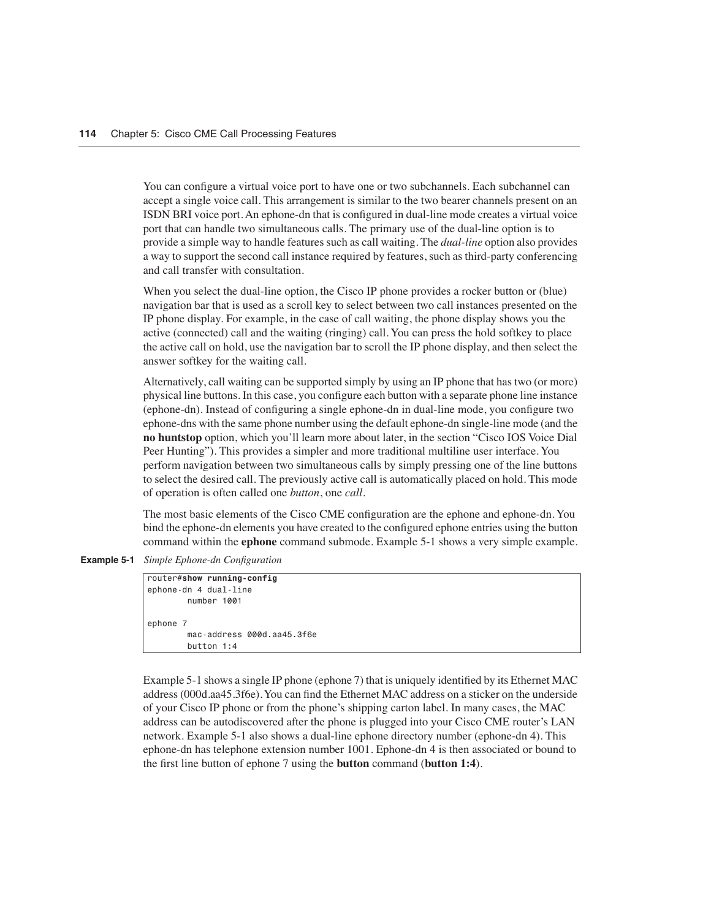You can configure a virtual voice port to have one or two subchannels. Each subchannel can accept a single voice call. This arrangement is similar to the two bearer channels present on an ISDN BRI voice port. An ephone-dn that is configured in dual-line mode creates a virtual voice port that can handle two simultaneous calls. The primary use of the dual-line option is to provide a simple way to handle features such as call waiting. The *dual-line* option also provides a way to support the second call instance required by features, such as third-party conferencing and call transfer with consultation.

When you select the dual-line option, the Cisco IP phone provides a rocker button or (blue) navigation bar that is used as a scroll key to select between two call instances presented on the IP phone display. For example, in the case of call waiting, the phone display shows you the active (connected) call and the waiting (ringing) call. You can press the hold softkey to place the active call on hold, use the navigation bar to scroll the IP phone display, and then select the answer softkey for the waiting call.

Alternatively, call waiting can be supported simply by using an IP phone that has two (or more) physical line buttons. In this case, you configure each button with a separate phone line instance (ephone-dn). Instead of configuring a single ephone-dn in dual-line mode, you configure two ephone-dns with the same phone number using the default ephone-dn single-line mode (and the **no huntstop** option, which you'll learn more about later, in the section "Cisco IOS Voice Dial Peer Hunting"). This provides a simpler and more traditional multiline user interface. You perform navigation between two simultaneous calls by simply pressing one of the line buttons to select the desired call. The previously active call is automatically placed on hold. This mode of operation is often called one *button*, one *call*.

The most basic elements of the Cisco CME configuration are the ephone and ephone-dn. You bind the ephone-dn elements you have created to the configured ephone entries using the button command within the **ephone** command submode. Example 5-1 shows a very simple example.

**Example 5-1** *Simple Ephone-dn Configuration*

```
router#show running-config
ephone-dn 4 dual-line
        number 1001

ephone 7
        mac-address 000d.aa45.3f6e
        button 1:4
```

Example 5-1 shows a single IP phone (ephone 7) that is uniquely identified by its Ethernet MAC address (000d.aa45.3f6e). You can find the Ethernet MAC address on a sticker on the underside of your Cisco IP phone or from the phone's shipping carton label. In many cases, the MAC address can be autodiscovered after the phone is plugged into your Cisco CME router's LAN network. Example 5-1 also shows a dual-line ephone directory number (ephone-dn 4). This ephone-dn has telephone extension number 1001. Ephone-dn 4 is then associated or bound to the first line button of ephone 7 using the **button** command (**button 1:4**).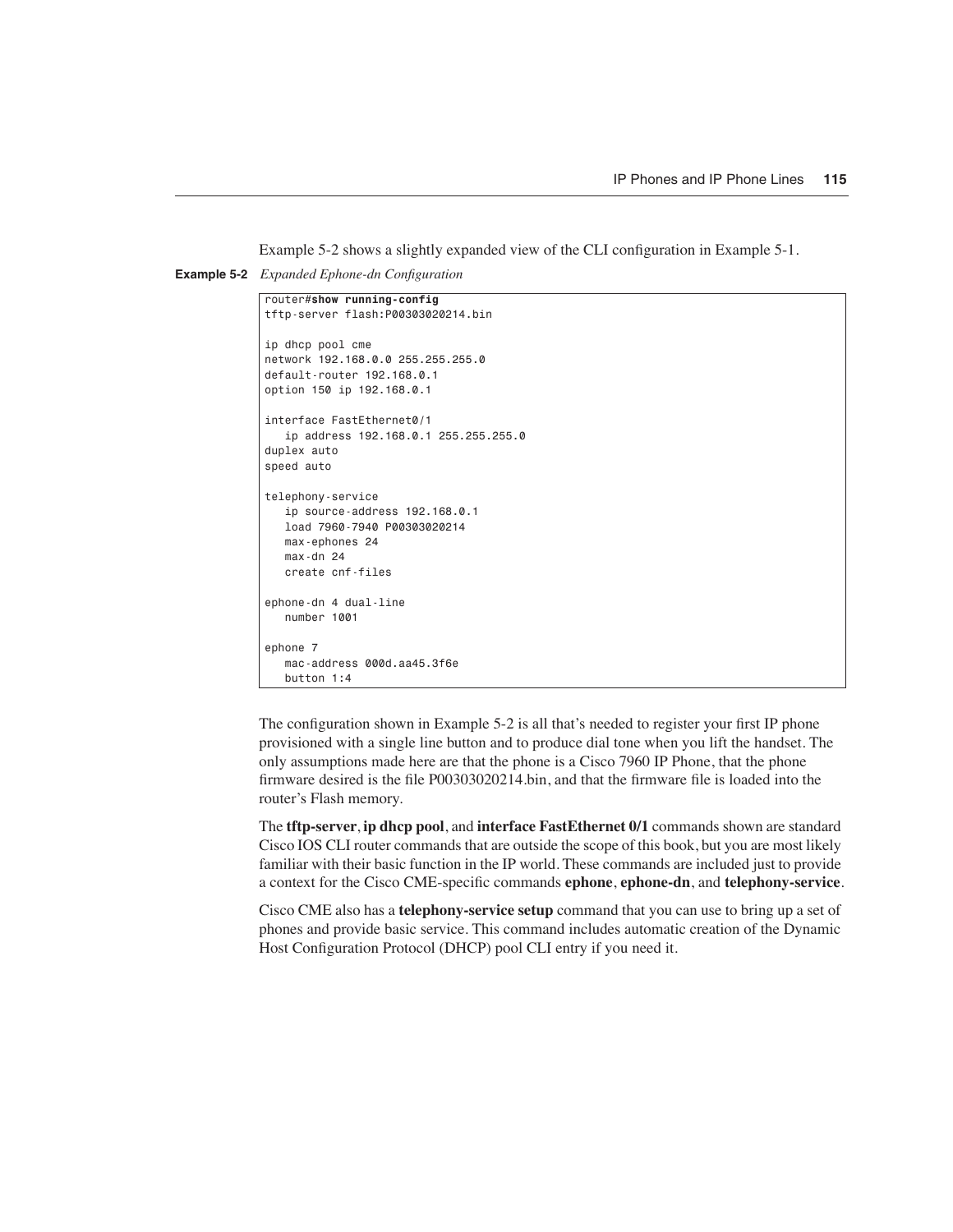Example 5-2 shows a slightly expanded view of the CLI configuration in Example 5-1.

**Example 5-2** *Expanded Ephone-dn Configuration*

```
router#show running-config
tftp-server flash:P00303020214.bin

ip dhcp pool cme
network 192.168.0.0 255.255.255.0
default-router 192.168.0.1
option 150 ip 192.168.0.1

interface FastEthernet0/1
   ip address 192.168.0.1 255.255.255.0
duplex auto
speed auto

telephony-service
   ip source-address 192.168.0.1
   load 7960-7940 P00303020214
   max-ephones 24
   max-dn 24
   create cnf-files

ephone-dn 4 dual-line
   number 1001

ephone 7
   mac-address 000d.aa45.3f6e
   button 1:4
```

The configuration shown in Example 5-2 is all that's needed to register your first IP phone provisioned with a single line button and to produce dial tone when you lift the handset. The only assumptions made here are that the phone is a Cisco 7960 IP Phone, that the phone firmware desired is the file P00303020214.bin, and that the firmware file is loaded into the router's Flash memory.

The **tftp-server**, **ip dhcp pool**, and **interface FastEthernet 0/1** commands shown are standard Cisco IOS CLI router commands that are outside the scope of this book, but you are most likely familiar with their basic function in the IP world. These commands are included just to provide a context for the Cisco CME-specific commands **ephone**, **ephone-dn**, and **telephony-service**.

Cisco CME also has a **telephony-service setup** command that you can use to bring up a set of phones and provide basic service. This command includes automatic creation of the Dynamic Host Configuration Protocol (DHCP) pool CLI entry if you need it.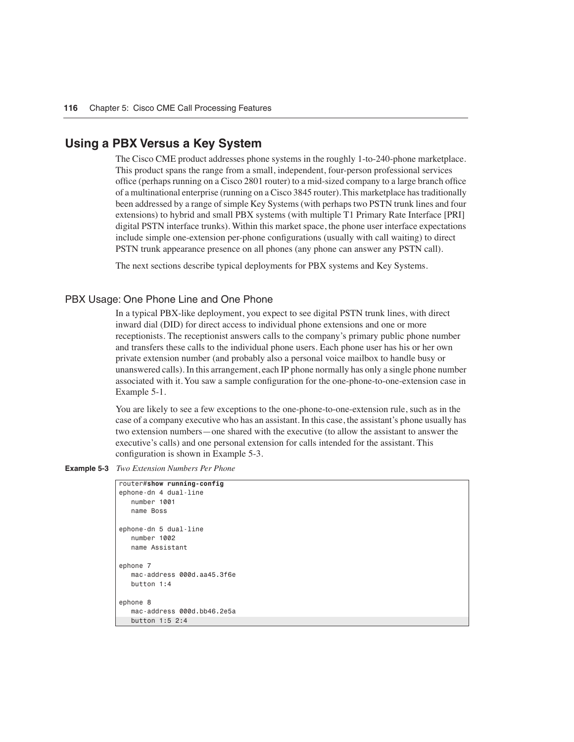## Using a PBX Versus a Key System

The Cisco CME product addresses phone systems in the roughly 1-to-240-phone marketplace. This product spans the range from a small, independent, four-person professional services office (perhaps running on a Cisco 2801 router) to a mid-sized company to a large branch office of a multinational enterprise (running on a Cisco 3845 router). This marketplace has traditionally been addressed by a range of simple Key Systems (with perhaps two PSTN trunk lines and four extensions) to hybrid and small PBX systems (with multiple T1 Primary Rate Interface [PRI] digital PSTN interface trunks). Within this market space, the phone user interface expectations include simple one-extension per-phone configurations (usually with call waiting) to direct PSTN trunk appearance presence on all phones (any phone can answer any PSTN call).

The next sections describe typical deployments for PBX systems and Key Systems.

### PBX Usage: One Phone Line and One Phone

In a typical PBX-like deployment, you expect to see digital PSTN trunk lines, with direct inward dial (DID) for direct access to individual phone extensions and one or more receptionists. The receptionist answers calls to the company's primary public phone number and transfers these calls to the individual phone users. Each phone user has his or her own private extension number (and probably also a personal voice mailbox to handle busy or unanswered calls). In this arrangement, each IP phone normally has only a single phone number associated with it. You saw a sample configuration for the one-phone-to-one-extension case in Example 5-1.

You are likely to see a few exceptions to the one-phone-to-one-extension rule, such as in the case of a company executive who has an assistant. In this case, the assistant's phone usually has two extension numbers—one shared with the executive (to allow the assistant to answer the executive's calls) and one personal extension for calls intended for the assistant. This configuration is shown in Example 5-3.

**Example 5-3** *Two Extension Numbers Per Phone*

```
router#show running-config
ephone-dn 4 dual-line
   number 1001
   name Boss

ephone-dn 5 dual-line
   number 1002
   name Assistant

ephone 7
   mac-address 000d.aa45.3f6e
   button 1:4

ephone 8
   mac-address 000d.bb46.2e5a
   button 1:5 2:4
```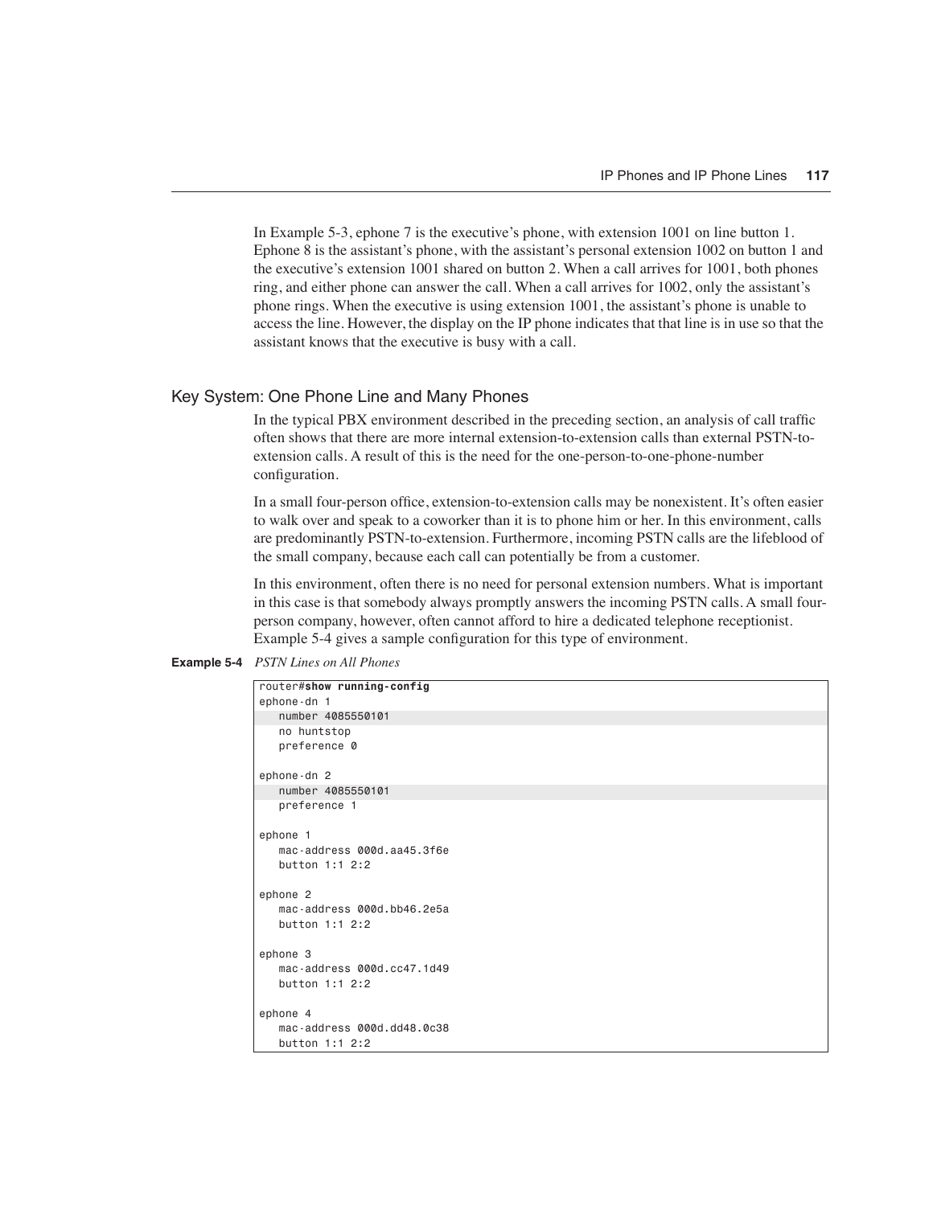In Example 5-3, ephone 7 is the executive's phone, with extension 1001 on line button 1. Ephone 8 is the assistant's phone, with the assistant's personal extension 1002 on button 1 and the executive's extension 1001 shared on button 2. When a call arrives for 1001, both phones ring, and either phone can answer the call. When a call arrives for 1002, only the assistant's phone rings. When the executive is using extension 1001, the assistant's phone is unable to access the line. However, the display on the IP phone indicates that that line is in use so that the assistant knows that the executive is busy with a call.

## Key System: One Phone Line and Many Phones

In the typical PBX environment described in the preceding section, an analysis of call traffic often shows that there are more internal extension-to-extension calls than external PSTN-to-extension calls. A result of this is the need for the one-person-to-one-phone-number configuration.

In a small four-person office, extension-to-extension calls may be nonexistent. It's often easier to walk over and speak to a coworker than it is to phone him or her. In this environment, calls are predominantly PSTN-to-extension. Furthermore, incoming PSTN calls are the lifeblood of the small company, because each call can potentially be from a customer.

In this environment, often there is no need for personal extension numbers. What is important in this case is that somebody always promptly answers the incoming PSTN calls. A small four-person company, however, often cannot afford to hire a dedicated telephone receptionist. Example 5-4 gives a sample configuration for this type of environment.

**Example 5-4** *PSTN Lines on All Phones*

```
router#show running-config
ephone-dn 1
   number 4085550101
   no huntstop
   preference 0

ephone-dn 2
   number 4085550101
   preference 1

ephone 1
   mac-address 000d.aa45.3f6e
   button 1:1 2:2

ephone 2
   mac-address 000d.bb46.2e5a
   button 1:1 2:2

ephone 3
   mac-address 000d.cc47.1d49
   button 1:1 2:2

ephone 4
   mac-address 000d.dd48.0c38
   button 1:1 2:2
```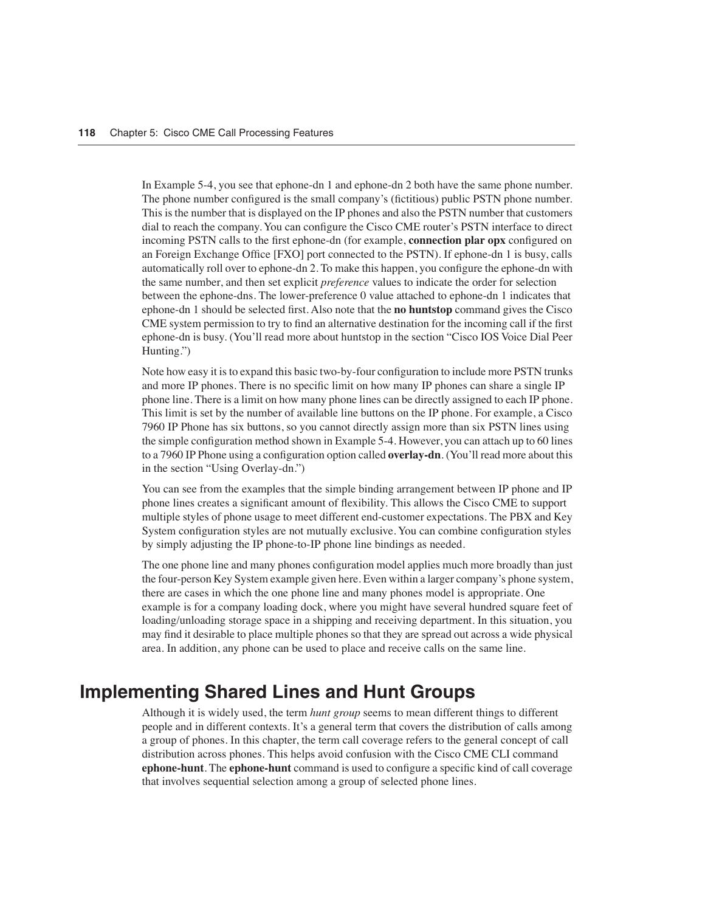In Example 5-4, you see that ephone-dn 1 and ephone-dn 2 both have the same phone number. The phone number configured is the small company's (fictitious) public PSTN phone number. This is the number that is displayed on the IP phones and also the PSTN number that customers dial to reach the company. You can configure the Cisco CME router's PSTN interface to direct incoming PSTN calls to the first ephone-dn (for example, **connection plar opx** configured on an Foreign Exchange Office [FXO] port connected to the PSTN). If ephone-dn 1 is busy, calls automatically roll over to ephone-dn 2. To make this happen, you configure the ephone-dn with the same number, and then set explicit *preference* values to indicate the order for selection between the ephone-dns. The lower-preference 0 value attached to ephone-dn 1 indicates that ephone-dn 1 should be selected first. Also note that the **no huntstop** command gives the Cisco CME system permission to try to find an alternative destination for the incoming call if the first ephone-dn is busy. (You'll read more about huntstop in the section "Cisco IOS Voice Dial Peer Hunting.")

Note how easy it is to expand this basic two-by-four configuration to include more PSTN trunks and more IP phones. There is no specific limit on how many IP phones can share a single IP phone line. There is a limit on how many phone lines can be directly assigned to each IP phone. This limit is set by the number of available line buttons on the IP phone. For example, a Cisco 7960 IP Phone has six buttons, so you cannot directly assign more than six PSTN lines using the simple configuration method shown in Example 5-4. However, you can attach up to 60 lines to a 7960 IP Phone using a configuration option called **overlay-dn**. (You'll read more about this in the section "Using Overlay-dn.")

You can see from the examples that the simple binding arrangement between IP phone and IP phone lines creates a significant amount of flexibility. This allows the Cisco CME to support multiple styles of phone usage to meet different end-customer expectations. The PBX and Key System configuration styles are not mutually exclusive. You can combine configuration styles by simply adjusting the IP phone-to-IP phone line bindings as needed.

The one phone line and many phones configuration model applies much more broadly than just the four-person Key System example given here. Even within a larger company's phone system, there are cases in which the one phone line and many phones model is appropriate. One example is for a company loading dock, where you might have several hundred square feet of loading/unloading storage space in a shipping and receiving department. In this situation, you may find it desirable to place multiple phones so that they are spread out across a wide physical area. In addition, any phone can be used to place and receive calls on the same line.

## Implementing Shared Lines and Hunt Groups

Although it is widely used, the term *hunt group* seems to mean different things to different people and in different contexts. It's a general term that covers the distribution of calls among a group of phones. In this chapter, the term call coverage refers to the general concept of call distribution across phones. This helps avoid confusion with the Cisco CME CLI command **ephone-hunt**. The **ephone-hunt** command is used to configure a specific kind of call coverage that involves sequential selection among a group of selected phone lines.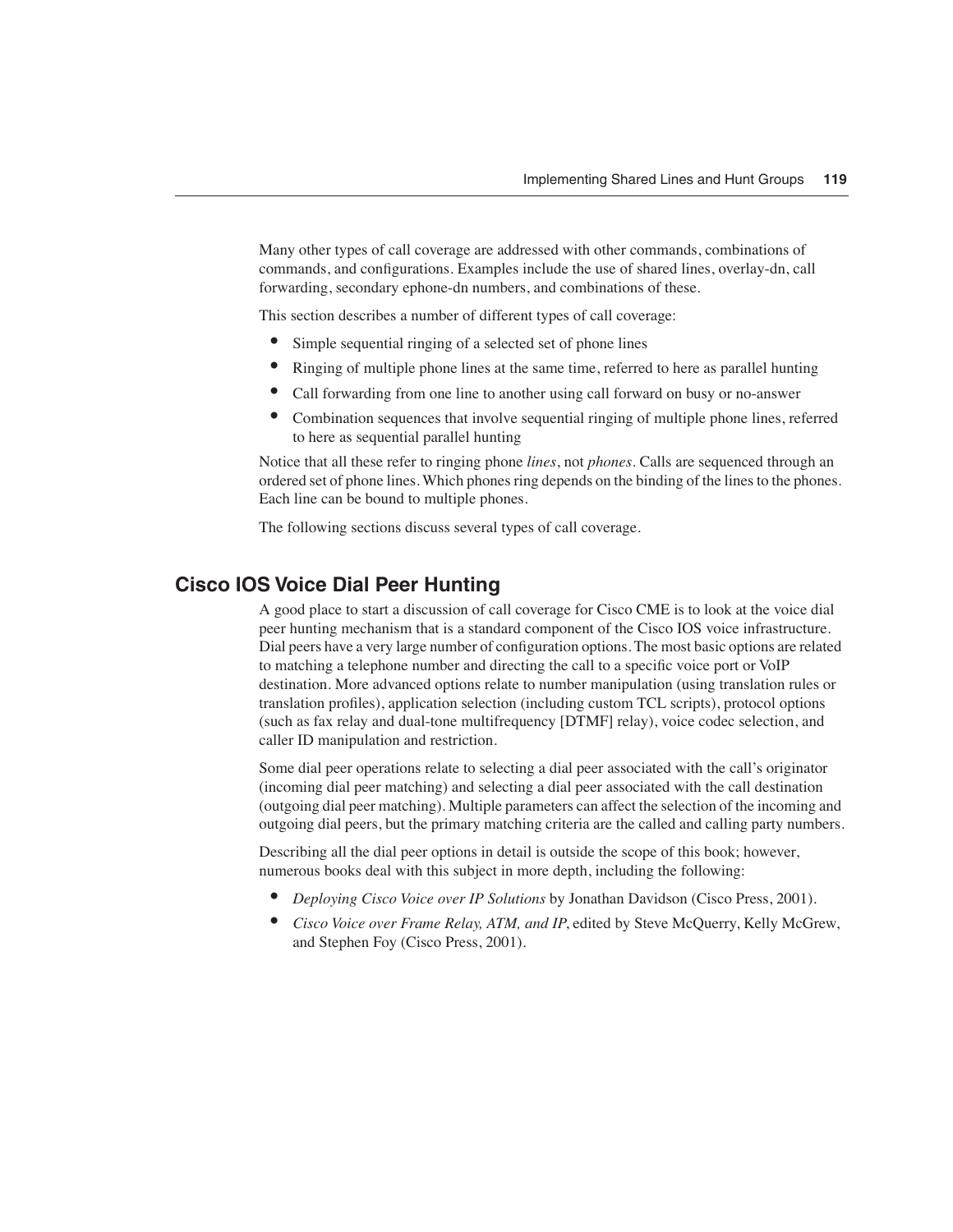Many other types of call coverage are addressed with other commands, combinations of commands, and configurations. Examples include the use of shared lines, overlay-dn, call forwarding, secondary ephone-dn numbers, and combinations of these.

This section describes a number of different types of call coverage:

- Simple sequential ringing of a selected set of phone lines
- Ringing of multiple phone lines at the same time, referred to here as parallel hunting
- Call forwarding from one line to another using call forward on busy or no-answer
- Combination sequences that involve sequential ringing of multiple phone lines, referred to here as sequential parallel hunting

Notice that all these refer to ringing phone *lines*, not *phones*. Calls are sequenced through an ordered set of phone lines. Which phones ring depends on the binding of the lines to the phones. Each line can be bound to multiple phones.

The following sections discuss several types of call coverage.

## Cisco IOS Voice Dial Peer Hunting

A good place to start a discussion of call coverage for Cisco CME is to look at the voice dial peer hunting mechanism that is a standard component of the Cisco IOS voice infrastructure. Dial peers have a very large number of configuration options. The most basic options are related to matching a telephone number and directing the call to a specific voice port or VoIP destination. More advanced options relate to number manipulation (using translation rules or translation profiles), application selection (including custom TCL scripts), protocol options (such as fax relay and dual-tone multifrequency [DTMF] relay), voice codec selection, and caller ID manipulation and restriction.

Some dial peer operations relate to selecting a dial peer associated with the call's originator (incoming dial peer matching) and selecting a dial peer associated with the call destination (outgoing dial peer matching). Multiple parameters can affect the selection of the incoming and outgoing dial peers, but the primary matching criteria are the called and calling party numbers.

Describing all the dial peer options in detail is outside the scope of this book; however, numerous books deal with this subject in more depth, including the following:

- *Deploying Cisco Voice over IP Solutions* by Jonathan Davidson (Cisco Press, 2001).
- *Cisco Voice over Frame Relay, ATM, and IP*, edited by Steve McQuerry, Kelly McGrew, and Stephen Foy (Cisco Press, 2001).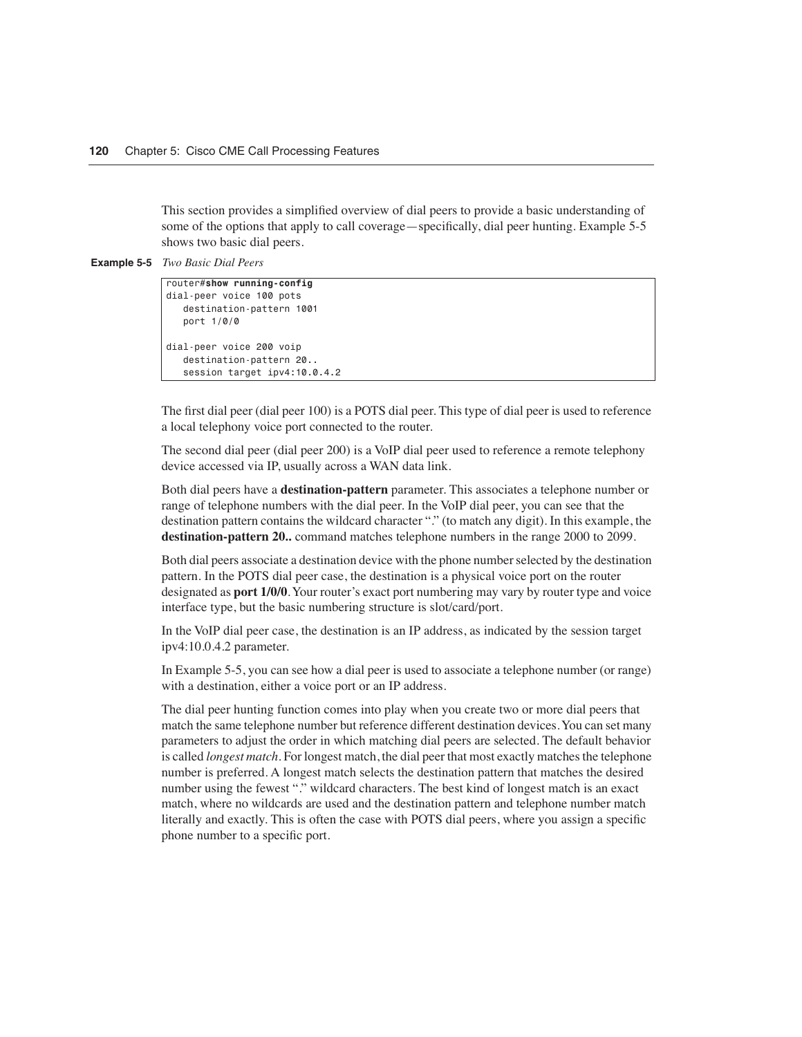This section provides a simplified overview of dial peers to provide a basic understanding of some of the options that apply to call coverage—specifically, dial peer hunting. Example 5-5 shows two basic dial peers.

**Example 5-5** *Two Basic Dial Peers*

```
router#show running-config
dial-peer voice 100 pots
   destination-pattern 1001
   port 1/0/0

dial-peer voice 200 voip
   destination-pattern 20..
   session target ipv4:10.0.4.2
```

The first dial peer (dial peer 100) is a POTS dial peer. This type of dial peer is used to reference a local telephony voice port connected to the router.

The second dial peer (dial peer 200) is a VoIP dial peer used to reference a remote telephony device accessed via IP, usually across a WAN data link.

Both dial peers have a **destination-pattern** parameter. This associates a telephone number or range of telephone numbers with the dial peer. In the VoIP dial peer, you can see that the destination pattern contains the wildcard character "." (to match any digit). In this example, the **destination-pattern 20..** command matches telephone numbers in the range 2000 to 2099.

Both dial peers associate a destination device with the phone number selected by the destination pattern. In the POTS dial peer case, the destination is a physical voice port on the router designated as **port 1/0/0**. Your router's exact port numbering may vary by router type and voice interface type, but the basic numbering structure is slot/card/port.

In the VoIP dial peer case, the destination is an IP address, as indicated by the session target ipv4:10.0.4.2 parameter.

In Example 5-5, you can see how a dial peer is used to associate a telephone number (or range) with a destination, either a voice port or an IP address.

The dial peer hunting function comes into play when you create two or more dial peers that match the same telephone number but reference different destination devices. You can set many parameters to adjust the order in which matching dial peers are selected. The default behavior is called *longest match*. For longest match, the dial peer that most exactly matches the telephone number is preferred. A longest match selects the destination pattern that matches the desired number using the fewest "." wildcard characters. The best kind of longest match is an exact match, where no wildcards are used and the destination pattern and telephone number match literally and exactly. This is often the case with POTS dial peers, where you assign a specific phone number to a specific port.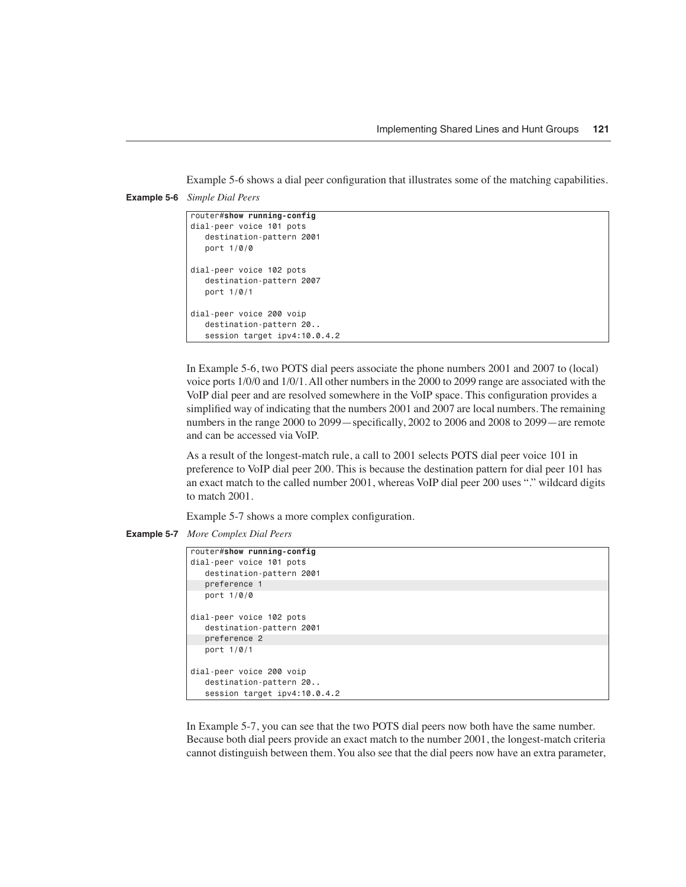Example 5-6 shows a dial peer configuration that illustrates some of the matching capabilities.

**Example 5-6** *Simple Dial Peers*

```
router#show running-config
dial-peer voice 101 pots
   destination-pattern 2001
   port 1/0/0

dial-peer voice 102 pots
   destination-pattern 2007
   port 1/0/1

dial-peer voice 200 voip
   destination-pattern 20..
   session target ipv4:10.0.4.2
```

In Example 5-6, two POTS dial peers associate the phone numbers 2001 and 2007 to (local) voice ports 1/0/0 and 1/0/1. All other numbers in the 2000 to 2099 range are associated with the VoIP dial peer and are resolved somewhere in the VoIP space. This configuration provides a simplified way of indicating that the numbers 2001 and 2007 are local numbers. The remaining numbers in the range 2000 to 2099—specifically, 2002 to 2006 and 2008 to 2099—are remote and can be accessed via VoIP.

As a result of the longest-match rule, a call to 2001 selects POTS dial peer voice 101 in preference to VoIP dial peer 200. This is because the destination pattern for dial peer 101 has an exact match to the called number 2001, whereas VoIP dial peer 200 uses "." wildcard digits to match 2001.

Example 5-7 shows a more complex configuration.

**Example 5-7** *More Complex Dial Peers*

```
router#show running-config
dial-peer voice 101 pots
   destination-pattern 2001
   preference 1
   port 1/0/0

dial-peer voice 102 pots
   destination-pattern 2001
   preference 2
   port 1/0/1

dial-peer voice 200 voip
   destination-pattern 20..
   session target ipv4:10.0.4.2
```

In Example 5-7, you can see that the two POTS dial peers now both have the same number. Because both dial peers provide an exact match to the number 2001, the longest-match criteria cannot distinguish between them. You also see that the dial peers now have an extra parameter,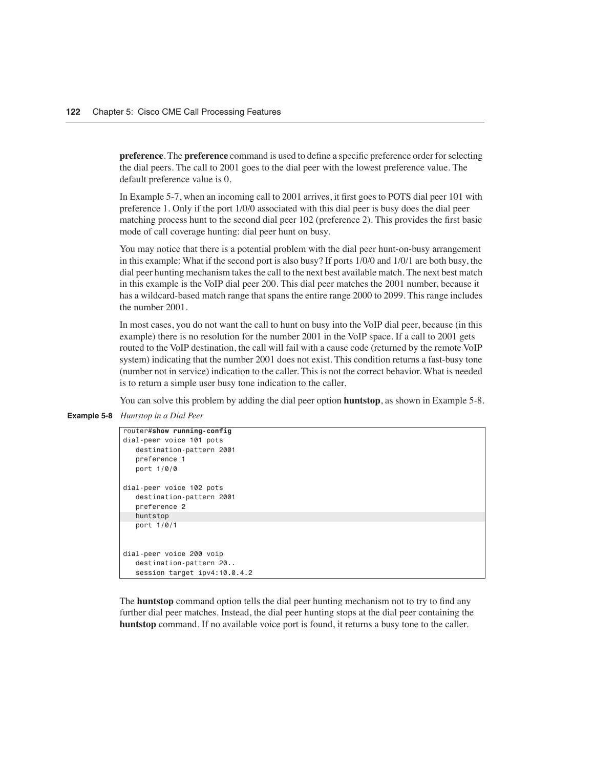**preference**. The **preference** command is used to define a specific preference order for selecting the dial peers. The call to 2001 goes to the dial peer with the lowest preference value. The default preference value is 0.

In Example 5-7, when an incoming call to 2001 arrives, it first goes to POTS dial peer 101 with preference 1. Only if the port 1/0/0 associated with this dial peer is busy does the dial peer matching process hunt to the second dial peer 102 (preference 2). This provides the first basic mode of call coverage hunting: dial peer hunt on busy.

You may notice that there is a potential problem with the dial peer hunt-on-busy arrangement in this example: What if the second port is also busy? If ports 1/0/0 and 1/0/1 are both busy, the dial peer hunting mechanism takes the call to the next best available match. The next best match in this example is the VoIP dial peer 200. This dial peer matches the 2001 number, because it has a wildcard-based match range that spans the entire range 2000 to 2099. This range includes the number 2001.

In most cases, you do not want the call to hunt on busy into the VoIP dial peer, because (in this example) there is no resolution for the number 2001 in the VoIP space. If a call to 2001 gets routed to the VoIP destination, the call will fail with a cause code (returned by the remote VoIP system) indicating that the number 2001 does not exist. This condition returns a fast-busy tone (number not in service) indication to the caller. This is not the correct behavior. What is needed is to return a simple user busy tone indication to the caller.

You can solve this problem by adding the dial peer option **huntstop**, as shown in Example 5-8.

**Example 5-8** *Huntstop in a Dial Peer*

```
router#show running-config
dial-peer voice 101 pots
   destination-pattern 2001
   preference 1
   port 1/0/0

dial-peer voice 102 pots
   destination-pattern 2001
   preference 2
   huntstop
   port 1/0/1


dial-peer voice 200 voip
   destination-pattern 20..
   session target ipv4:10.0.4.2
```

The **huntstop** command option tells the dial peer hunting mechanism not to try to find any further dial peer matches. Instead, the dial peer hunting stops at the dial peer containing the **huntstop** command. If no available voice port is found, it returns a busy tone to the caller.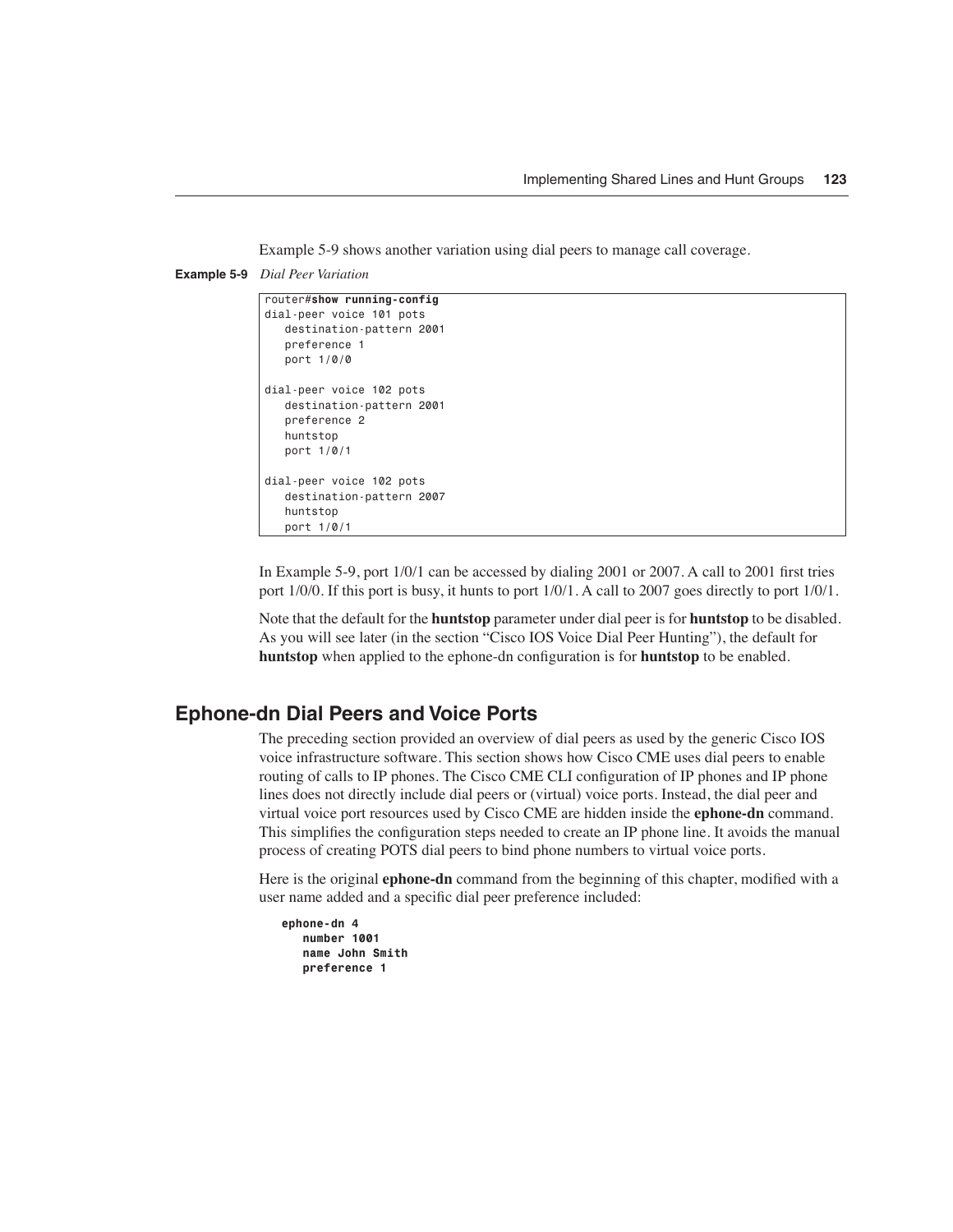Example 5-9 shows another variation using dial peers to manage call coverage.

**Example 5-9** *Dial Peer Variation*

```
router#show running-config
dial-peer voice 101 pots
   destination-pattern 2001
   preference 1
   port 1/0/0

dial-peer voice 102 pots
   destination-pattern 2001
   preference 2
   huntstop
   port 1/0/1

dial-peer voice 102 pots
   destination-pattern 2007
   huntstop
   port 1/0/1
```

In Example 5-9, port 1/0/1 can be accessed by dialing 2001 or 2007. A call to 2001 first tries port 1/0/0. If this port is busy, it hunts to port 1/0/1. A call to 2007 goes directly to port 1/0/1.

Note that the default for the **huntstop** parameter under dial peer is for **huntstop** to be disabled. As you will see later (in the section "Cisco IOS Voice Dial Peer Hunting"), the default for **huntstop** when applied to the ephone-dn configuration is for **huntstop** to be enabled.

## Ephone-dn Dial Peers and Voice Ports

The preceding section provided an overview of dial peers as used by the generic Cisco IOS voice infrastructure software. This section shows how Cisco CME uses dial peers to enable routing of calls to IP phones. The Cisco CME CLI configuration of IP phones and IP phone lines does not directly include dial peers or (virtual) voice ports. Instead, the dial peer and virtual voice port resources used by Cisco CME are hidden inside the **ephone-dn** command. This simplifies the configuration steps needed to create an IP phone line. It avoids the manual process of creating POTS dial peers to bind phone numbers to virtual voice ports.

Here is the original **ephone-dn** command from the beginning of this chapter, modified with a user name added and a specific dial peer preference included:

```
ephone-dn 4
   number 1001
   name John Smith
   preference 1
```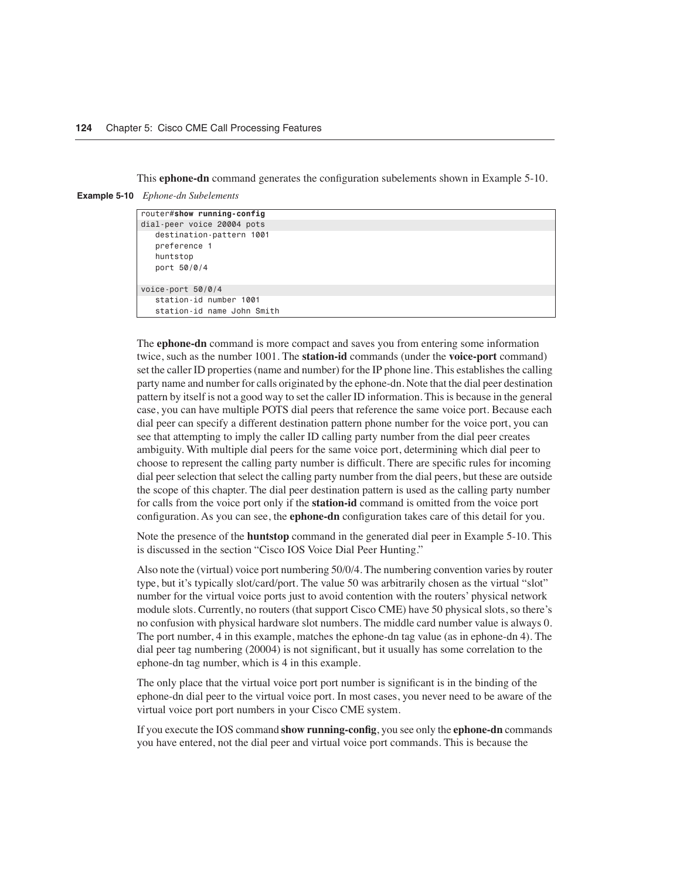This **ephone-dn** command generates the configuration subelements shown in Example 5-10.

**Example 5-10** *Ephone-dn Subelements*

```
router#show running-config
dial-peer voice 20004 pots
   destination-pattern 1001
   preference 1
   huntstop
   port 50/0/4

voice-port 50/0/4
   station-id number 1001
   station-id name John Smith
```

The **ephone-dn** command is more compact and saves you from entering some information twice, such as the number 1001. The **station-id** commands (under the **voice-port** command) set the caller ID properties (name and number) for the IP phone line. This establishes the calling party name and number for calls originated by the ephone-dn. Note that the dial peer destination pattern by itself is not a good way to set the caller ID information. This is because in the general case, you can have multiple POTS dial peers that reference the same voice port. Because each dial peer can specify a different destination pattern phone number for the voice port, you can see that attempting to imply the caller ID calling party number from the dial peer creates ambiguity. With multiple dial peers for the same voice port, determining which dial peer to choose to represent the calling party number is difficult. There are specific rules for incoming dial peer selection that select the calling party number from the dial peers, but these are outside the scope of this chapter. The dial peer destination pattern is used as the calling party number for calls from the voice port only if the **station-id** command is omitted from the voice port configuration. As you can see, the **ephone-dn** configuration takes care of this detail for you.

Note the presence of the **huntstop** command in the generated dial peer in Example 5-10. This is discussed in the section "Cisco IOS Voice Dial Peer Hunting."

Also note the (virtual) voice port numbering 50/0/4. The numbering convention varies by router type, but it's typically slot/card/port. The value 50 was arbitrarily chosen as the virtual "slot" number for the virtual voice ports just to avoid contention with the routers' physical network module slots. Currently, no routers (that support Cisco CME) have 50 physical slots, so there's no confusion with physical hardware slot numbers. The middle card number value is always 0. The port number, 4 in this example, matches the ephone-dn tag value (as in ephone-dn 4). The dial peer tag numbering (20004) is not significant, but it usually has some correlation to the ephone-dn tag number, which is 4 in this example.

The only place that the virtual voice port port number is significant is in the binding of the ephone-dn dial peer to the virtual voice port. In most cases, you never need to be aware of the virtual voice port port numbers in your Cisco CME system.

If you execute the IOS command **show running-config**, you see only the **ephone-dn** commands you have entered, not the dial peer and virtual voice port commands. This is because the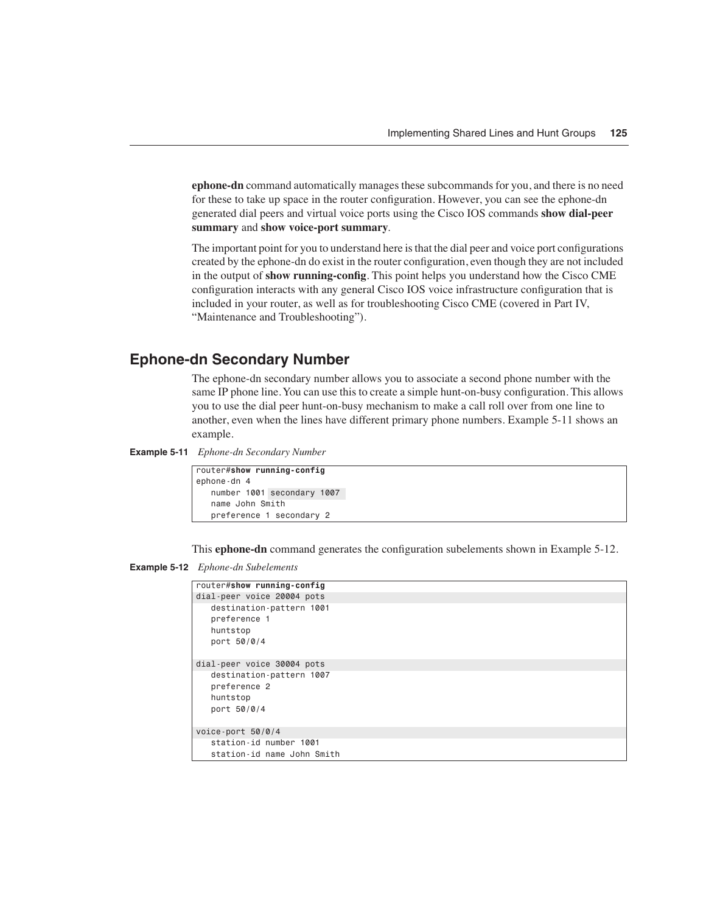**ephone-dn** command automatically manages these subcommands for you, and there is no need for these to take up space in the router configuration. However, you can see the ephone-dn generated dial peers and virtual voice ports using the Cisco IOS commands **show dial-peer summary** and **show voice-port summary**.

The important point for you to understand here is that the dial peer and voice port configurations created by the ephone-dn do exist in the router configuration, even though they are not included in the output of **show running-config**. This point helps you understand how the Cisco CME configuration interacts with any general Cisco IOS voice infrastructure configuration that is included in your router, as well as for troubleshooting Cisco CME (covered in Part IV, “Maintenance and Troubleshooting”).

## Ephone-dn Secondary Number

The ephone-dn secondary number allows you to associate a second phone number with the same IP phone line. You can use this to create a simple hunt-on-busy configuration. This allows you to use the dial peer hunt-on-busy mechanism to make a call roll over from one line to another, even when the lines have different primary phone numbers. Example 5-11 shows an example.

**Example 5-11** *Ephone-dn Secondary Number*

```
router#show running-config
ephone-dn 4
   number 1001 secondary 1007
   name John Smith
   preference 1 secondary 2
```

This **ephone-dn** command generates the configuration subelements shown in Example 5-12.

**Example 5-12** *Ephone-dn Subelements*

```
router#show running-config
dial-peer voice 20004 pots
   destination-pattern 1001
   preference 1
   huntstop
   port 50/0/4

dial-peer voice 30004 pots
   destination-pattern 1007
   preference 2
   huntstop
   port 50/0/4

voice-port 50/0/4
   station-id number 1001
   station-id name John Smith
```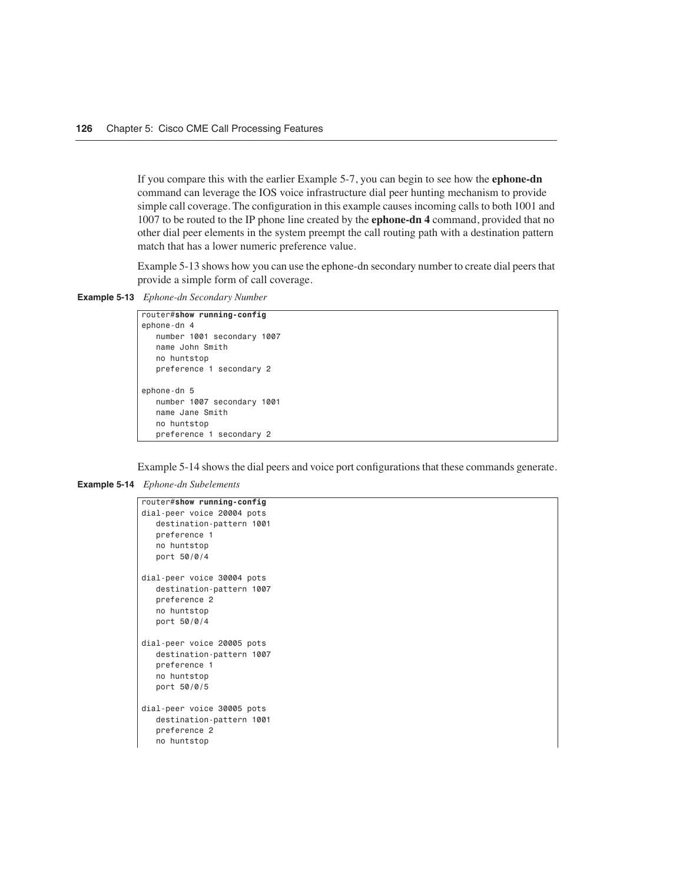If you compare this with the earlier Example 5-7, you can begin to see how the **ephone-dn** command can leverage the IOS voice infrastructure dial peer hunting mechanism to provide simple call coverage. The configuration in this example causes incoming calls to both 1001 and 1007 to be routed to the IP phone line created by the **ephone-dn 4** command, provided that no other dial peer elements in the system preempt the call routing path with a destination pattern match that has a lower numeric preference value.

Example 5-13 shows how you can use the ephone-dn secondary number to create dial peers that provide a simple form of call coverage.

**Example 5-13** *Ephone-dn Secondary Number*

```
router#show running-config
ephone-dn 4
   number 1001 secondary 1007
   name John Smith
   no huntstop
   preference 1 secondary 2

ephone-dn 5
   number 1007 secondary 1001
   name Jane Smith
   no huntstop
   preference 1 secondary 2
```

Example 5-14 shows the dial peers and voice port configurations that these commands generate.

**Example 5-14** *Ephone-dn Subelements*

```
router#show running-config
dial-peer voice 20004 pots
   destination-pattern 1001
   preference 1
   no huntstop
   port 50/0/4

dial-peer voice 30004 pots
   destination-pattern 1007
   preference 2
   no huntstop
   port 50/0/4

dial-peer voice 20005 pots
   destination-pattern 1007
   preference 1
   no huntstop
   port 50/0/5

dial-peer voice 30005 pots
   destination-pattern 1001
   preference 2
   no huntstop
```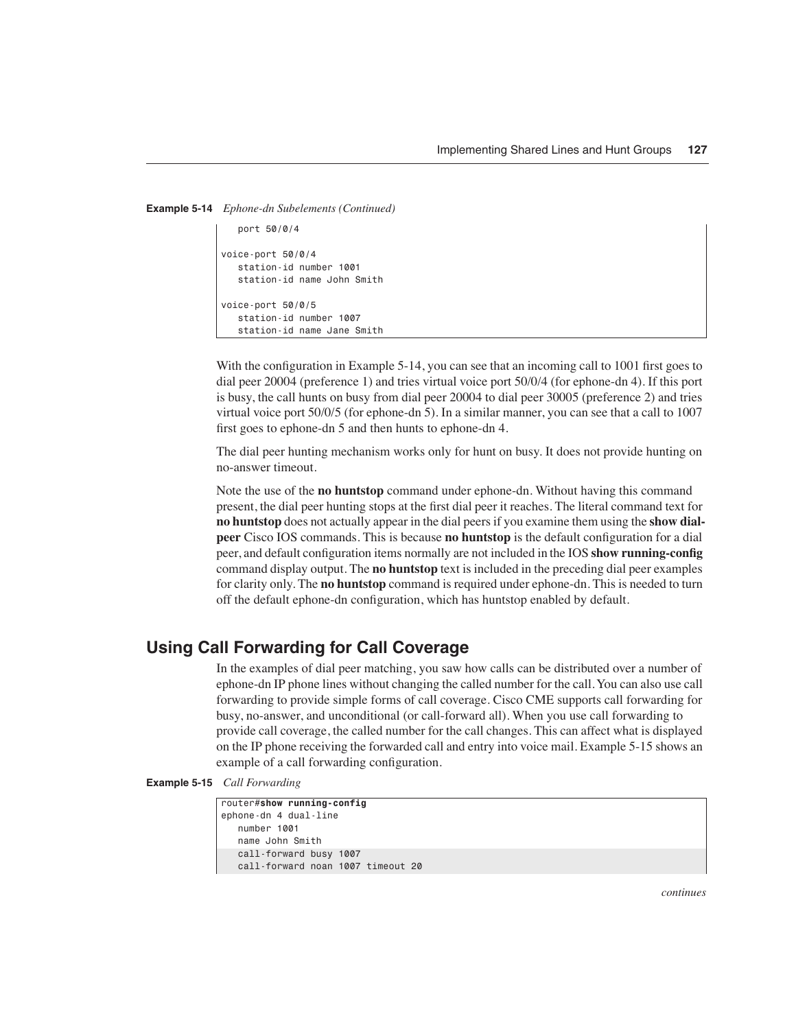**Example 5-14** *Ephone-dn Subelements (Continued)*

```
   port 50/0/4

voice-port 50/0/4
   station-id number 1001
   station-id name John Smith

voice-port 50/0/5
   station-id number 1007
   station-id name Jane Smith
```

With the configuration in Example 5-14, you can see that an incoming call to 1001 first goes to dial peer 20004 (preference 1) and tries virtual voice port 50/0/4 (for ephone-dn 4). If this port is busy, the call hunts on busy from dial peer 20004 to dial peer 30005 (preference 2) and tries virtual voice port 50/0/5 (for ephone-dn 5). In a similar manner, you can see that a call to 1007 first goes to ephone-dn 5 and then hunts to ephone-dn 4.

The dial peer hunting mechanism works only for hunt on busy. It does not provide hunting on no-answer timeout.

Note the use of the **no huntstop** command under ephone-dn. Without having this command present, the dial peer hunting stops at the first dial peer it reaches. The literal command text for **no huntstop** does not actually appear in the dial peers if you examine them using the **show dial-peer** Cisco IOS commands. This is because **no huntstop** is the default configuration for a dial peer, and default configuration items normally are not included in the IOS **show running-config** command display output. The **no huntstop** text is included in the preceding dial peer examples for clarity only. The **no huntstop** command is required under ephone-dn. This is needed to turn off the default ephone-dn configuration, which has huntstop enabled by default.

## Using Call Forwarding for Call Coverage

In the examples of dial peer matching, you saw how calls can be distributed over a number of ephone-dn IP phone lines without changing the called number for the call. You can also use call forwarding to provide simple forms of call coverage. Cisco CME supports call forwarding for busy, no-answer, and unconditional (or call-forward all). When you use call forwarding to provide call coverage, the called number for the call changes. This can affect what is displayed on the IP phone receiving the forwarded call and entry into voice mail. Example 5-15 shows an example of a call forwarding configuration.

**Example 5-15** *Call Forwarding*

```
router#show running-config
ephone-dn 4 dual-line
   number 1001
   name John Smith
   call-forward busy 1007
   call-forward noan 1007 timeout 20
```

*continues*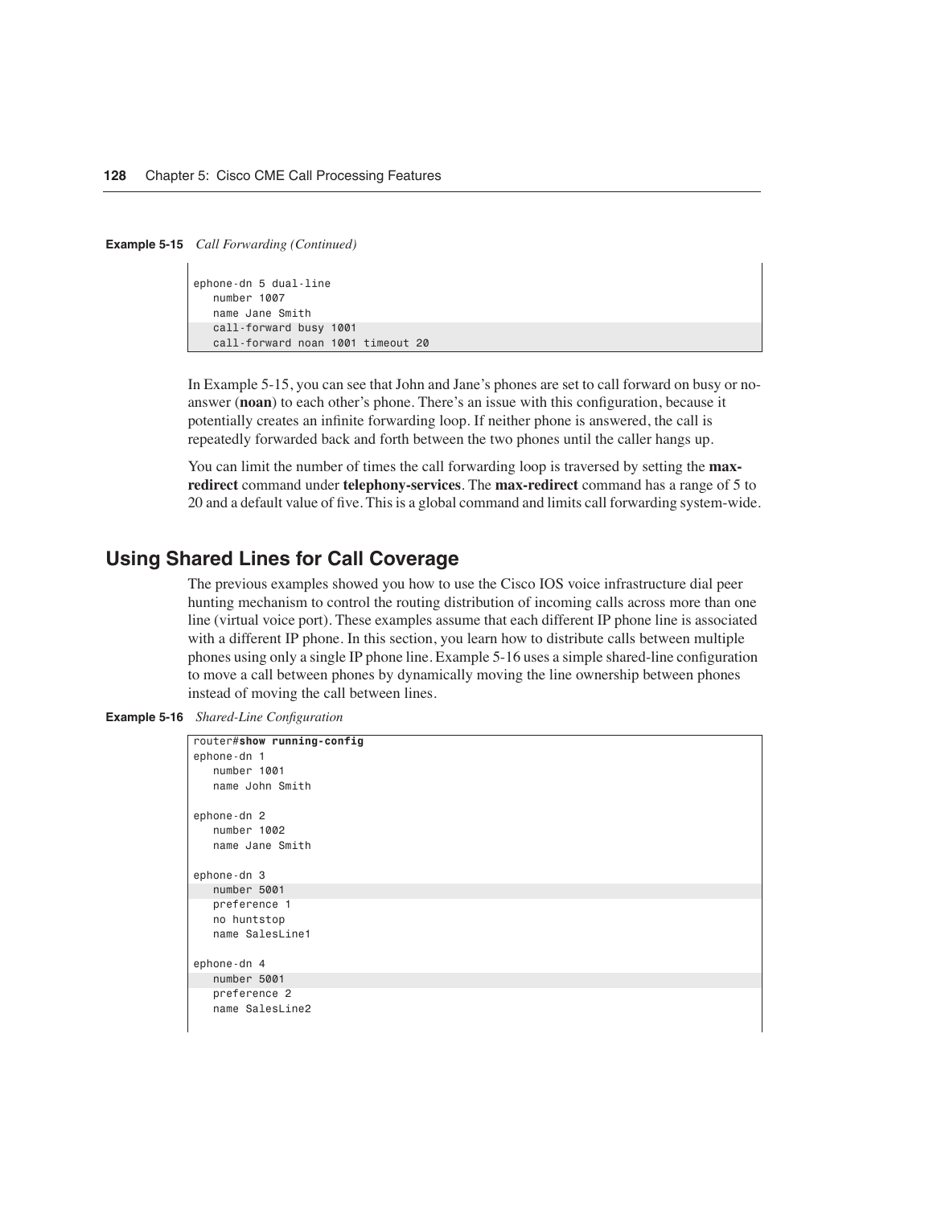**Example 5-15** *Call Forwarding (Continued)*

```
ephone-dn 5 dual-line
   number 1007
   name Jane Smith
   call-forward busy 1001
   call-forward noan 1001 timeout 20
```

In Example 5-15, you can see that John and Jane's phones are set to call forward on busy or no-answer (**noan**) to each other's phone. There's an issue with this configuration, because it potentially creates an infinite forwarding loop. If neither phone is answered, the call is repeatedly forwarded back and forth between the two phones until the caller hangs up.

You can limit the number of times the call forwarding loop is traversed by setting the **max-redirect** command under **telephony-services**. The **max-redirect** command has a range of 5 to 20 and a default value of five. This is a global command and limits call forwarding system-wide.

## Using Shared Lines for Call Coverage

The previous examples showed you how to use the Cisco IOS voice infrastructure dial peer hunting mechanism to control the routing distribution of incoming calls across more than one line (virtual voice port). These examples assume that each different IP phone line is associated with a different IP phone. In this section, you learn how to distribute calls between multiple phones using only a single IP phone line. Example 5-16 uses a simple shared-line configuration to move a call between phones by dynamically moving the line ownership between phones instead of moving the call between lines.

**Example 5-16** *Shared-Line Configuration*

```
router#show running-config
ephone-dn 1
   number 1001
   name John Smith

ephone-dn 2
   number 1002
   name Jane Smith

ephone-dn 3
   number 5001
   preference 1
   no huntstop
   name SalesLine1

ephone-dn 4
   number 5001
   preference 2
   name SalesLine2
```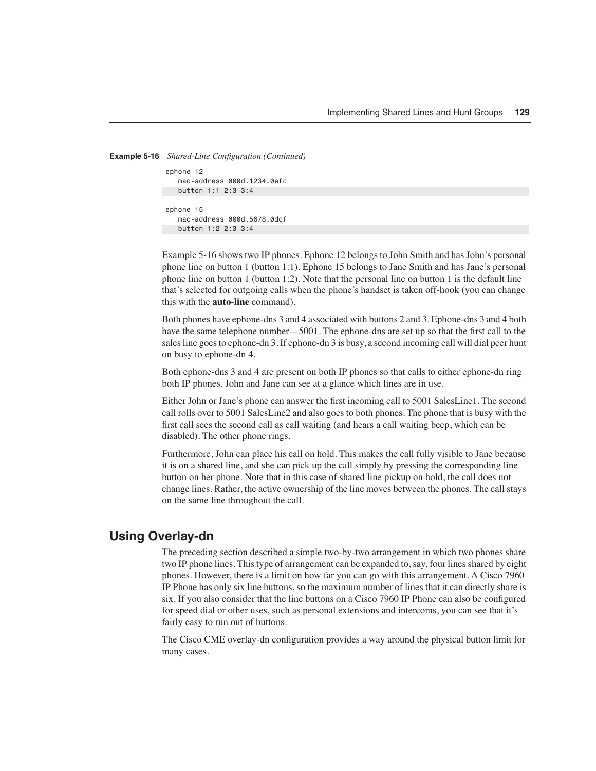**Example 5-16** *Shared-Line Configuration (Continued)*

```
ephone 12
   mac-address 000d.1234.0efc
   button 1:1 2:3 3:4

ephone 15
   mac-address 000d.5678.0dcf
   button 1:2 2:3 3:4
```

Example 5-16 shows two IP phones. Ephone 12 belongs to John Smith and has John's personal phone line on button 1 (button 1:1). Ephone 15 belongs to Jane Smith and has Jane's personal phone line on button 1 (button 1:2). Note that the personal line on button 1 is the default line that's selected for outgoing calls when the phone's handset is taken off-hook (you can change this with the **auto-line** command).

Both phones have ephone-dns 3 and 4 associated with buttons 2 and 3. Ephone-dns 3 and 4 both have the same telephone number—5001. The ephone-dns are set up so that the first call to the sales line goes to ephone-dn 3. If ephone-dn 3 is busy, a second incoming call will dial peer hunt on busy to ephone-dn 4.

Both ephone-dns 3 and 4 are present on both IP phones so that calls to either ephone-dn ring both IP phones. John and Jane can see at a glance which lines are in use.

Either John or Jane's phone can answer the first incoming call to 5001 SalesLine1. The second call rolls over to 5001 SalesLine2 and also goes to both phones. The phone that is busy with the first call sees the second call as call waiting (and hears a call waiting beep, which can be disabled). The other phone rings.

Furthermore, John can place his call on hold. This makes the call fully visible to Jane because it is on a shared line, and she can pick up the call simply by pressing the corresponding line button on her phone. Note that in this case of shared line pickup on hold, the call does not change lines. Rather, the active ownership of the line moves between the phones. The call stays on the same line throughout the call.

## Using Overlay-dn

The preceding section described a simple two-by-two arrangement in which two phones share two IP phone lines. This type of arrangement can be expanded to, say, four lines shared by eight phones. However, there is a limit on how far you can go with this arrangement. A Cisco 7960 IP Phone has only six line buttons, so the maximum number of lines that it can directly share is six. If you also consider that the line buttons on a Cisco 7960 IP Phone can also be configured for speed dial or other uses, such as personal extensions and intercoms, you can see that it's fairly easy to run out of buttons.

The Cisco CME overlay-dn configuration provides a way around the physical button limit for many cases.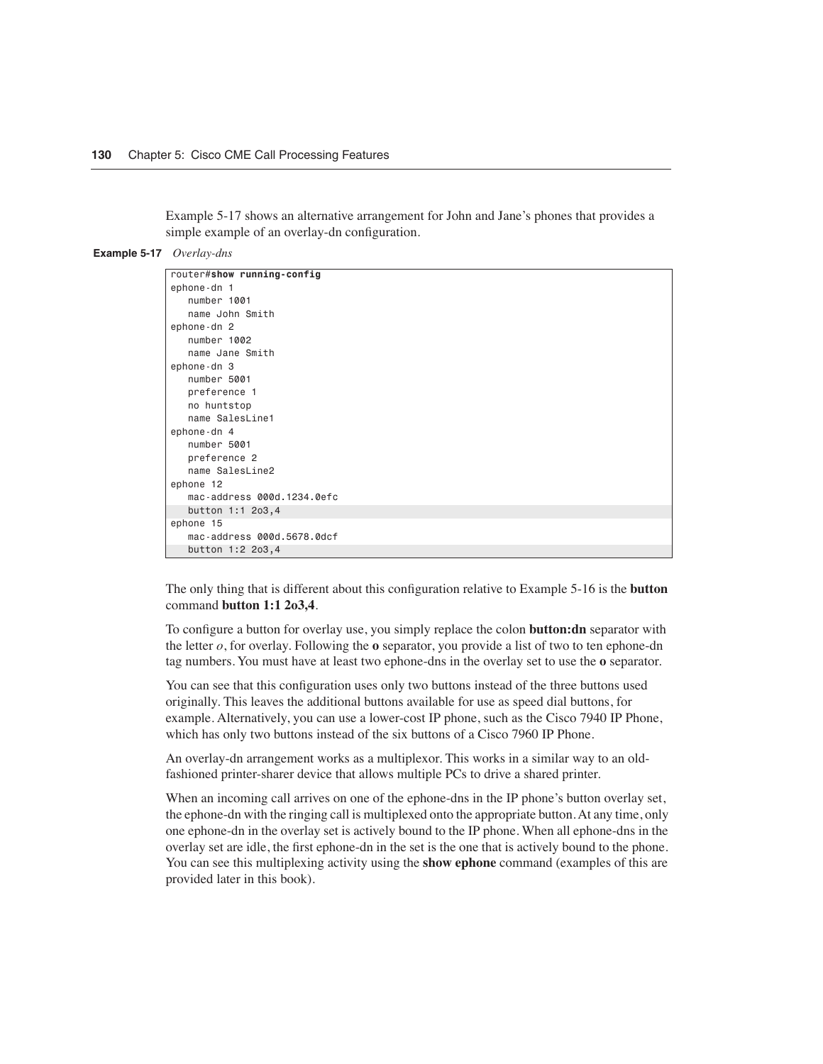Example 5-17 shows an alternative arrangement for John and Jane's phones that provides a simple example of an overlay-dn configuration.

**Example 5-17** *Overlay-dns*

```
router#show running-config
ephone-dn 1
   number 1001
   name John Smith
ephone-dn 2
   number 1002
   name Jane Smith
ephone-dn 3
   number 5001
   preference 1
   no huntstop
   name SalesLine1
ephone-dn 4
   number 5001
   preference 2
   name SalesLine2
ephone 12
   mac-address 000d.1234.0efc
   button 1:1 2o3,4
ephone 15
   mac-address 000d.5678.0dcf
   button 1:2 2o3,4
```

The only thing that is different about this configuration relative to Example 5-16 is the **button** command **button 1:1 2o3,4**.

To configure a button for overlay use, you simply replace the colon **button:dn** separator with the letter *o*, for overlay. Following the **o** separator, you provide a list of two to ten ephone-dn tag numbers. You must have at least two ephone-dns in the overlay set to use the **o** separator.

You can see that this configuration uses only two buttons instead of the three buttons used originally. This leaves the additional buttons available for use as speed dial buttons, for example. Alternatively, you can use a lower-cost IP phone, such as the Cisco 7940 IP Phone, which has only two buttons instead of the six buttons of a Cisco 7960 IP Phone.

An overlay-dn arrangement works as a multiplexor. This works in a similar way to an old-fashioned printer-sharer device that allows multiple PCs to drive a shared printer.

When an incoming call arrives on one of the ephone-dns in the IP phone's button overlay set, the ephone-dn with the ringing call is multiplexed onto the appropriate button. At any time, only one ephone-dn in the overlay set is actively bound to the IP phone. When all ephone-dns in the overlay set are idle, the first ephone-dn in the set is the one that is actively bound to the phone. You can see this multiplexing activity using the **show ephone** command (examples of this are provided later in this book).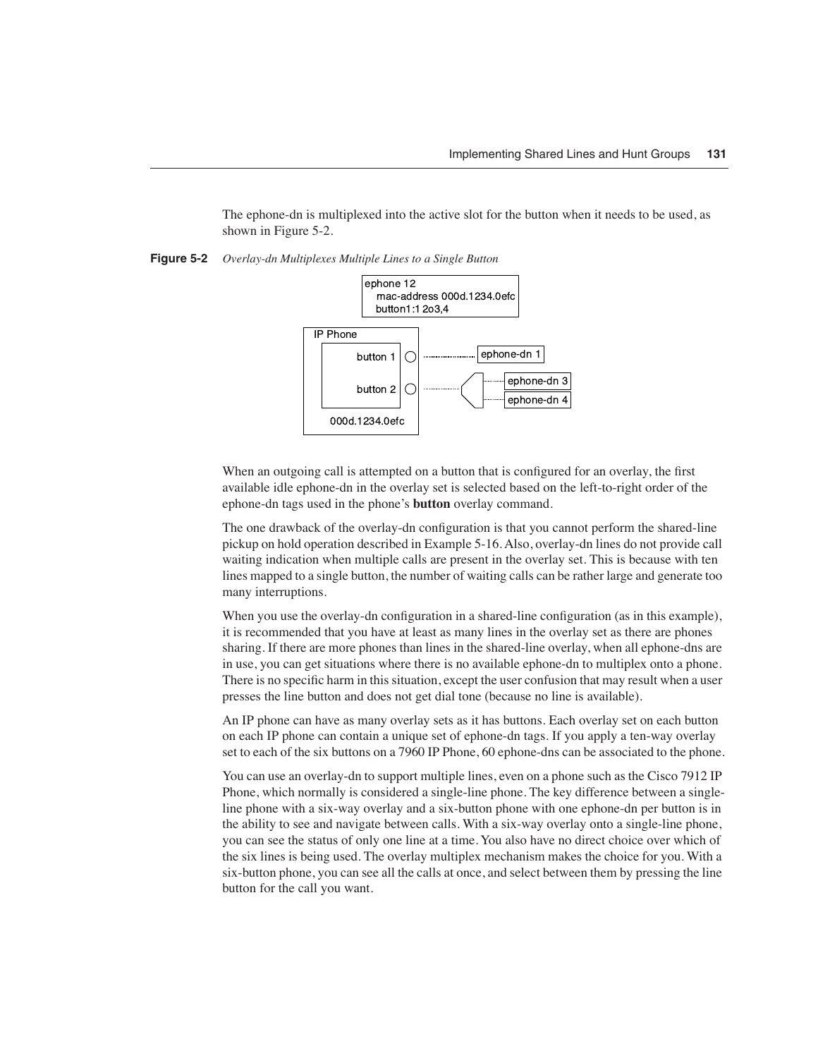The ephone-dn is multiplexed into the active slot for the button when it needs to be used, as shown in Figure 5-2.

**Figure 5-2** *Overlay-dn Multiplexes Multiple Lines to a Single Button*

When an outgoing call is attempted on a button that is configured for an overlay, the first available idle ephone-dn in the overlay set is selected based on the left-to-right order of the ephone-dn tags used in the phone's **button** overlay command.

The one drawback of the overlay-dn configuration is that you cannot perform the shared-line pickup on hold operation described in Example 5-16. Also, overlay-dn lines do not provide call waiting indication when multiple calls are present in the overlay set. This is because with ten lines mapped to a single button, the number of waiting calls can be rather large and generate too many interruptions.

When you use the overlay-dn configuration in a shared-line configuration (as in this example), it is recommended that you have at least as many lines in the overlay set as there are phones sharing. If there are more phones than lines in the shared-line overlay, when all ephone-dns are in use, you can get situations where there is no available ephone-dn to multiplex onto a phone. There is no specific harm in this situation, except the user confusion that may result when a user presses the line button and does not get dial tone (because no line is available).

An IP phone can have as many overlay sets as it has buttons. Each overlay set on each button on each IP phone can contain a unique set of ephone-dn tags. If you apply a ten-way overlay set to each of the six buttons on a 7960 IP Phone, 60 ephone-dns can be associated to the phone.

You can use an overlay-dn to support multiple lines, even on a phone such as the Cisco 7912 IP Phone, which normally is considered a single-line phone. The key difference between a single-line phone with a six-way overlay and a six-button phone with one ephone-dn per button is in the ability to see and navigate between calls. With a six-way overlay onto a single-line phone, you can see the status of only one line at a time. You also have no direct choice over which of the six lines is being used. The overlay multiplex mechanism makes the choice for you. With a six-button phone, you can see all the calls at once, and select between them by pressing the line button for the call you want.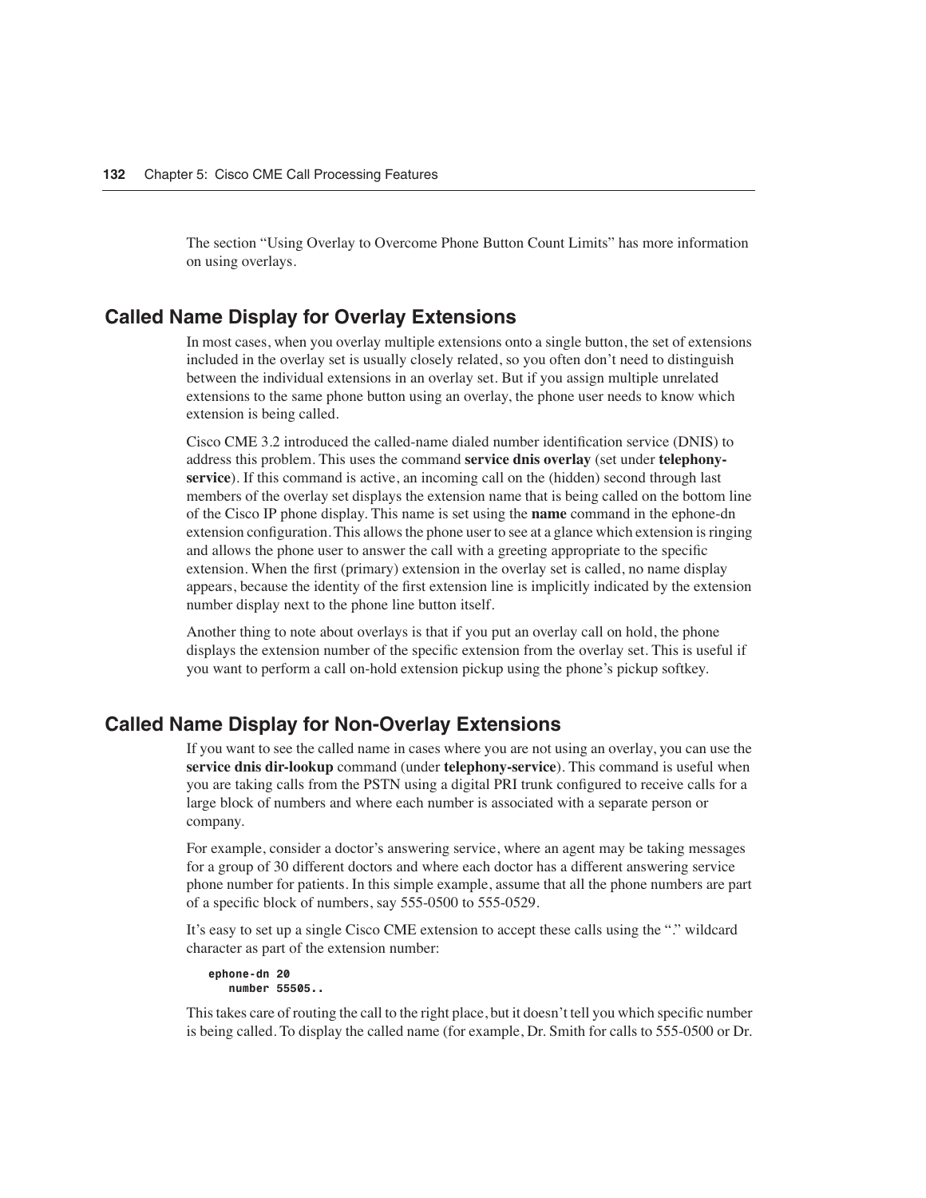The section "Using Overlay to Overcome Phone Button Count Limits" has more information on using overlays.

## Called Name Display for Overlay Extensions

In most cases, when you overlay multiple extensions onto a single button, the set of extensions included in the overlay set is usually closely related, so you often don't need to distinguish between the individual extensions in an overlay set. But if you assign multiple unrelated extensions to the same phone button using an overlay, the phone user needs to know which extension is being called.

Cisco CME 3.2 introduced the called-name dialed number identification service (DNIS) to address this problem. This uses the command **service dnis overlay** (set under **telephony-service**). If this command is active, an incoming call on the (hidden) second through last members of the overlay set displays the extension name that is being called on the bottom line of the Cisco IP phone display. This name is set using the **name** command in the ephone-dn extension configuration. This allows the phone user to see at a glance which extension is ringing and allows the phone user to answer the call with a greeting appropriate to the specific extension. When the first (primary) extension in the overlay set is called, no name display appears, because the identity of the first extension line is implicitly indicated by the extension number display next to the phone line button itself.

Another thing to note about overlays is that if you put an overlay call on hold, the phone displays the extension number of the specific extension from the overlay set. This is useful if you want to perform a call on-hold extension pickup using the phone's pickup softkey.

## Called Name Display for Non-Overlay Extensions

If you want to see the called name in cases where you are not using an overlay, you can use the **service dnis dir-lookup** command (under **telephony-service**). This command is useful when you are taking calls from the PSTN using a digital PRI trunk configured to receive calls for a large block of numbers and where each number is associated with a separate person or company.

For example, consider a doctor's answering service, where an agent may be taking messages for a group of 30 different doctors and where each doctor has a different answering service phone number for patients. In this simple example, assume that all the phone numbers are part of a specific block of numbers, say 555-0500 to 555-0529.

It's easy to set up a single Cisco CME extension to accept these calls using the "." wildcard character as part of the extension number:

```
ephone-dn 20
   number 55505..
```

This takes care of routing the call to the right place, but it doesn't tell you which specific number is being called. To display the called name (for example, Dr. Smith for calls to 555-0500 or Dr.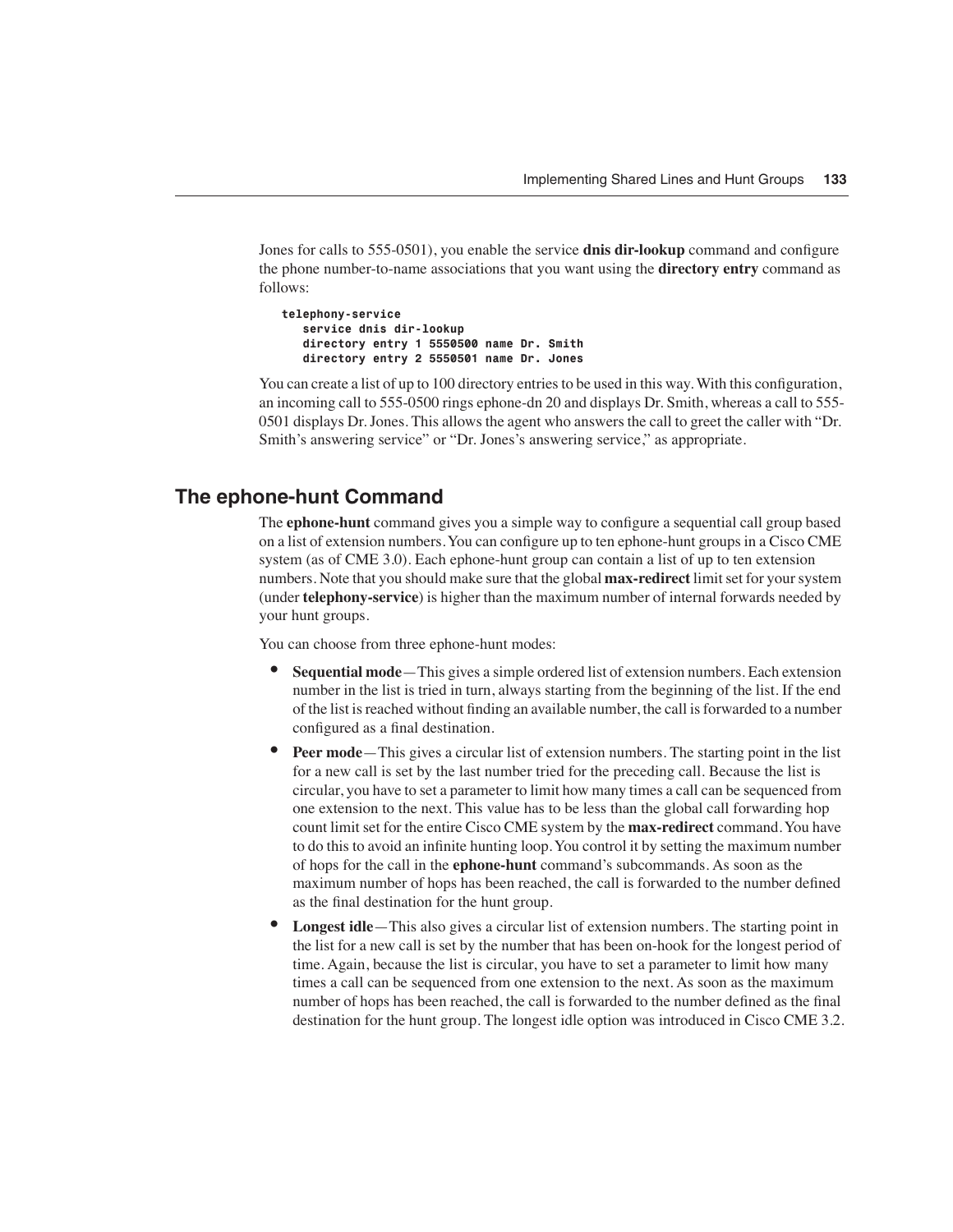Jones for calls to 555-0501), you enable the service **dnis dir-lookup** command and configure the phone number-to-name associations that you want using the **directory entry** command as follows:

```
telephony-service
   service dnis dir-lookup
   directory entry 1 5550500 name Dr. Smith
   directory entry 2 5550501 name Dr. Jones
```

You can create a list of up to 100 directory entries to be used in this way. With this configuration, an incoming call to 555-0500 rings ephone-dn 20 and displays Dr. Smith, whereas a call to 555-0501 displays Dr. Jones. This allows the agent who answers the call to greet the caller with "Dr. Smith's answering service" or "Dr. Jones's answering service," as appropriate.

## The ephone-hunt Command

The **ephone-hunt** command gives you a simple way to configure a sequential call group based on a list of extension numbers. You can configure up to ten ephone-hunt groups in a Cisco CME system (as of CME 3.0). Each ephone-hunt group can contain a list of up to ten extension numbers. Note that you should make sure that the global **max-redirect** limit set for your system (under **telephony-service**) is higher than the maximum number of internal forwards needed by your hunt groups.

You can choose from three ephone-hunt modes:

- **Sequential mode**—This gives a simple ordered list of extension numbers. Each extension number in the list is tried in turn, always starting from the beginning of the list. If the end of the list is reached without finding an available number, the call is forwarded to a number configured as a final destination.
- **Peer mode**—This gives a circular list of extension numbers. The starting point in the list for a new call is set by the last number tried for the preceding call. Because the list is circular, you have to set a parameter to limit how many times a call can be sequenced from one extension to the next. This value has to be less than the global call forwarding hop count limit set for the entire Cisco CME system by the **max-redirect** command. You have to do this to avoid an infinite hunting loop. You control it by setting the maximum number of hops for the call in the **ephone-hunt** command's subcommands. As soon as the maximum number of hops has been reached, the call is forwarded to the number defined as the final destination for the hunt group.
- **Longest idle**—This also gives a circular list of extension numbers. The starting point in the list for a new call is set by the number that has been on-hook for the longest period of time. Again, because the list is circular, you have to set a parameter to limit how many times a call can be sequenced from one extension to the next. As soon as the maximum number of hops has been reached, the call is forwarded to the number defined as the final destination for the hunt group. The longest idle option was introduced in Cisco CME 3.2.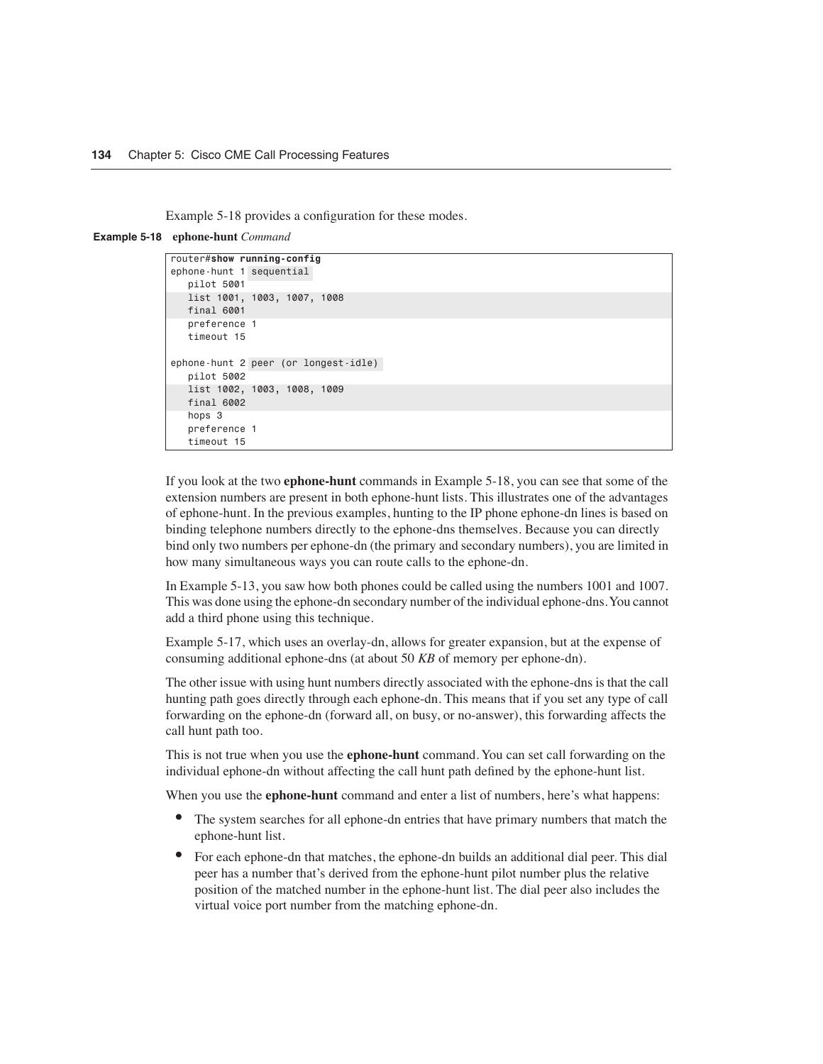Example 5-18 provides a configuration for these modes.

**Example 5-18 ephone-hunt** *Command*

```
router#show running-config
ephone-hunt 1 sequential
   pilot 5001
   list 1001, 1003, 1007, 1008
   final 6001
   preference 1
   timeout 15

ephone-hunt 2 peer (or longest-idle)
   pilot 5002
   list 1002, 1003, 1008, 1009
   final 6002
   hops 3
   preference 1
   timeout 15
```

If you look at the two **ephone-hunt** commands in Example 5-18, you can see that some of the extension numbers are present in both ephone-hunt lists. This illustrates one of the advantages of ephone-hunt. In the previous examples, hunting to the IP phone ephone-dn lines is based on binding telephone numbers directly to the ephone-dns themselves. Because you can directly bind only two numbers per ephone-dn (the primary and secondary numbers), you are limited in how many simultaneous ways you can route calls to the ephone-dn.

In Example 5-13, you saw how both phones could be called using the numbers 1001 and 1007. This was done using the ephone-dn secondary number of the individual ephone-dns. You cannot add a third phone using this technique.

Example 5-17, which uses an overlay-dn, allows for greater expansion, but at the expense of consuming additional ephone-dns (at about 50 *KB* of memory per ephone-dn).

The other issue with using hunt numbers directly associated with the ephone-dns is that the call hunting path goes directly through each ephone-dn. This means that if you set any type of call forwarding on the ephone-dn (forward all, on busy, or no-answer), this forwarding affects the call hunt path too.

This is not true when you use the **ephone-hunt** command. You can set call forwarding on the individual ephone-dn without affecting the call hunt path defined by the ephone-hunt list.

When you use the **ephone-hunt** command and enter a list of numbers, here's what happens:

- The system searches for all ephone-dn entries that have primary numbers that match the ephone-hunt list.
- For each ephone-dn that matches, the ephone-dn builds an additional dial peer. This dial peer has a number that's derived from the ephone-hunt pilot number plus the relative position of the matched number in the ephone-hunt list. The dial peer also includes the virtual voice port number from the matching ephone-dn.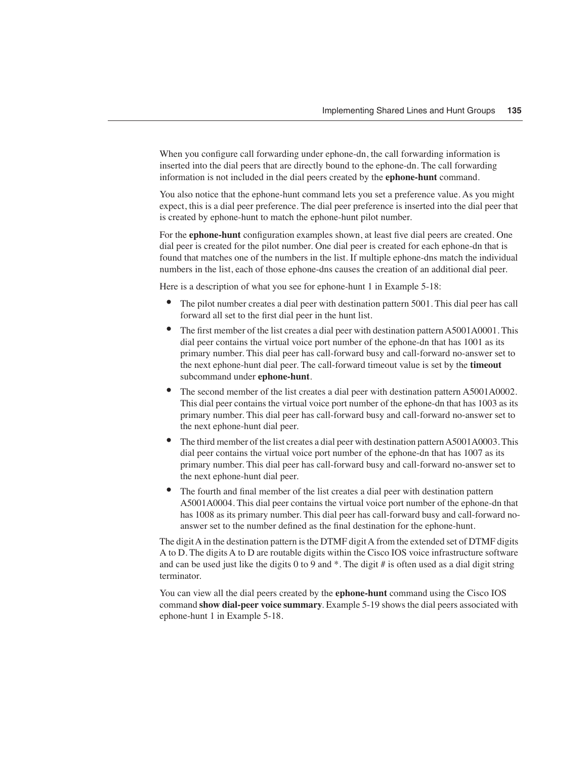When you configure call forwarding under ephone-dn, the call forwarding information is inserted into the dial peers that are directly bound to the ephone-dn. The call forwarding information is not included in the dial peers created by the **ephone-hunt** command.

You also notice that the ephone-hunt command lets you set a preference value. As you might expect, this is a dial peer preference. The dial peer preference is inserted into the dial peer that is created by ephone-hunt to match the ephone-hunt pilot number.

For the **ephone-hunt** configuration examples shown, at least five dial peers are created. One dial peer is created for the pilot number. One dial peer is created for each ephone-dn that is found that matches one of the numbers in the list. If multiple ephone-dns match the individual numbers in the list, each of those ephone-dns causes the creation of an additional dial peer.

Here is a description of what you see for ephone-hunt 1 in Example 5-18:

- The pilot number creates a dial peer with destination pattern 5001. This dial peer has call forward all set to the first dial peer in the hunt list.
- The first member of the list creates a dial peer with destination pattern A5001A0001. This dial peer contains the virtual voice port number of the ephone-dn that has 1001 as its primary number. This dial peer has call-forward busy and call-forward no-answer set to the next ephone-hunt dial peer. The call-forward timeout value is set by the **timeout** subcommand under **ephone-hunt**.
- The second member of the list creates a dial peer with destination pattern A5001A0002. This dial peer contains the virtual voice port number of the ephone-dn that has 1003 as its primary number. This dial peer has call-forward busy and call-forward no-answer set to the next ephone-hunt dial peer.
- The third member of the list creates a dial peer with destination pattern A5001A0003. This dial peer contains the virtual voice port number of the ephone-dn that has 1007 as its primary number. This dial peer has call-forward busy and call-forward no-answer set to the next ephone-hunt dial peer.
- The fourth and final member of the list creates a dial peer with destination pattern A5001A0004. This dial peer contains the virtual voice port number of the ephone-dn that has 1008 as its primary number. This dial peer has call-forward busy and call-forward no-answer set to the number defined as the final destination for the ephone-hunt.

The digit A in the destination pattern is the DTMF digit A from the extended set of DTMF digits A to D. The digits A to D are routable digits within the Cisco IOS voice infrastructure software and can be used just like the digits 0 to 9 and *. The digit # is often used as a dial digit string terminator.

You can view all the dial peers created by the **ephone-hunt** command using the Cisco IOS command **show dial-peer voice summary**. Example 5-19 shows the dial peers associated with ephone-hunt 1 in Example 5-18.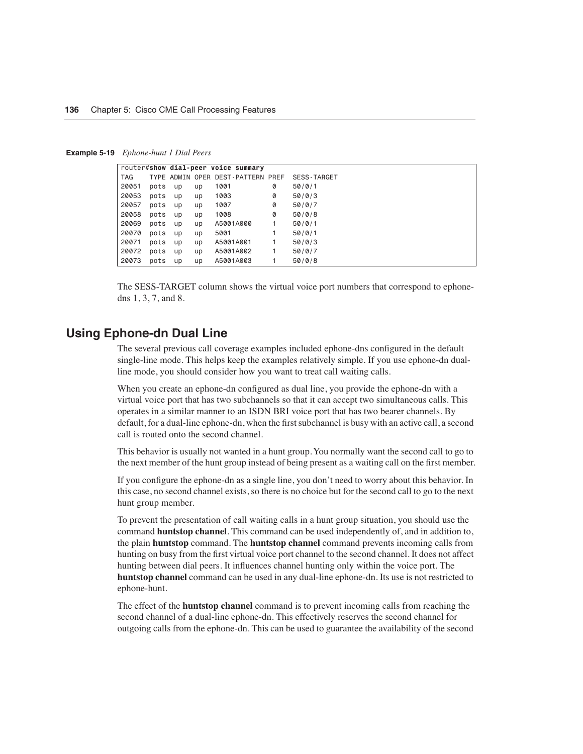**Example 5-19** *Ephone-hunt 1 Dial Peers*

```
router#show dial-peer voice summary
TAG    TYPE ADMIN OPER DEST-PATTERN PREF  SESS-TARGET
20051  pots  up   up   1001         0     50/0/1
20053  pots  up   up   1003         0     50/0/3
20057  pots  up   up   1007         0     50/0/7
20058  pots  up   up   1008         0     50/0/8
20069  pots  up   up   A5001A000    1     50/0/1
20070  pots  up   up   5001         1     50/0/1
20071  pots  up   up   A5001A001    1     50/0/3
20072  pots  up   up   A5001A002    1     50/0/7
20073  pots  up   up   A5001A003    1     50/0/8
```

The SESS-TARGET column shows the virtual voice port numbers that correspond to ephone-dns 1, 3, 7, and 8.

## Using Ephone-dn Dual Line

The several previous call coverage examples included ephone-dns configured in the default single-line mode. This helps keep the examples relatively simple. If you use ephone-dn dual-line mode, you should consider how you want to treat call waiting calls.

When you create an ephone-dn configured as dual line, you provide the ephone-dn with a virtual voice port that has two subchannels so that it can accept two simultaneous calls. This operates in a similar manner to an ISDN BRI voice port that has two bearer channels. By default, for a dual-line ephone-dn, when the first subchannel is busy with an active call, a second call is routed onto the second channel.

This behavior is usually not wanted in a hunt group. You normally want the second call to go to the next member of the hunt group instead of being present as a waiting call on the first member.

If you configure the ephone-dn as a single line, you don't need to worry about this behavior. In this case, no second channel exists, so there is no choice but for the second call to go to the next hunt group member.

To prevent the presentation of call waiting calls in a hunt group situation, you should use the command **huntstop channel**. This command can be used independently of, and in addition to, the plain **huntstop** command. The **huntstop channel** command prevents incoming calls from hunting on busy from the first virtual voice port channel to the second channel. It does not affect hunting between dial peers. It influences channel hunting only within the voice port. The **huntstop channel** command can be used in any dual-line ephone-dn. Its use is not restricted to ephone-hunt.

The effect of the **huntstop channel** command is to prevent incoming calls from reaching the second channel of a dual-line ephone-dn. This effectively reserves the second channel for outgoing calls from the ephone-dn. This can be used to guarantee the availability of the second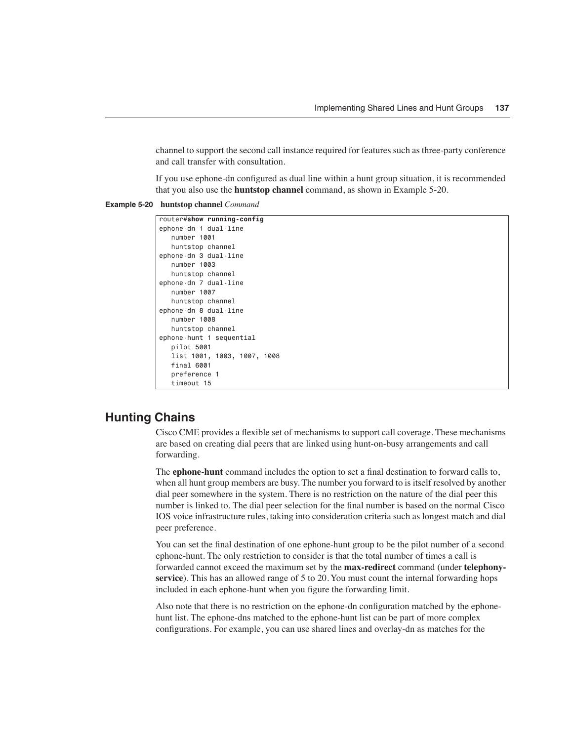channel to support the second call instance required for features such as three-party conference and call transfer with consultation.

If you use ephone-dn configured as dual line within a hunt group situation, it is recommended that you also use the **huntstop channel** command, as shown in Example 5-20.

**Example 5-20 huntstop channel** *Command*

```
router#show running-config
ephone-dn 1 dual-line
   number 1001
   huntstop channel
ephone-dn 3 dual-line
   number 1003
   huntstop channel
ephone-dn 7 dual-line
   number 1007
   huntstop channel
ephone-dn 8 dual-line
   number 1008
   huntstop channel
ephone-hunt 1 sequential
   pilot 5001
   list 1001, 1003, 1007, 1008
   final 6001
   preference 1
   timeout 15
```

## Hunting Chains

Cisco CME provides a flexible set of mechanisms to support call coverage. These mechanisms are based on creating dial peers that are linked using hunt-on-busy arrangements and call forwarding.

The **ephone-hunt** command includes the option to set a final destination to forward calls to, when all hunt group members are busy. The number you forward to is itself resolved by another dial peer somewhere in the system. There is no restriction on the nature of the dial peer this number is linked to. The dial peer selection for the final number is based on the normal Cisco IOS voice infrastructure rules, taking into consideration criteria such as longest match and dial peer preference.

You can set the final destination of one ephone-hunt group to be the pilot number of a second ephone-hunt. The only restriction to consider is that the total number of times a call is forwarded cannot exceed the maximum set by the **max-redirect** command (under **telephony-service**). This has an allowed range of 5 to 20. You must count the internal forwarding hops included in each ephone-hunt when you figure the forwarding limit.

Also note that there is no restriction on the ephone-dn configuration matched by the ephone-hunt list. The ephone-dns matched to the ephone-hunt list can be part of more complex configurations. For example, you can use shared lines and overlay-dn as matches for the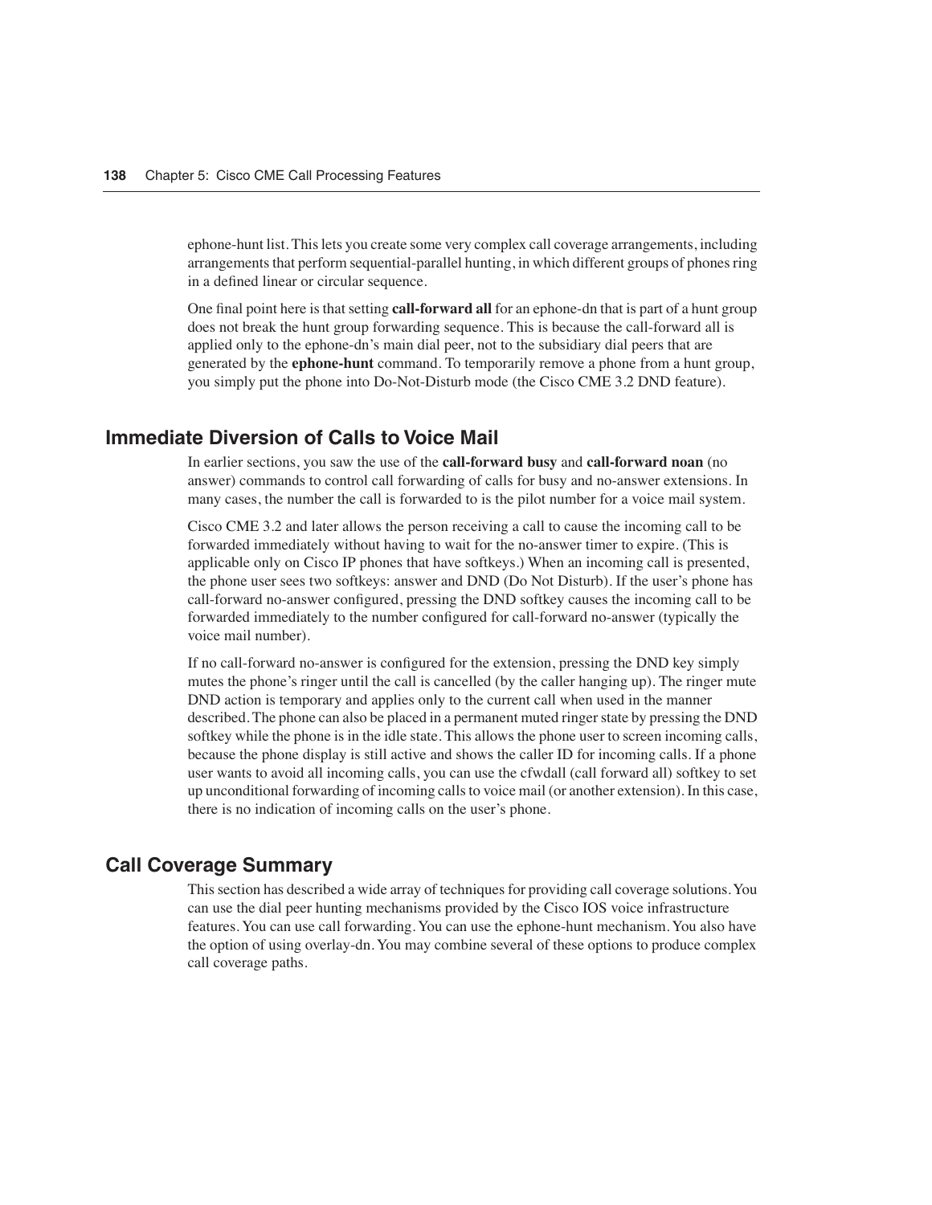ephone-hunt list. This lets you create some very complex call coverage arrangements, including arrangements that perform sequential-parallel hunting, in which different groups of phones ring in a defined linear or circular sequence.

One final point here is that setting **call-forward all** for an ephone-dn that is part of a hunt group does not break the hunt group forwarding sequence. This is because the call-forward all is applied only to the ephone-dn's main dial peer, not to the subsidiary dial peers that are generated by the **ephone-hunt** command. To temporarily remove a phone from a hunt group, you simply put the phone into Do-Not-Disturb mode (the Cisco CME 3.2 DND feature).

## Immediate Diversion of Calls to Voice Mail

In earlier sections, you saw the use of the **call-forward busy** and **call-forward noan** (no answer) commands to control call forwarding of calls for busy and no-answer extensions. In many cases, the number the call is forwarded to is the pilot number for a voice mail system.

Cisco CME 3.2 and later allows the person receiving a call to cause the incoming call to be forwarded immediately without having to wait for the no-answer timer to expire. (This is applicable only on Cisco IP phones that have softkeys.) When an incoming call is presented, the phone user sees two softkeys: answer and DND (Do Not Disturb). If the user's phone has call-forward no-answer configured, pressing the DND softkey causes the incoming call to be forwarded immediately to the number configured for call-forward no-answer (typically the voice mail number).

If no call-forward no-answer is configured for the extension, pressing the DND key simply mutes the phone's ringer until the call is cancelled (by the caller hanging up). The ringer mute DND action is temporary and applies only to the current call when used in the manner described. The phone can also be placed in a permanent muted ringer state by pressing the DND softkey while the phone is in the idle state. This allows the phone user to screen incoming calls, because the phone display is still active and shows the caller ID for incoming calls. If a phone user wants to avoid all incoming calls, you can use the cfwdall (call forward all) softkey to set up unconditional forwarding of incoming calls to voice mail (or another extension). In this case, there is no indication of incoming calls on the user's phone.

## Call Coverage Summary

This section has described a wide array of techniques for providing call coverage solutions. You can use the dial peer hunting mechanisms provided by the Cisco IOS voice infrastructure features. You can use call forwarding. You can use the ephone-hunt mechanism. You also have the option of using overlay-dn. You may combine several of these options to produce complex call coverage paths.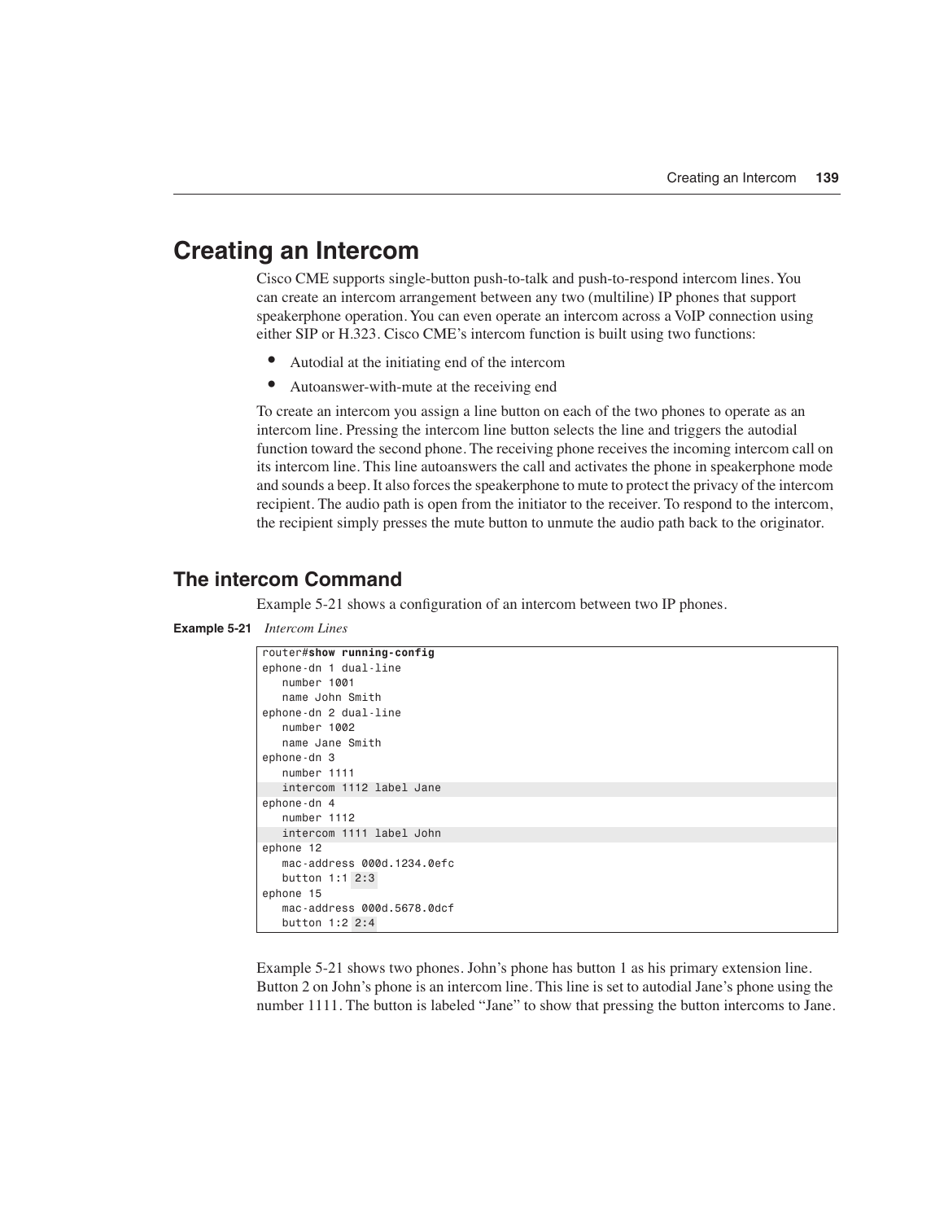# Creating an Intercom

Cisco CME supports single-button push-to-talk and push-to-respond intercom lines. You can create an intercom arrangement between any two (multiline) IP phones that support speakerphone operation. You can even operate an intercom across a VoIP connection using either SIP or H.323. Cisco CME's intercom function is built using two functions:

- Autodial at the initiating end of the intercom
- Autoanswer-with-mute at the receiving end

To create an intercom you assign a line button on each of the two phones to operate as an intercom line. Pressing the intercom line button selects the line and triggers the autodial function toward the second phone. The receiving phone receives the incoming intercom call on its intercom line. This line autoanswers the call and activates the phone in speakerphone mode and sounds a beep. It also forces the speakerphone to mute to protect the privacy of the intercom recipient. The audio path is open from the initiator to the receiver. To respond to the intercom, the recipient simply presses the mute button to unmute the audio path back to the originator.

## The intercom Command

Example 5-21 shows a configuration of an intercom between two IP phones.

**Example 5-21** *Intercom Lines*

```
router#show running-config
ephone-dn 1 dual-line
   number 1001
   name John Smith
ephone-dn 2 dual-line
   number 1002
   name Jane Smith
ephone-dn 3
   number 1111
   intercom 1112 label Jane
ephone-dn 4
   number 1112
   intercom 1111 label John
ephone 12
   mac-address 000d.1234.0efc
   button 1:1 2:3
ephone 15
   mac-address 000d.5678.0dcf
   button 1:2 2:4
```

Example 5-21 shows two phones. John's phone has button 1 as his primary extension line. Button 2 on John's phone is an intercom line. This line is set to autodial Jane's phone using the number 1111. The button is labeled "Jane" to show that pressing the button intercoms to Jane.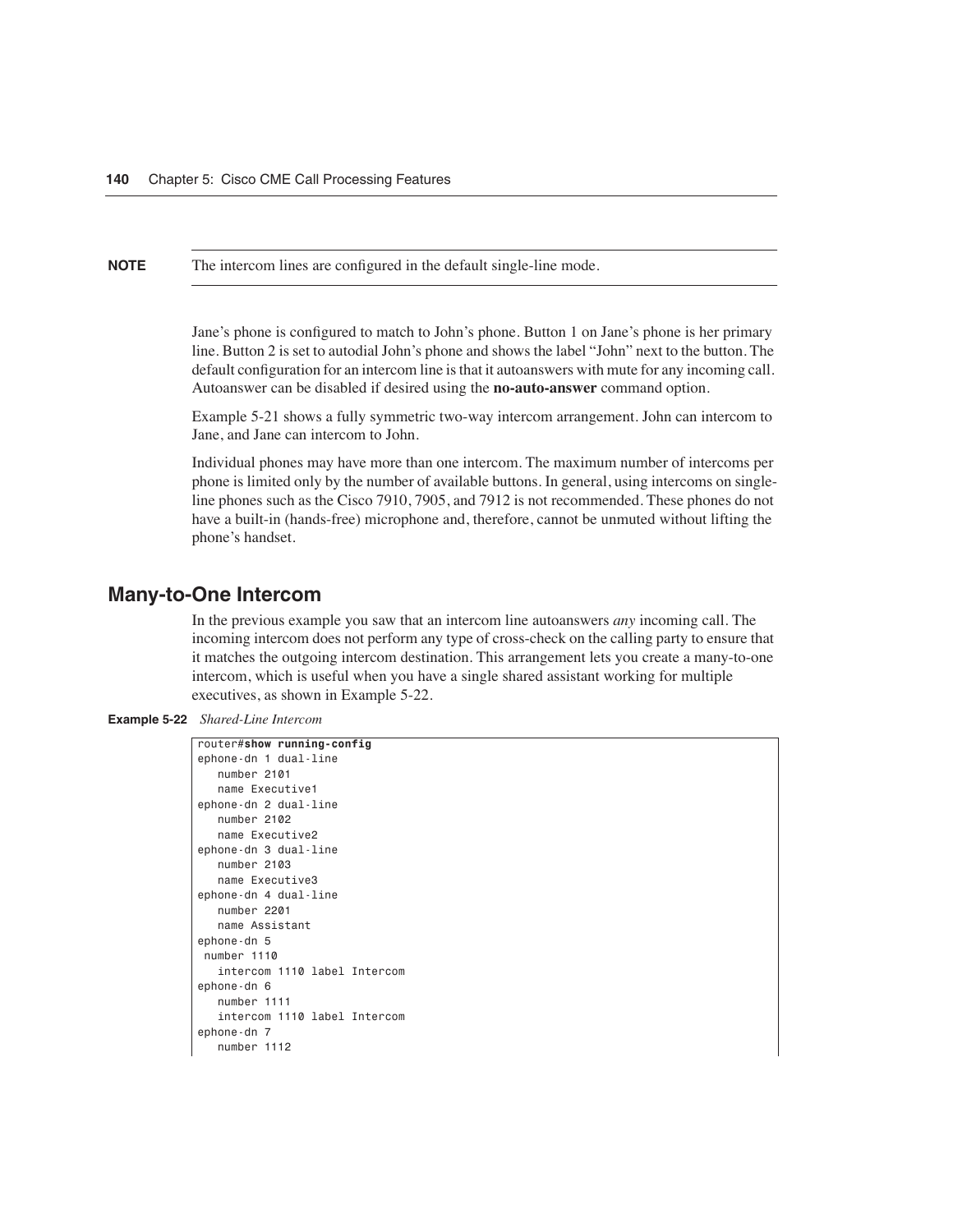**NOTE** The intercom lines are configured in the default single-line mode.

Jane's phone is configured to match to John's phone. Button 1 on Jane's phone is her primary line. Button 2 is set to autodial John's phone and shows the label "John" next to the button. The default configuration for an intercom line is that it autoanswers with mute for any incoming call. Autoanswer can be disabled if desired using the **no-auto-answer** command option.

Example 5-21 shows a fully symmetric two-way intercom arrangement. John can intercom to Jane, and Jane can intercom to John.

Individual phones may have more than one intercom. The maximum number of intercoms per phone is limited only by the number of available buttons. In general, using intercoms on single-line phones such as the Cisco 7910, 7905, and 7912 is not recommended. These phones do not have a built-in (hands-free) microphone and, therefore, cannot be unmuted without lifting the phone's handset.

## Many-to-One Intercom

In the previous example you saw that an intercom line autoanswers *any* incoming call. The incoming intercom does not perform any type of cross-check on the calling party to ensure that it matches the outgoing intercom destination. This arrangement lets you create a many-to-one intercom, which is useful when you have a single shared assistant working for multiple executives, as shown in Example 5-22.

**Example 5-22** *Shared-Line Intercom*

```
router#show running-config
ephone-dn 1 dual-line
   number 2101
   name Executive1
ephone-dn 2 dual-line
   number 2102
   name Executive2
ephone-dn 3 dual-line
   number 2103
   name Executive3
ephone-dn 4 dual-line
   number 2201
   name Assistant
ephone-dn 5
 number 1110
   intercom 1110 label Intercom
ephone-dn 6
   number 1111
   intercom 1110 label Intercom
ephone-dn 7
   number 1112
```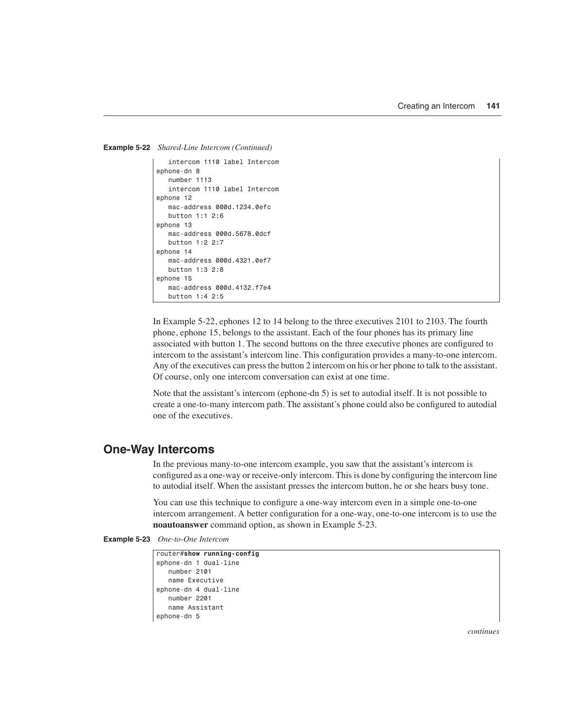**Example 5-22** *Shared-Line Intercom (Continued)*

```
   intercom 1110 label Intercom
ephone-dn 8
   number 1113
   intercom 1110 label Intercom
ephone 12
   mac-address 000d.1234.0efc
   button 1:1 2:6
ephone 13
   mac-address 000d.5678.0dcf
   button 1:2 2:7
ephone 14
   mac-address 000d.4321.0ef7
   button 1:3 2:8
ephone 15
   mac-address 000d.4132.f7e4
   button 1:4 2:5
```

In Example 5-22, ephones 12 to 14 belong to the three executives 2101 to 2103. The fourth phone, ephone 15, belongs to the assistant. Each of the four phones has its primary line associated with button 1. The second buttons on the three executive phones are configured to intercom to the assistant's intercom line. This configuration provides a many-to-one intercom. Any of the executives can press the button 2 intercom on his or her phone to talk to the assistant. Of course, only one intercom conversation can exist at one time.

Note that the assistant's intercom (ephone-dn 5) is set to autodial itself. It is not possible to create a one-to-many intercom path. The assistant's phone could also be configured to autodial one of the executives.

## One-Way Intercoms

In the previous many-to-one intercom example, you saw that the assistant's intercom is configured as a one-way or receive-only intercom. This is done by configuring the intercom line to autodial itself. When the assistant presses the intercom button, he or she hears busy tone.

You can use this technique to configure a one-way intercom even in a simple one-to-one intercom arrangement. A better configuration for a one-way, one-to-one intercom is to use the **noautoanswer** command option, as shown in Example 5-23.

**Example 5-23** *One-to-One Intercom*

```
router#show running-config
ephone-dn 1 dual-line
   number 2101
   name Executive
ephone-dn 4 dual-line
   number 2201
   name Assistant
ephone-dn 5
```

*continues*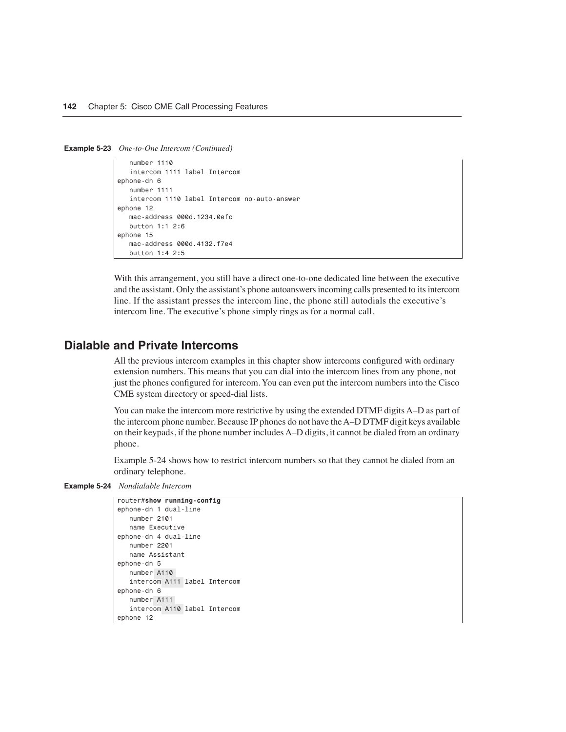**Example 5-23** *One-to-One Intercom (Continued)*

```
   number 1110
   intercom 1111 label Intercom
ephone-dn 6
   number 1111
   intercom 1110 label Intercom no-auto-answer
ephone 12
   mac-address 000d.1234.0efc
   button 1:1 2:6
ephone 15
   mac-address 000d.4132.f7e4
   button 1:4 2:5
```

With this arrangement, you still have a direct one-to-one dedicated line between the executive and the assistant. Only the assistant's phone autoanswers incoming calls presented to its intercom line. If the assistant presses the intercom line, the phone still autodials the executive's intercom line. The executive's phone simply rings as for a normal call.

## Dialable and Private Intercoms

All the previous intercom examples in this chapter show intercoms configured with ordinary extension numbers. This means that you can dial into the intercom lines from any phone, not just the phones configured for intercom. You can even put the intercom numbers into the Cisco CME system directory or speed-dial lists.

You can make the intercom more restrictive by using the extended DTMF digits A–D as part of the intercom phone number. Because IP phones do not have the A–D DTMF digit keys available on their keypads, if the phone number includes A–D digits, it cannot be dialed from an ordinary phone.

Example 5-24 shows how to restrict intercom numbers so that they cannot be dialed from an ordinary telephone.

**Example 5-24** *Nondialable Intercom*

```
router#show running-config
ephone-dn 1 dual-line
   number 2101
   name Executive
ephone-dn 4 dual-line
   number 2201
   name Assistant
ephone-dn 5
   number A110
   intercom A111 label Intercom
ephone-dn 6
   number A111
   intercom A110 label Intercom
ephone 12
```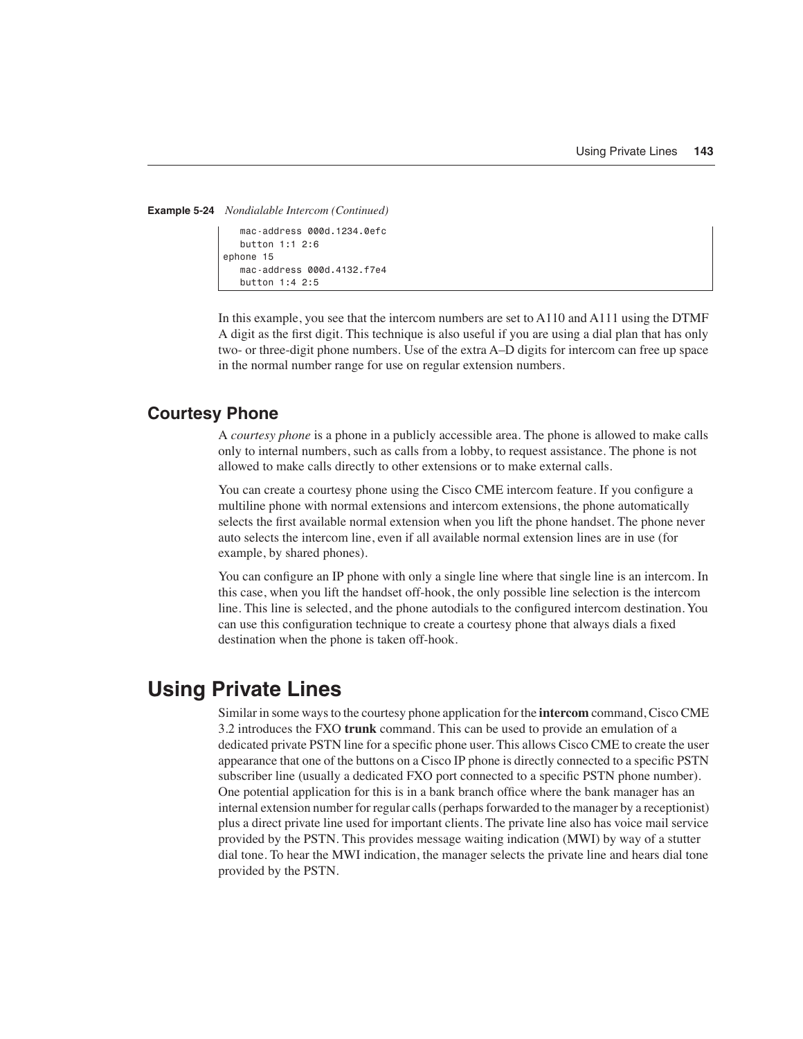**Example 5-24** *Nondialable Intercom (Continued)*

```
   mac-address 000d.1234.0efc
   button 1:1 2:6
ephone 15
   mac-address 000d.4132.f7e4
   button 1:4 2:5
```

In this example, you see that the intercom numbers are set to A110 and A111 using the DTMF A digit as the first digit. This technique is also useful if you are using a dial plan that has only two- or three-digit phone numbers. Use of the extra A–D digits for intercom can free up space in the normal number range for use on regular extension numbers.

## Courtesy Phone

A *courtesy phone* is a phone in a publicly accessible area. The phone is allowed to make calls only to internal numbers, such as calls from a lobby, to request assistance. The phone is not allowed to make calls directly to other extensions or to make external calls.

You can create a courtesy phone using the Cisco CME intercom feature. If you configure a multiline phone with normal extensions and intercom extensions, the phone automatically selects the first available normal extension when you lift the phone handset. The phone never auto selects the intercom line, even if all available normal extension lines are in use (for example, by shared phones).

You can configure an IP phone with only a single line where that single line is an intercom. In this case, when you lift the handset off-hook, the only possible line selection is the intercom line. This line is selected, and the phone autodials to the configured intercom destination. You can use this configuration technique to create a courtesy phone that always dials a fixed destination when the phone is taken off-hook.

# Using Private Lines

Similar in some ways to the courtesy phone application for the **intercom** command, Cisco CME 3.2 introduces the FXO **trunk** command. This can be used to provide an emulation of a dedicated private PSTN line for a specific phone user. This allows Cisco CME to create the user appearance that one of the buttons on a Cisco IP phone is directly connected to a specific PSTN subscriber line (usually a dedicated FXO port connected to a specific PSTN phone number). One potential application for this is in a bank branch office where the bank manager has an internal extension number for regular calls (perhaps forwarded to the manager by a receptionist) plus a direct private line used for important clients. The private line also has voice mail service provided by the PSTN. This provides message waiting indication (MWI) by way of a stutter dial tone. To hear the MWI indication, the manager selects the private line and hears dial tone provided by the PSTN.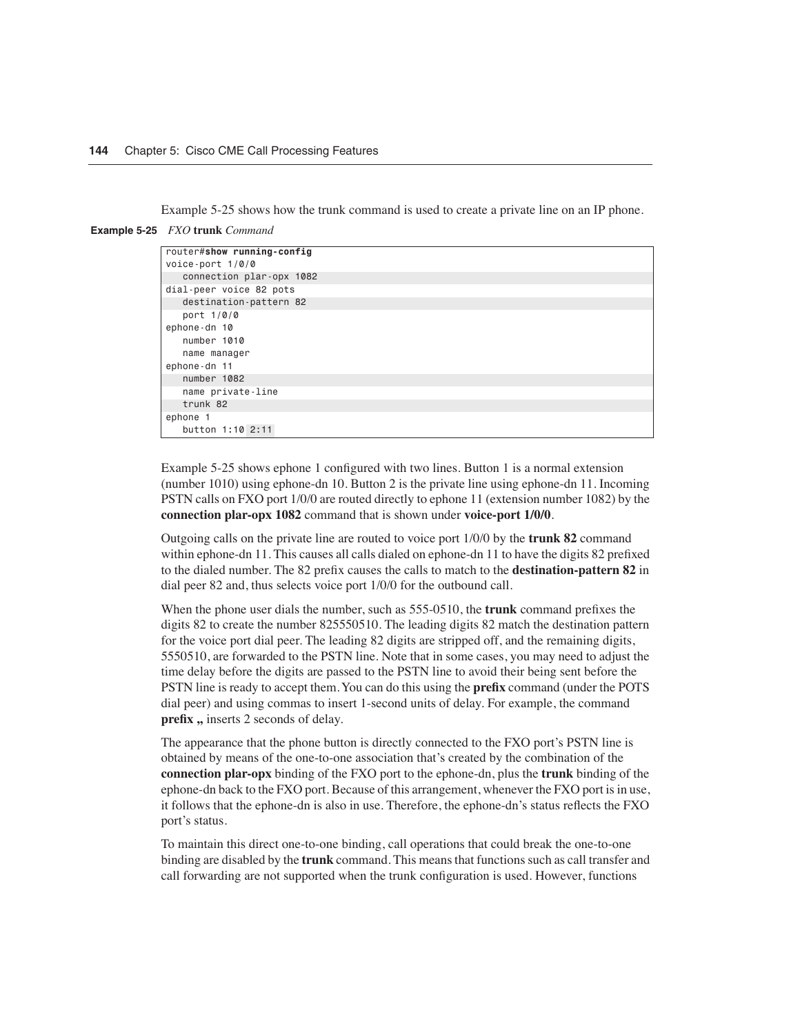Example 5-25 shows how the trunk command is used to create a private line on an IP phone.

**Example 5-25** *FXO* **trunk** *Command*

```
router#show running-config
voice-port 1/0/0
   connection plar-opx 1082
dial-peer voice 82 pots
   destination-pattern 82
   port 1/0/0
ephone-dn 10
   number 1010
   name manager
ephone-dn 11
   number 1082
   name private-line
   trunk 82
ephone 1
   button 1:10 2:11
```

Example 5-25 shows ephone 1 configured with two lines. Button 1 is a normal extension (number 1010) using ephone-dn 10. Button 2 is the private line using ephone-dn 11. Incoming PSTN calls on FXO port 1/0/0 are routed directly to ephone 11 (extension number 1082) by the **connection plar-opx 1082** command that is shown under **voice-port 1/0/0**.

Outgoing calls on the private line are routed to voice port 1/0/0 by the **trunk 82** command within ephone-dn 11. This causes all calls dialed on ephone-dn 11 to have the digits 82 prefixed to the dialed number. The 82 prefix causes the calls to match to the **destination-pattern 82** in dial peer 82 and, thus selects voice port 1/0/0 for the outbound call.

When the phone user dials the number, such as 555-0510, the **trunk** command prefixes the digits 82 to create the number 825550510. The leading digits 82 match the destination pattern for the voice port dial peer. The leading 82 digits are stripped off, and the remaining digits, 5550510, are forwarded to the PSTN line. Note that in some cases, you may need to adjust the time delay before the digits are passed to the PSTN line to avoid their being sent before the PSTN line is ready to accept them. You can do this using the **prefix** command (under the POTS dial peer) and using commas to insert 1-second units of delay. For example, the command **prefix ,,** inserts 2 seconds of delay.

The appearance that the phone button is directly connected to the FXO port's PSTN line is obtained by means of the one-to-one association that's created by the combination of the **connection plar-opx** binding of the FXO port to the ephone-dn, plus the **trunk** binding of the ephone-dn back to the FXO port. Because of this arrangement, whenever the FXO port is in use, it follows that the ephone-dn is also in use. Therefore, the ephone-dn's status reflects the FXO port's status.

To maintain this direct one-to-one binding, call operations that could break the one-to-one binding are disabled by the **trunk** command. This means that functions such as call transfer and call forwarding are not supported when the trunk configuration is used. However, functions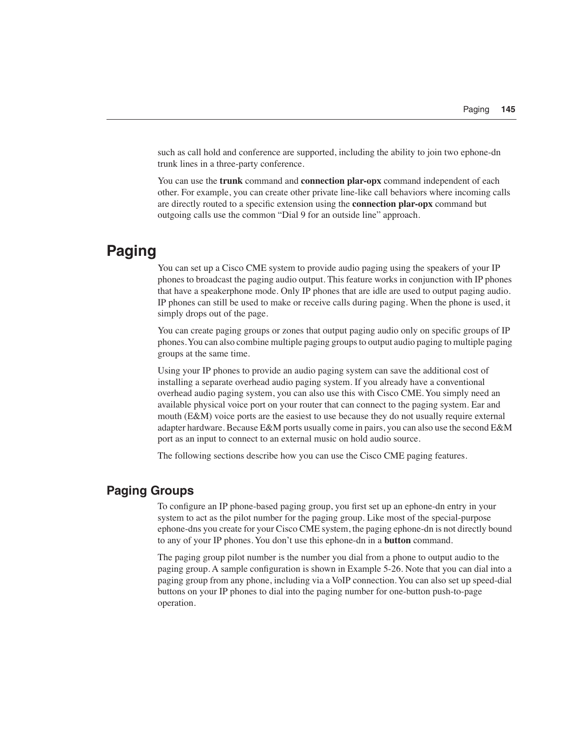such as call hold and conference are supported, including the ability to join two ephone-dn trunk lines in a three-party conference.

You can use the **trunk** command and **connection plar-opx** command independent of each other. For example, you can create other private line-like call behaviors where incoming calls are directly routed to a specific extension using the **connection plar-opx** command but outgoing calls use the common “Dial 9 for an outside line” approach.

# Paging

You can set up a Cisco CME system to provide audio paging using the speakers of your IP phones to broadcast the paging audio output. This feature works in conjunction with IP phones that have a speakerphone mode. Only IP phones that are idle are used to output paging audio. IP phones can still be used to make or receive calls during paging. When the phone is used, it simply drops out of the page.

You can create paging groups or zones that output paging audio only on specific groups of IP phones. You can also combine multiple paging groups to output audio paging to multiple paging groups at the same time.

Using your IP phones to provide an audio paging system can save the additional cost of installing a separate overhead audio paging system. If you already have a conventional overhead audio paging system, you can also use this with Cisco CME. You simply need an available physical voice port on your router that can connect to the paging system. Ear and mouth (E&M) voice ports are the easiest to use because they do not usually require external adapter hardware. Because E&M ports usually come in pairs, you can also use the second E&M port as an input to connect to an external music on hold audio source.

The following sections describe how you can use the Cisco CME paging features.

## Paging Groups

To configure an IP phone-based paging group, you first set up an ephone-dn entry in your system to act as the pilot number for the paging group. Like most of the special-purpose ephone-dns you create for your Cisco CME system, the paging ephone-dn is not directly bound to any of your IP phones. You don’t use this ephone-dn in a **button** command.

The paging group pilot number is the number you dial from a phone to output audio to the paging group. A sample configuration is shown in Example 5-26. Note that you can dial into a paging group from any phone, including via a VoIP connection. You can also set up speed-dial buttons on your IP phones to dial into the paging number for one-button push-to-page operation.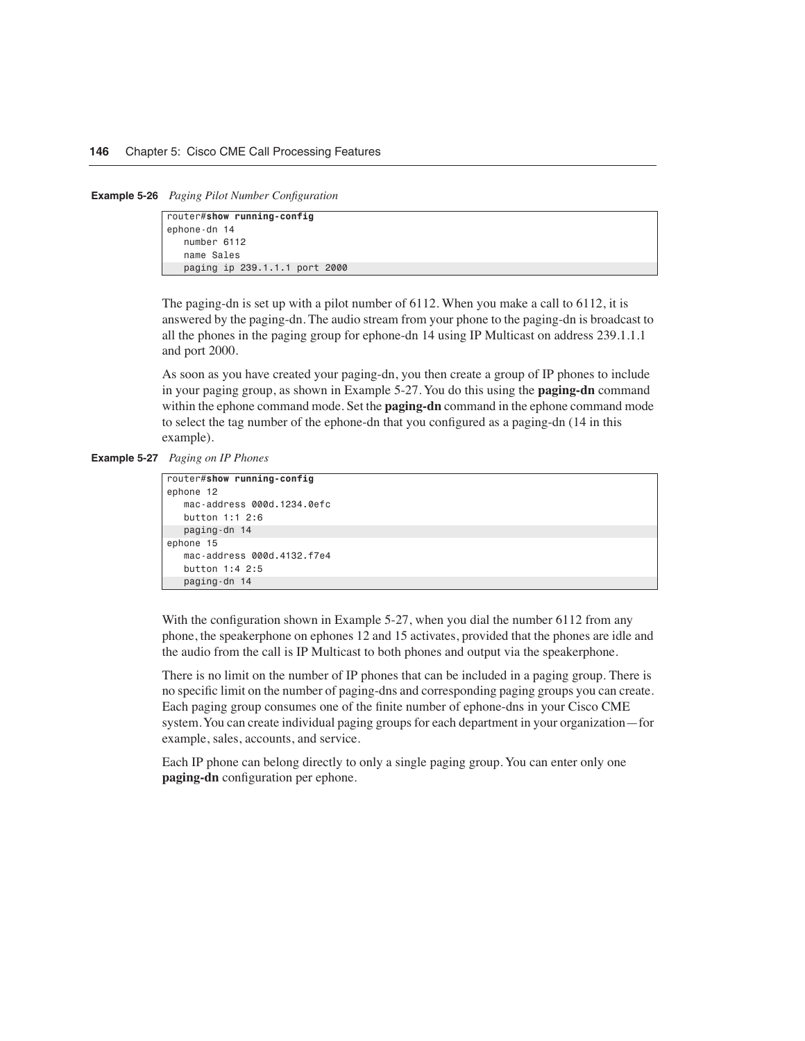**Example 5-26** *Paging Pilot Number Configuration*

```
router#show running-config
ephone-dn 14
   number 6112
   name Sales
   paging ip 239.1.1.1 port 2000
```

The paging-dn is set up with a pilot number of 6112. When you make a call to 6112, it is answered by the paging-dn. The audio stream from your phone to the paging-dn is broadcast to all the phones in the paging group for ephone-dn 14 using IP Multicast on address 239.1.1.1 and port 2000.

As soon as you have created your paging-dn, you then create a group of IP phones to include in your paging group, as shown in Example 5-27. You do this using the **paging-dn** command within the ephone command mode. Set the **paging-dn** command in the ephone command mode to select the tag number of the ephone-dn that you configured as a paging-dn (14 in this example).

**Example 5-27** *Paging on IP Phones*

```
router#show running-config
ephone 12
   mac-address 000d.1234.0efc
   button 1:1 2:6
   paging-dn 14
ephone 15
   mac-address 000d.4132.f7e4
   button 1:4 2:5
   paging-dn 14
```

With the configuration shown in Example 5-27, when you dial the number 6112 from any phone, the speakerphone on ephones 12 and 15 activates, provided that the phones are idle and the audio from the call is IP Multicast to both phones and output via the speakerphone.

There is no limit on the number of IP phones that can be included in a paging group. There is no specific limit on the number of paging-dns and corresponding paging groups you can create. Each paging group consumes one of the finite number of ephone-dns in your Cisco CME system. You can create individual paging groups for each department in your organization—for example, sales, accounts, and service.

Each IP phone can belong directly to only a single paging group. You can enter only one **paging-dn** configuration per ephone.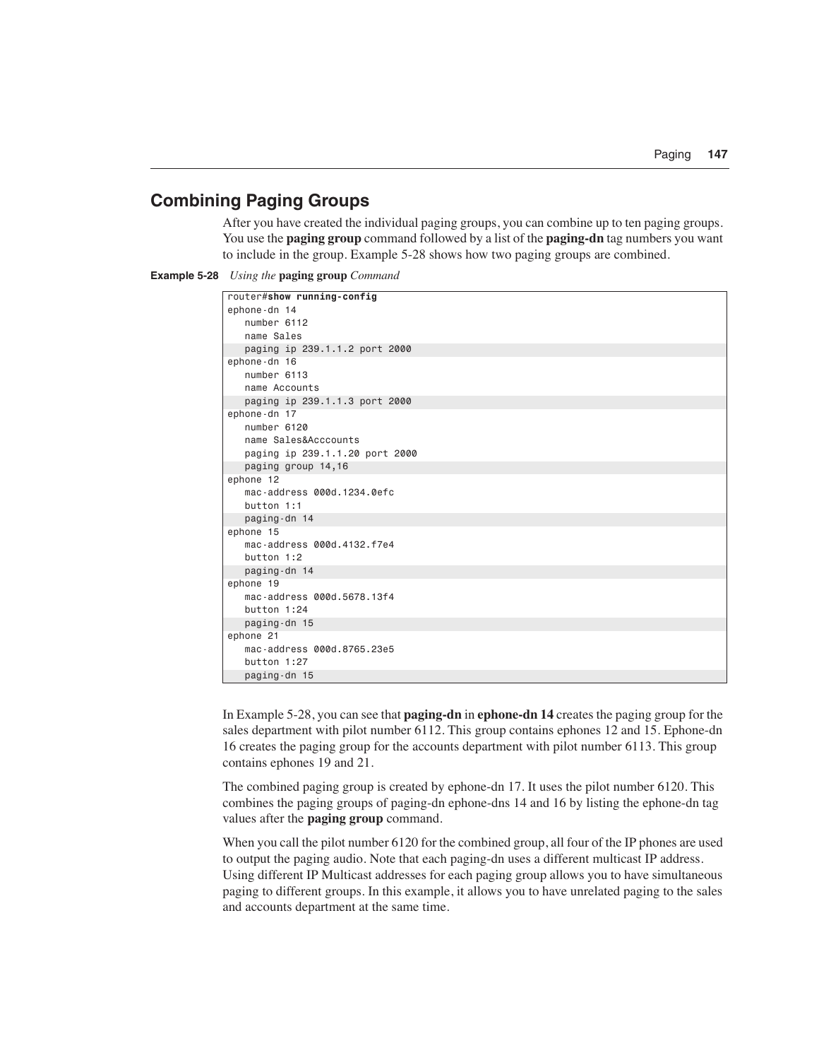## Combining Paging Groups

After you have created the individual paging groups, you can combine up to ten paging groups. You use the **paging group** command followed by a list of the **paging-dn** tag numbers you want to include in the group. Example 5-28 shows how two paging groups are combined.

**Example 5-28** *Using the* **paging group** *Command*

```
router#show running-config
ephone-dn 14
   number 6112
   name Sales
   paging ip 239.1.1.2 port 2000
ephone-dn 16
   number 6113
   name Accounts
   paging ip 239.1.1.3 port 2000
ephone-dn 17
   number 6120
   name Sales&Acccounts
   paging ip 239.1.1.20 port 2000
   paging group 14,16
ephone 12
   mac-address 000d.1234.0efc
   button 1:1
   paging-dn 14
ephone 15
   mac-address 000d.4132.f7e4
   button 1:2
   paging-dn 14
ephone 19
   mac-address 000d.5678.13f4
   button 1:24
   paging-dn 15
ephone 21
   mac-address 000d.8765.23e5
   button 1:27
   paging-dn 15
```

In Example 5-28, you can see that **paging-dn** in **ephone-dn 14** creates the paging group for the sales department with pilot number 6112. This group contains ephones 12 and 15. Ephone-dn 16 creates the paging group for the accounts department with pilot number 6113. This group contains ephones 19 and 21.

The combined paging group is created by ephone-dn 17. It uses the pilot number 6120. This combines the paging groups of paging-dn ephone-dns 14 and 16 by listing the ephone-dn tag values after the **paging group** command.

When you call the pilot number 6120 for the combined group, all four of the IP phones are used to output the paging audio. Note that each paging-dn uses a different multicast IP address. Using different IP Multicast addresses for each paging group allows you to have simultaneous paging to different groups. In this example, it allows you to have unrelated paging to the sales and accounts department at the same time.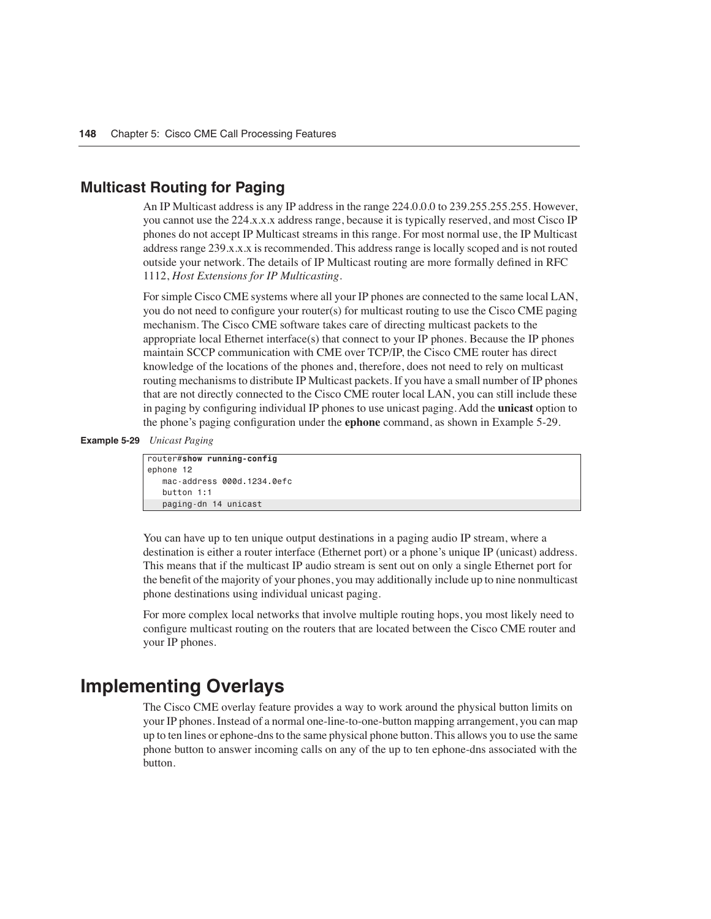## Multicast Routing for Paging

An IP Multicast address is any IP address in the range 224.0.0.0 to 239.255.255.255. However, you cannot use the 224.x.x.x address range, because it is typically reserved, and most Cisco IP phones do not accept IP Multicast streams in this range. For most normal use, the IP Multicast address range 239.x.x.x is recommended. This address range is locally scoped and is not routed outside your network. The details of IP Multicast routing are more formally defined in RFC 1112, *Host Extensions for IP Multicasting*.

For simple Cisco CME systems where all your IP phones are connected to the same local LAN, you do not need to configure your router(s) for multicast routing to use the Cisco CME paging mechanism. The Cisco CME software takes care of directing multicast packets to the appropriate local Ethernet interface(s) that connect to your IP phones. Because the IP phones maintain SCCP communication with CME over TCP/IP, the Cisco CME router has direct knowledge of the locations of the phones and, therefore, does not need to rely on multicast routing mechanisms to distribute IP Multicast packets. If you have a small number of IP phones that are not directly connected to the Cisco CME router local LAN, you can still include these in paging by configuring individual IP phones to use unicast paging. Add the **unicast** option to the phone's paging configuration under the **ephone** command, as shown in Example 5-29.

**Example 5-29** *Unicast Paging*

```
router#show running-config
ephone 12
   mac-address 000d.1234.0efc
   button 1:1
   paging-dn 14 unicast
```

You can have up to ten unique output destinations in a paging audio IP stream, where a destination is either a router interface (Ethernet port) or a phone's unique IP (unicast) address. This means that if the multicast IP audio stream is sent out on only a single Ethernet port for the benefit of the majority of your phones, you may additionally include up to nine nonmulticast phone destinations using individual unicast paging.

For more complex local networks that involve multiple routing hops, you most likely need to configure multicast routing on the routers that are located between the Cisco CME router and your IP phones.

# Implementing Overlays

The Cisco CME overlay feature provides a way to work around the physical button limits on your IP phones. Instead of a normal one-line-to-one-button mapping arrangement, you can map up to ten lines or ephone-dns to the same physical phone button. This allows you to use the same phone button to answer incoming calls on any of the up to ten ephone-dns associated with the button.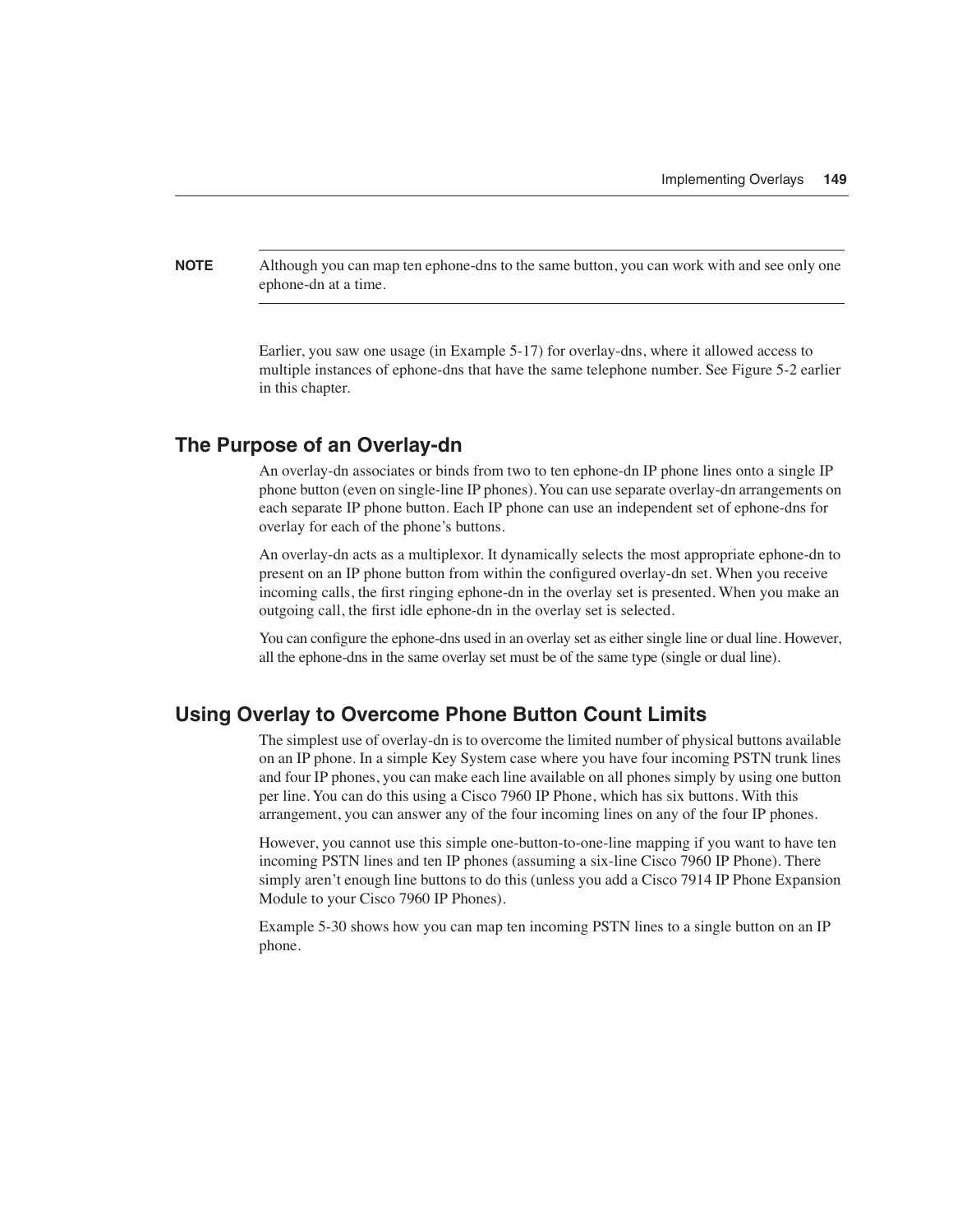**NOTE** Although you can map ten ephone-dns to the same button, you can work with and see only one ephone-dn at a time.

Earlier, you saw one usage (in Example 5-17) for overlay-dns, where it allowed access to multiple instances of ephone-dns that have the same telephone number. See Figure 5-2 earlier in this chapter.

## The Purpose of an Overlay-dn

An overlay-dn associates or binds from two to ten ephone-dn IP phone lines onto a single IP phone button (even on single-line IP phones). You can use separate overlay-dn arrangements on each separate IP phone button. Each IP phone can use an independent set of ephone-dns for overlay for each of the phone's buttons.

An overlay-dn acts as a multiplexor. It dynamically selects the most appropriate ephone-dn to present on an IP phone button from within the configured overlay-dn set. When you receive incoming calls, the first ringing ephone-dn in the overlay set is presented. When you make an outgoing call, the first idle ephone-dn in the overlay set is selected.

You can configure the ephone-dns used in an overlay set as either single line or dual line. However, all the ephone-dns in the same overlay set must be of the same type (single or dual line).

## Using Overlay to Overcome Phone Button Count Limits

The simplest use of overlay-dn is to overcome the limited number of physical buttons available on an IP phone. In a simple Key System case where you have four incoming PSTN trunk lines and four IP phones, you can make each line available on all phones simply by using one button per line. You can do this using a Cisco 7960 IP Phone, which has six buttons. With this arrangement, you can answer any of the four incoming lines on any of the four IP phones.

However, you cannot use this simple one-button-to-one-line mapping if you want to have ten incoming PSTN lines and ten IP phones (assuming a six-line Cisco 7960 IP Phone). There simply aren't enough line buttons to do this (unless you add a Cisco 7914 IP Phone Expansion Module to your Cisco 7960 IP Phones).

Example 5-30 shows how you can map ten incoming PSTN lines to a single button on an IP phone.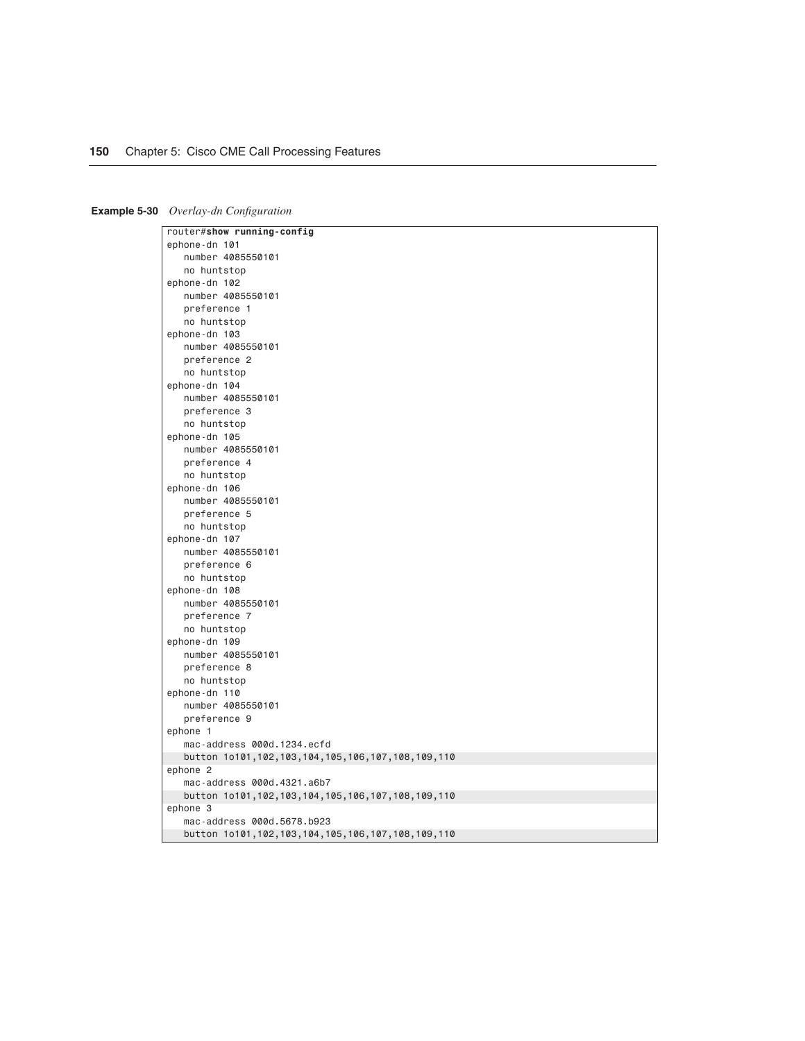**Example 5-30** *Overlay-dn Configuration*

```
router#show running-config
ephone-dn 101
   number 4085550101
   no huntstop
ephone-dn 102
   number 4085550101
   preference 1
   no huntstop
ephone-dn 103
   number 4085550101
   preference 2
   no huntstop
ephone-dn 104
   number 4085550101
   preference 3
   no huntstop
ephone-dn 105
   number 4085550101
   preference 4
   no huntstop
ephone-dn 106
   number 4085550101
   preference 5
   no huntstop
ephone-dn 107
   number 4085550101
   preference 6
   no huntstop
ephone-dn 108
   number 4085550101
   preference 7
   no huntstop
ephone-dn 109
   number 4085550101
   preference 8
   no huntstop
ephone-dn 110
   number 4085550101
   preference 9
ephone 1
   mac-address 000d.1234.ecfd
   button 1o101,102,103,104,105,106,107,108,109,110
ephone 2
   mac-address 000d.4321.a6b7
   button 1o101,102,103,104,105,106,107,108,109,110
ephone 3
   mac-address 000d.5678.b923
   button 1o101,102,103,104,105,106,107,108,109,110
```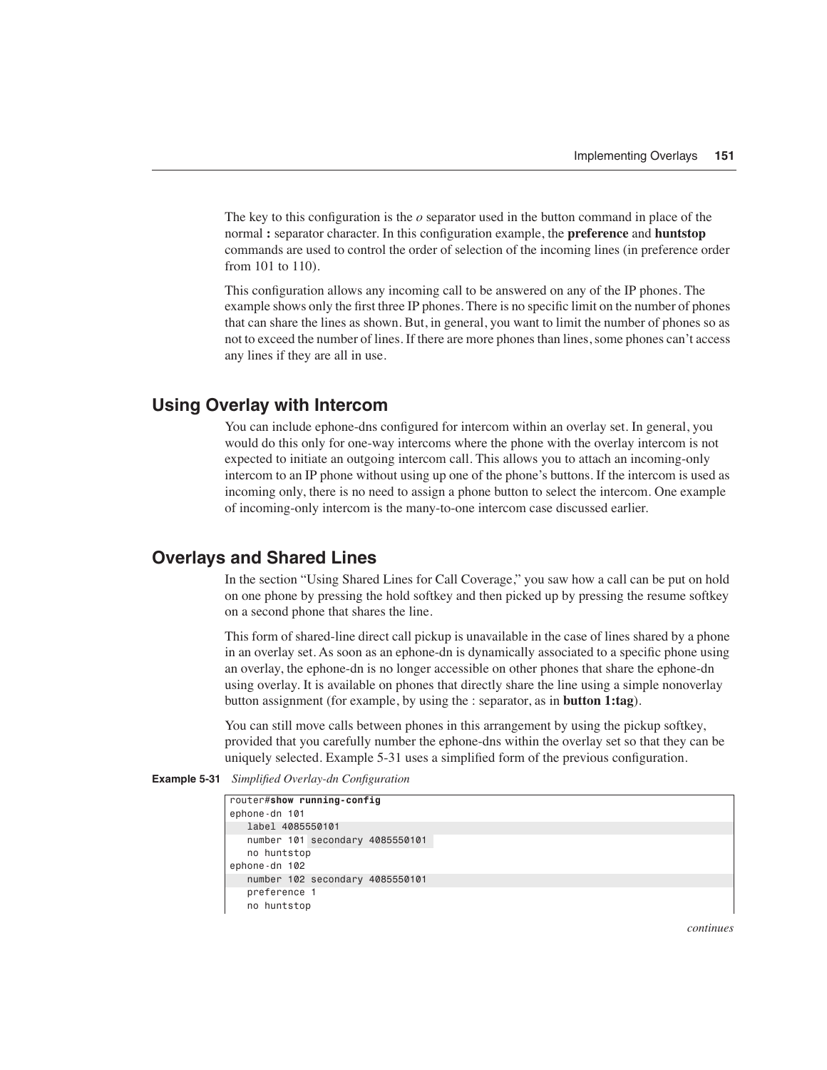The key to this configuration is the *o* separator used in the button command in place of the normal **:** separator character. In this configuration example, the **preference** and **huntstop** commands are used to control the order of selection of the incoming lines (in preference order from 101 to 110).

This configuration allows any incoming call to be answered on any of the IP phones. The example shows only the first three IP phones. There is no specific limit on the number of phones that can share the lines as shown. But, in general, you want to limit the number of phones so as not to exceed the number of lines. If there are more phones than lines, some phones can't access any lines if they are all in use.

## Using Overlay with Intercom

You can include ephone-dns configured for intercom within an overlay set. In general, you would do this only for one-way intercoms where the phone with the overlay intercom is not expected to initiate an outgoing intercom call. This allows you to attach an incoming-only intercom to an IP phone without using up one of the phone's buttons. If the intercom is used as incoming only, there is no need to assign a phone button to select the intercom. One example of incoming-only intercom is the many-to-one intercom case discussed earlier.

## Overlays and Shared Lines

In the section "Using Shared Lines for Call Coverage," you saw how a call can be put on hold on one phone by pressing the hold softkey and then picked up by pressing the resume softkey on a second phone that shares the line.

This form of shared-line direct call pickup is unavailable in the case of lines shared by a phone in an overlay set. As soon as an ephone-dn is dynamically associated to a specific phone using an overlay, the ephone-dn is no longer accessible on other phones that share the ephone-dn using overlay. It is available on phones that directly share the line using a simple nonoverlay button assignment (for example, by using the : separator, as in **button 1:tag**).

You can still move calls between phones in this arrangement by using the pickup softkey, provided that you carefully number the ephone-dns within the overlay set so that they can be uniquely selected. Example 5-31 uses a simplified form of the previous configuration.

**Example 5-31** *Simplified Overlay-dn Configuration*

```
router#show running-config
ephone-dn 101
   label 4085550101
   number 101 secondary 4085550101
   no huntstop
ephone-dn 102
   number 102 secondary 4085550101
   preference 1
   no huntstop
```

*continues*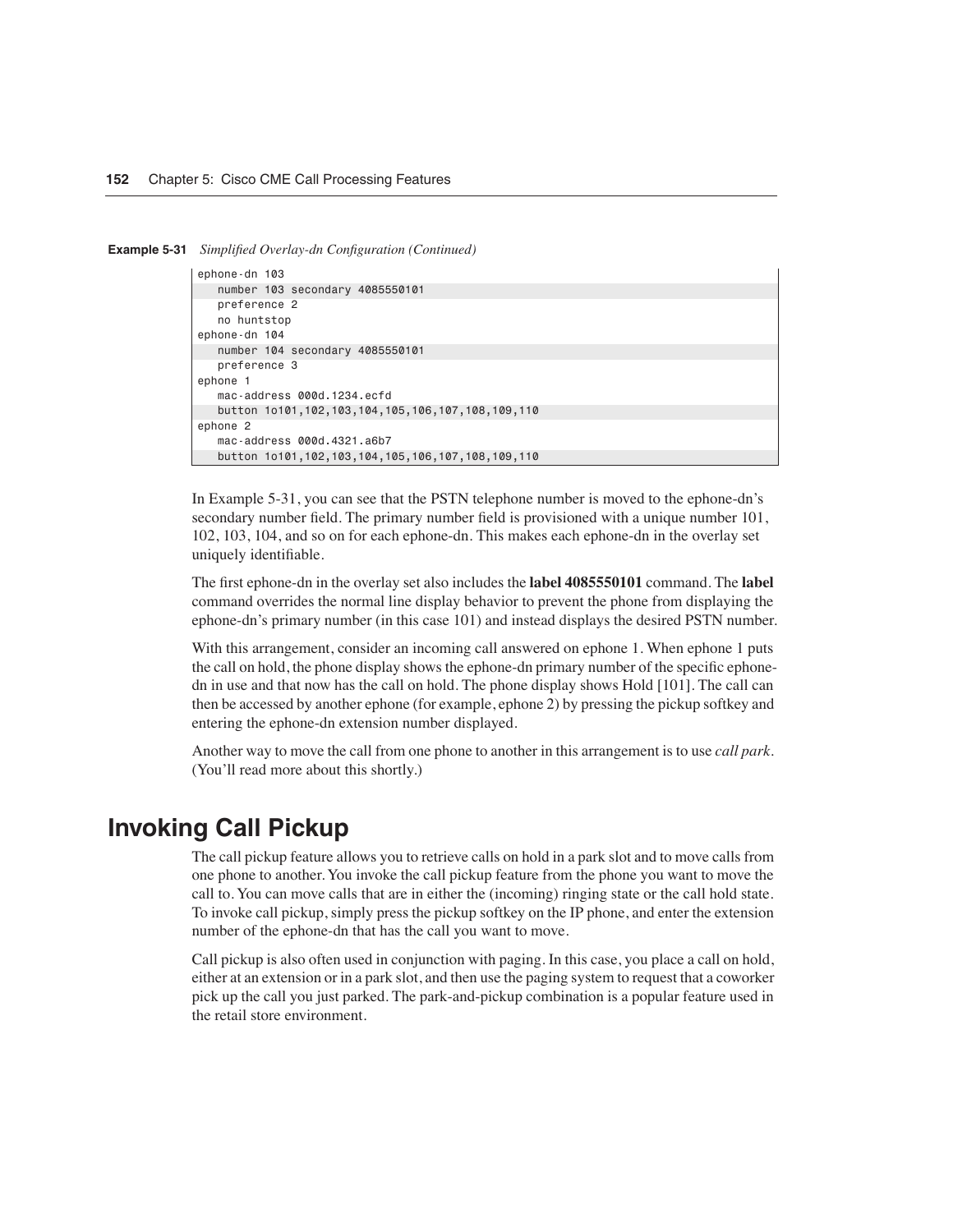**Example 5-31** *Simplified Overlay-dn Configuration (Continued)*

```
ephone-dn 103
   number 103 secondary 4085550101
   preference 2
   no huntstop
ephone-dn 104
   number 104 secondary 4085550101
   preference 3
ephone 1
   mac-address 000d.1234.ecfd
   button 1o101,102,103,104,105,106,107,108,109,110
ephone 2
   mac-address 000d.4321.a6b7
   button 1o101,102,103,104,105,106,107,108,109,110
```

In Example 5-31, you can see that the PSTN telephone number is moved to the ephone-dn's secondary number field. The primary number field is provisioned with a unique number 101, 102, 103, 104, and so on for each ephone-dn. This makes each ephone-dn in the overlay set uniquely identifiable.

The first ephone-dn in the overlay set also includes the **label 4085550101** command. The **label** command overrides the normal line display behavior to prevent the phone from displaying the ephone-dn's primary number (in this case 101) and instead displays the desired PSTN number.

With this arrangement, consider an incoming call answered on ephone 1. When ephone 1 puts the call on hold, the phone display shows the ephone-dn primary number of the specific ephone-dn in use and that now has the call on hold. The phone display shows Hold [101]. The call can then be accessed by another ephone (for example, ephone 2) by pressing the pickup softkey and entering the ephone-dn extension number displayed.

Another way to move the call from one phone to another in this arrangement is to use *call park*. (You'll read more about this shortly.)

# Invoking Call Pickup

The call pickup feature allows you to retrieve calls on hold in a park slot and to move calls from one phone to another. You invoke the call pickup feature from the phone you want to move the call to. You can move calls that are in either the (incoming) ringing state or the call hold state. To invoke call pickup, simply press the pickup softkey on the IP phone, and enter the extension number of the ephone-dn that has the call you want to move.

Call pickup is also often used in conjunction with paging. In this case, you place a call on hold, either at an extension or in a park slot, and then use the paging system to request that a coworker pick up the call you just parked. The park-and-pickup combination is a popular feature used in the retail store environment.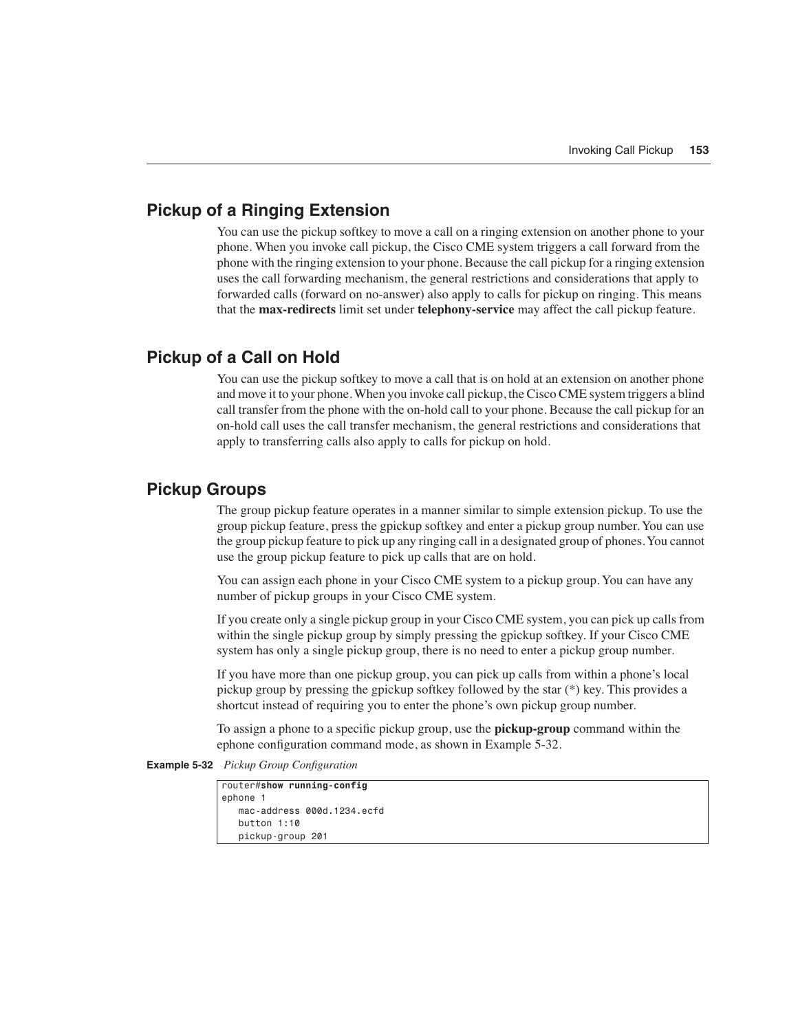## Pickup of a Ringing Extension

You can use the pickup softkey to move a call on a ringing extension on another phone to your phone. When you invoke call pickup, the Cisco CME system triggers a call forward from the phone with the ringing extension to your phone. Because the call pickup for a ringing extension uses the call forwarding mechanism, the general restrictions and considerations that apply to forwarded calls (forward on no-answer) also apply to calls for pickup on ringing. This means that the **max-redirects** limit set under **telephony-service** may affect the call pickup feature.

## Pickup of a Call on Hold

You can use the pickup softkey to move a call that is on hold at an extension on another phone and move it to your phone. When you invoke call pickup, the Cisco CME system triggers a blind call transfer from the phone with the on-hold call to your phone. Because the call pickup for an on-hold call uses the call transfer mechanism, the general restrictions and considerations that apply to transferring calls also apply to calls for pickup on hold.

## Pickup Groups

The group pickup feature operates in a manner similar to simple extension pickup. To use the group pickup feature, press the gpickup softkey and enter a pickup group number. You can use the group pickup feature to pick up any ringing call in a designated group of phones. You cannot use the group pickup feature to pick up calls that are on hold.

You can assign each phone in your Cisco CME system to a pickup group. You can have any number of pickup groups in your Cisco CME system.

If you create only a single pickup group in your Cisco CME system, you can pick up calls from within the single pickup group by simply pressing the gpickup softkey. If your Cisco CME system has only a single pickup group, there is no need to enter a pickup group number.

If you have more than one pickup group, you can pick up calls from within a phone's local pickup group by pressing the gpickup softkey followed by the star (*) key. This provides a shortcut instead of requiring you to enter the phone's own pickup group number.

To assign a phone to a specific pickup group, use the **pickup-group** command within the ephone configuration command mode, as shown in Example 5-32.

**Example 5-32** *Pickup Group Configuration*

```
router#show running-config
ephone 1
   mac-address 000d.1234.ecfd
   button 1:10
   pickup-group 201
```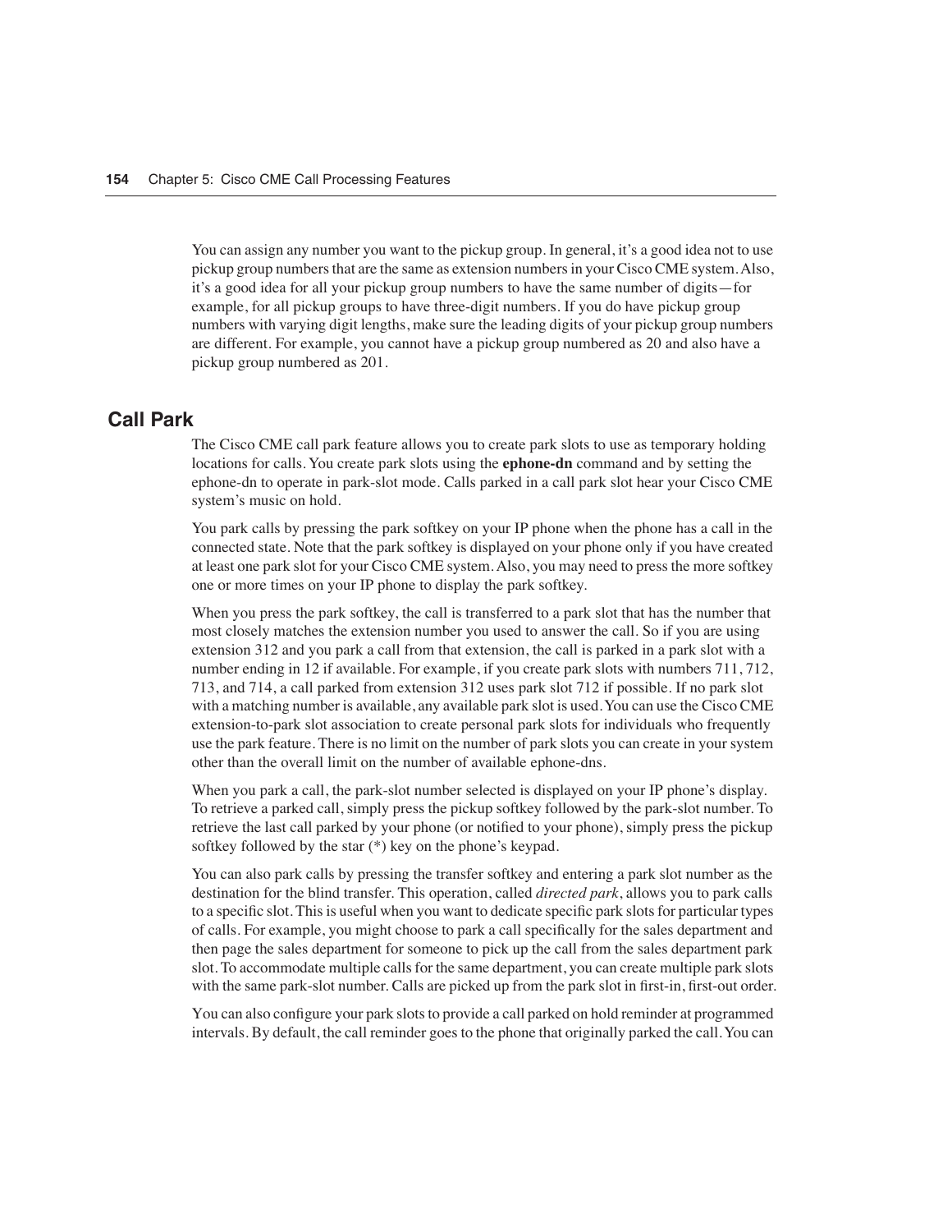You can assign any number you want to the pickup group. In general, it's a good idea not to use pickup group numbers that are the same as extension numbers in your Cisco CME system. Also, it's a good idea for all your pickup group numbers to have the same number of digits—for example, for all pickup groups to have three-digit numbers. If you do have pickup group numbers with varying digit lengths, make sure the leading digits of your pickup group numbers are different. For example, you cannot have a pickup group numbered as 20 and also have a pickup group numbered as 201.

## Call Park

The Cisco CME call park feature allows you to create park slots to use as temporary holding locations for calls. You create park slots using the **ephone-dn** command and by setting the ephone-dn to operate in park-slot mode. Calls parked in a call park slot hear your Cisco CME system's music on hold.

You park calls by pressing the park softkey on your IP phone when the phone has a call in the connected state. Note that the park softkey is displayed on your phone only if you have created at least one park slot for your Cisco CME system. Also, you may need to press the more softkey one or more times on your IP phone to display the park softkey.

When you press the park softkey, the call is transferred to a park slot that has the number that most closely matches the extension number you used to answer the call. So if you are using extension 312 and you park a call from that extension, the call is parked in a park slot with a number ending in 12 if available. For example, if you create park slots with numbers 711, 712, 713, and 714, a call parked from extension 312 uses park slot 712 if possible. If no park slot with a matching number is available, any available park slot is used. You can use the Cisco CME extension-to-park slot association to create personal park slots for individuals who frequently use the park feature. There is no limit on the number of park slots you can create in your system other than the overall limit on the number of available ephone-dns.

When you park a call, the park-slot number selected is displayed on your IP phone's display. To retrieve a parked call, simply press the pickup softkey followed by the park-slot number. To retrieve the last call parked by your phone (or notified to your phone), simply press the pickup softkey followed by the star (*) key on the phone's keypad.

You can also park calls by pressing the transfer softkey and entering a park slot number as the destination for the blind transfer. This operation, called *directed park*, allows you to park calls to a specific slot. This is useful when you want to dedicate specific park slots for particular types of calls. For example, you might choose to park a call specifically for the sales department and then page the sales department for someone to pick up the call from the sales department park slot. To accommodate multiple calls for the same department, you can create multiple park slots with the same park-slot number. Calls are picked up from the park slot in first-in, first-out order.

You can also configure your park slots to provide a call parked on hold reminder at programmed intervals. By default, the call reminder goes to the phone that originally parked the call. You can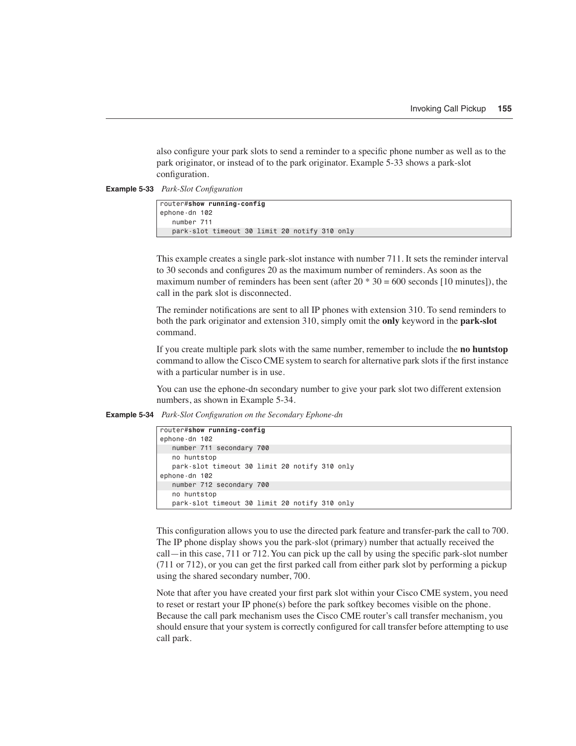also configure your park slots to send a reminder to a specific phone number as well as to the park originator, or instead of to the park originator. Example 5-33 shows a park-slot configuration.

**Example 5-33** *Park-Slot Configuration*

```
router#show running-config
ephone-dn 102
   number 711
   park-slot timeout 30 limit 20 notify 310 only
```

This example creates a single park-slot instance with number 711. It sets the reminder interval to 30 seconds and configures 20 as the maximum number of reminders. As soon as the maximum number of reminders has been sent (after 20 * 30 = 600 seconds [10 minutes]), the call in the park slot is disconnected.

The reminder notifications are sent to all IP phones with extension 310. To send reminders to both the park originator and extension 310, simply omit the **only** keyword in the **park-slot** command.

If you create multiple park slots with the same number, remember to include the **no huntstop** command to allow the Cisco CME system to search for alternative park slots if the first instance with a particular number is in use.

You can use the ephone-dn secondary number to give your park slot two different extension numbers, as shown in Example 5-34.

**Example 5-34** *Park-Slot Configuration on the Secondary Ephone-dn*

```
router#show running-config
ephone-dn 102
   number 711 secondary 700
   no huntstop
   park-slot timeout 30 limit 20 notify 310 only
ephone-dn 102
   number 712 secondary 700
   no huntstop
   park-slot timeout 30 limit 20 notify 310 only
```

This configuration allows you to use the directed park feature and transfer-park the call to 700. The IP phone display shows you the park-slot (primary) number that actually received the call—in this case, 711 or 712. You can pick up the call by using the specific park-slot number (711 or 712), or you can get the first parked call from either park slot by performing a pickup using the shared secondary number, 700.

Note that after you have created your first park slot within your Cisco CME system, you need to reset or restart your IP phone(s) before the park softkey becomes visible on the phone. Because the call park mechanism uses the Cisco CME router's call transfer mechanism, you should ensure that your system is correctly configured for call transfer before attempting to use call park.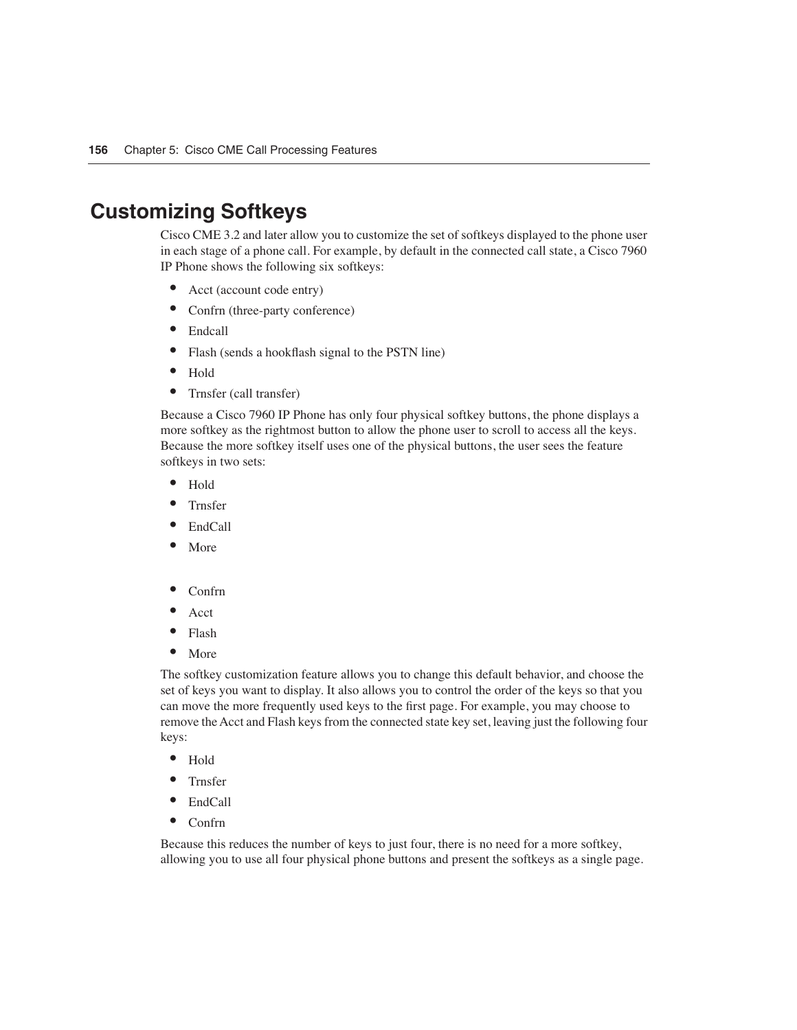## Customizing Softkeys

Cisco CME 3.2 and later allow you to customize the set of softkeys displayed to the phone user in each stage of a phone call. For example, by default in the connected call state, a Cisco 7960 IP Phone shows the following six softkeys:

- Acct (account code entry)
- Confrn (three-party conference)
- Endcall
- Flash (sends a hookflash signal to the PSTN line)
- Hold
- Trnsfer (call transfer)

Because a Cisco 7960 IP Phone has only four physical softkey buttons, the phone displays a more softkey as the rightmost button to allow the phone user to scroll to access all the keys. Because the more softkey itself uses one of the physical buttons, the user sees the feature softkeys in two sets:

- Hold
- Trnsfer
- EndCall
- More

<!-- -->

- Confrn
- Acct
- Flash
- More

The softkey customization feature allows you to change this default behavior, and choose the set of keys you want to display. It also allows you to control the order of the keys so that you can move the more frequently used keys to the first page. For example, you may choose to remove the Acct and Flash keys from the connected state key set, leaving just the following four keys:

- Hold
- Trnsfer
- EndCall
- Confrn

Because this reduces the number of keys to just four, there is no need for a more softkey, allowing you to use all four physical phone buttons and present the softkeys as a single page.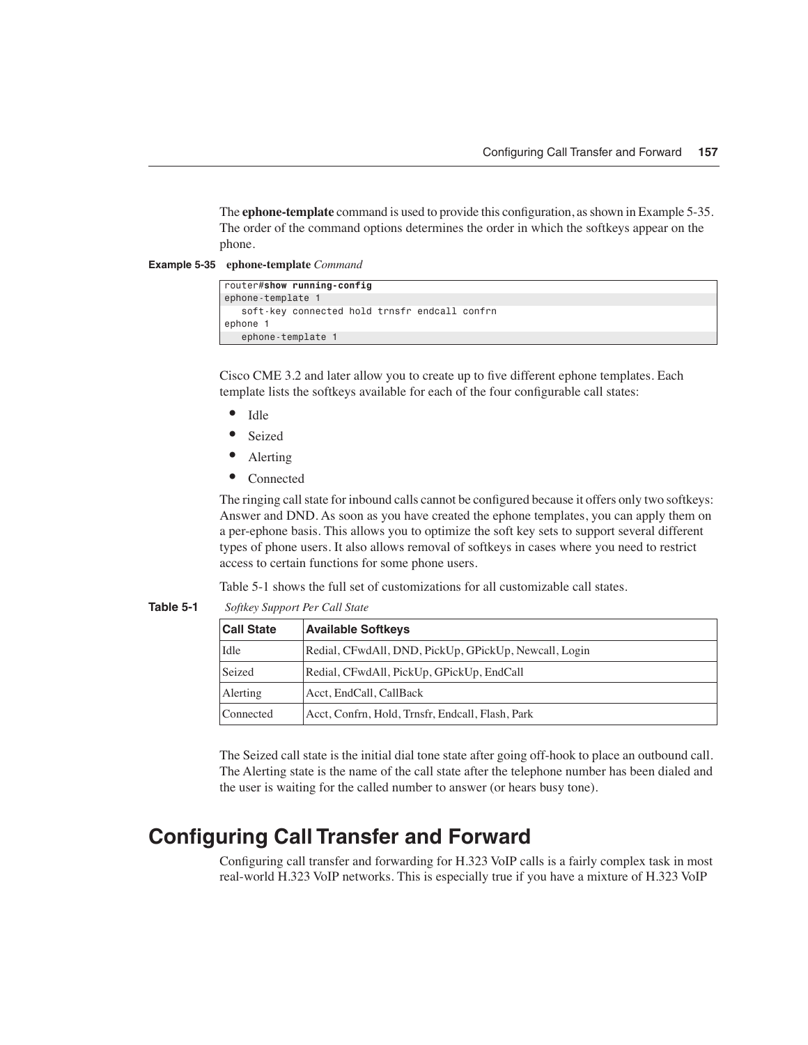The **ephone-template** command is used to provide this configuration, as shown in Example 5-35. The order of the command options determines the order in which the softkeys appear on the phone.

**Example 5-35** **ephone-template** *Command*

```
router#show running-config
ephone-template 1
   soft-key connected hold trnsfr endcall confrn
ephone 1
   ephone-template 1
```

Cisco CME 3.2 and later allow you to create up to five different ephone templates. Each template lists the softkeys available for each of the four configurable call states:

- Idle
- Seized
- Alerting
- Connected

The ringing call state for inbound calls cannot be configured because it offers only two softkeys: Answer and DND. As soon as you have created the ephone templates, you can apply them on a per-ephone basis. This allows you to optimize the soft key sets to support several different types of phone users. It also allows removal of softkeys in cases where you need to restrict access to certain functions for some phone users.

Table 5-1 shows the full set of customizations for all customizable call states.

**Table 5-1** *Softkey Support Per Call State*

| Call State | Available Softkeys |
|---|---|
| Idle | Redial, CFwdAll, DND, PickUp, GPickUp, Newcall, Login |
| Seized | Redial, CFwdAll, PickUp, GPickUp, EndCall |
| Alerting | Acct, EndCall, CallBack |
| Connected | Acct, Confrn, Hold, Trnsfr, Endcall, Flash, Park |

The Seized call state is the initial dial tone state after going off-hook to place an outbound call. The Alerting state is the name of the call state after the telephone number has been dialed and the user is waiting for the called number to answer (or hears busy tone).

# Configuring Call Transfer and Forward

Configuring call transfer and forwarding for H.323 VoIP calls is a fairly complex task in most real-world H.323 VoIP networks. This is especially true if you have a mixture of H.323 VoIP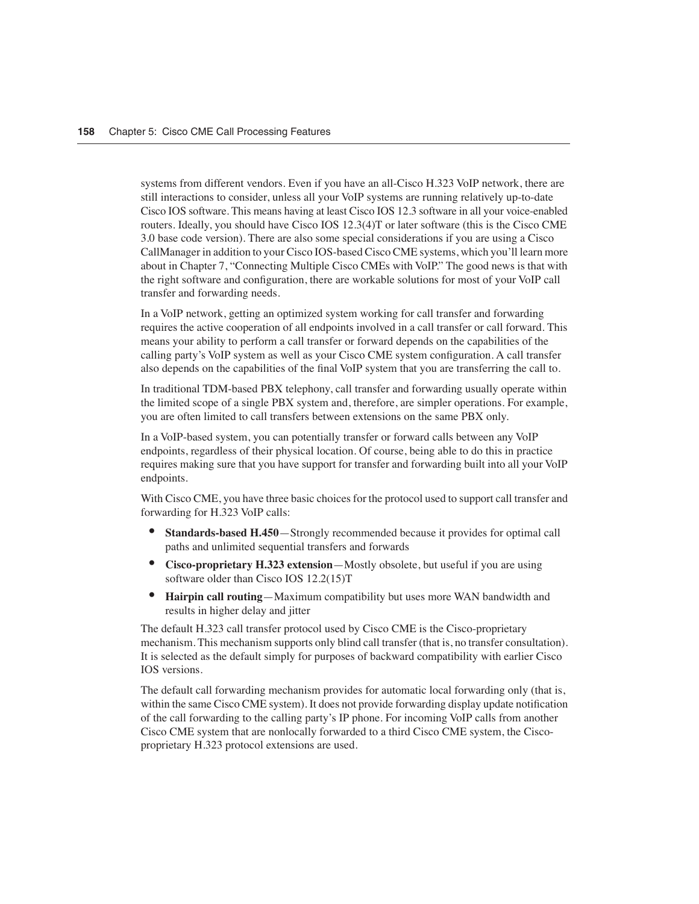systems from different vendors. Even if you have an all-Cisco H.323 VoIP network, there are still interactions to consider, unless all your VoIP systems are running relatively up-to-date Cisco IOS software. This means having at least Cisco IOS 12.3 software in all your voice-enabled routers. Ideally, you should have Cisco IOS 12.3(4)T or later software (this is the Cisco CME 3.0 base code version). There are also some special considerations if you are using a Cisco CallManager in addition to your Cisco IOS-based Cisco CME systems, which you'll learn more about in Chapter 7, "Connecting Multiple Cisco CMEs with VoIP." The good news is that with the right software and configuration, there are workable solutions for most of your VoIP call transfer and forwarding needs.

In a VoIP network, getting an optimized system working for call transfer and forwarding requires the active cooperation of all endpoints involved in a call transfer or call forward. This means your ability to perform a call transfer or forward depends on the capabilities of the calling party's VoIP system as well as your Cisco CME system configuration. A call transfer also depends on the capabilities of the final VoIP system that you are transferring the call to.

In traditional TDM-based PBX telephony, call transfer and forwarding usually operate within the limited scope of a single PBX system and, therefore, are simpler operations. For example, you are often limited to call transfers between extensions on the same PBX only.

In a VoIP-based system, you can potentially transfer or forward calls between any VoIP endpoints, regardless of their physical location. Of course, being able to do this in practice requires making sure that you have support for transfer and forwarding built into all your VoIP endpoints.

With Cisco CME, you have three basic choices for the protocol used to support call transfer and forwarding for H.323 VoIP calls:

- **Standards-based H.450**—Strongly recommended because it provides for optimal call paths and unlimited sequential transfers and forwards
- **Cisco-proprietary H.323 extension**—Mostly obsolete, but useful if you are using software older than Cisco IOS 12.2(15)T
- **Hairpin call routing**—Maximum compatibility but uses more WAN bandwidth and results in higher delay and jitter

The default H.323 call transfer protocol used by Cisco CME is the Cisco-proprietary mechanism. This mechanism supports only blind call transfer (that is, no transfer consultation). It is selected as the default simply for purposes of backward compatibility with earlier Cisco IOS versions.

The default call forwarding mechanism provides for automatic local forwarding only (that is, within the same Cisco CME system). It does not provide forwarding display update notification of the call forwarding to the calling party's IP phone. For incoming VoIP calls from another Cisco CME system that are nonlocally forwarded to a third Cisco CME system, the Cisco-proprietary H.323 protocol extensions are used.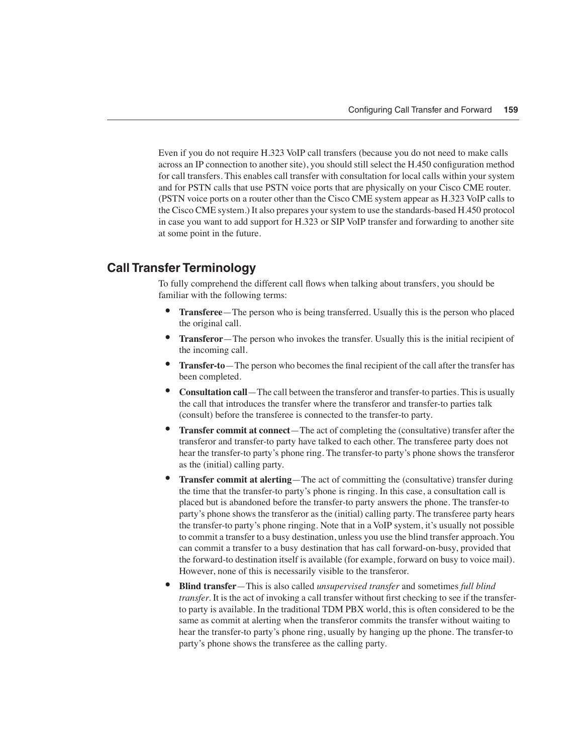Even if you do not require H.323 VoIP call transfers (because you do not need to make calls across an IP connection to another site), you should still select the H.450 configuration method for call transfers. This enables call transfer with consultation for local calls within your system and for PSTN calls that use PSTN voice ports that are physically on your Cisco CME router. (PSTN voice ports on a router other than the Cisco CME system appear as H.323 VoIP calls to the Cisco CME system.) It also prepares your system to use the standards-based H.450 protocol in case you want to add support for H.323 or SIP VoIP transfer and forwarding to another site at some point in the future.

## Call Transfer Terminology

To fully comprehend the different call flows when talking about transfers, you should be familiar with the following terms:

- **Transferee**—The person who is being transferred. Usually this is the person who placed the original call.
- **Transferor**—The person who invokes the transfer. Usually this is the initial recipient of the incoming call.
- **Transfer-to**—The person who becomes the final recipient of the call after the transfer has been completed.
- **Consultation call**—The call between the transferor and transfer-to parties. This is usually the call that introduces the transfer where the transferor and transfer-to parties talk (consult) before the transferee is connected to the transfer-to party.
- **Transfer commit at connect**—The act of completing the (consultative) transfer after the transferor and transfer-to party have talked to each other. The transferee party does not hear the transfer-to party's phone ring. The transfer-to party's phone shows the transferor as the (initial) calling party.
- **Transfer commit at alerting**—The act of committing the (consultative) transfer during the time that the transfer-to party's phone is ringing. In this case, a consultation call is placed but is abandoned before the transfer-to party answers the phone. The transfer-to party's phone shows the transferor as the (initial) calling party. The transferee party hears the transfer-to party's phone ringing. Note that in a VoIP system, it's usually not possible to commit a transfer to a busy destination, unless you use the blind transfer approach. You can commit a transfer to a busy destination that has call forward-on-busy, provided that the forward-to destination itself is available (for example, forward on busy to voice mail). However, none of this is necessarily visible to the transferor.
- **Blind transfer**—This is also called *unsupervised transfer* and sometimes *full blind transfer*. It is the act of invoking a call transfer without first checking to see if the transfer-to party is available. In the traditional TDM PBX world, this is often considered to be the same as commit at alerting when the transferor commits the transfer without waiting to hear the transfer-to party's phone ring, usually by hanging up the phone. The transfer-to party's phone shows the transferee as the calling party.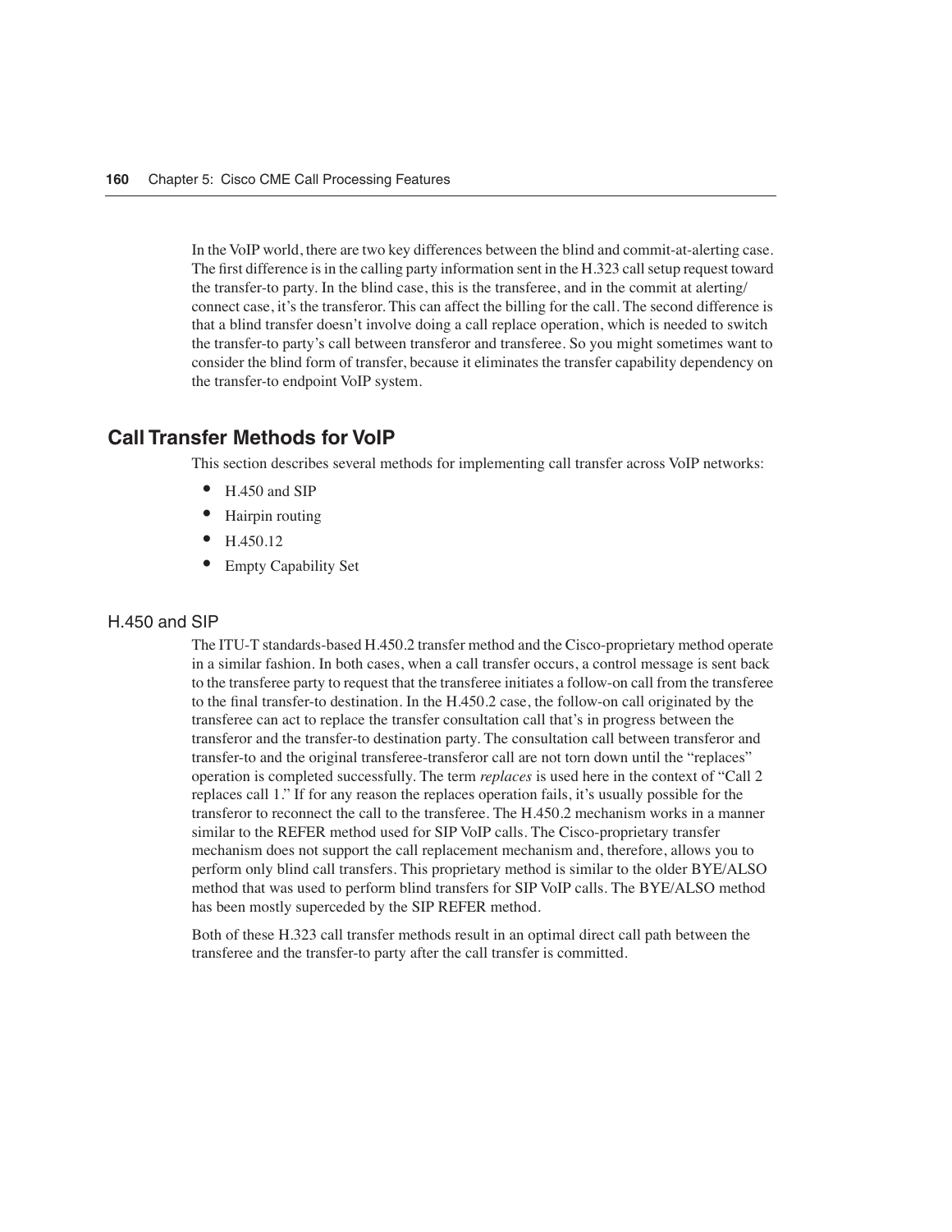In the VoIP world, there are two key differences between the blind and commit-at-alerting case. The first difference is in the calling party information sent in the H.323 call setup request toward the transfer-to party. In the blind case, this is the transferee, and in the commit at alerting/connect case, it's the transferor. This can affect the billing for the call. The second difference is that a blind transfer doesn't involve doing a call replace operation, which is needed to switch the transfer-to party's call between transferor and transferee. So you might sometimes want to consider the blind form of transfer, because it eliminates the transfer capability dependency on the transfer-to endpoint VoIP system.

## Call Transfer Methods for VoIP

This section describes several methods for implementing call transfer across VoIP networks:

- H.450 and SIP
- Hairpin routing
- H.450.12
- Empty Capability Set

### H.450 and SIP

The ITU-T standards-based H.450.2 transfer method and the Cisco-proprietary method operate in a similar fashion. In both cases, when a call transfer occurs, a control message is sent back to the transferee party to request that the transferee initiates a follow-on call from the transferee to the final transfer-to destination. In the H.450.2 case, the follow-on call originated by the transferee can act to replace the transfer consultation call that's in progress between the transferor and the transfer-to destination party. The consultation call between transferor and transfer-to and the original transferee-transferor call are not torn down until the "replaces" operation is completed successfully. The term *replaces* is used here in the context of "Call 2 replaces call 1." If for any reason the replaces operation fails, it's usually possible for the transferor to reconnect the call to the transferee. The H.450.2 mechanism works in a manner similar to the REFER method used for SIP VoIP calls. The Cisco-proprietary transfer mechanism does not support the call replacement mechanism and, therefore, allows you to perform only blind call transfers. This proprietary method is similar to the older BYE/ALSO method that was used to perform blind transfers for SIP VoIP calls. The BYE/ALSO method has been mostly superceded by the SIP REFER method.

Both of these H.323 call transfer methods result in an optimal direct call path between the transferee and the transfer-to party after the call transfer is committed.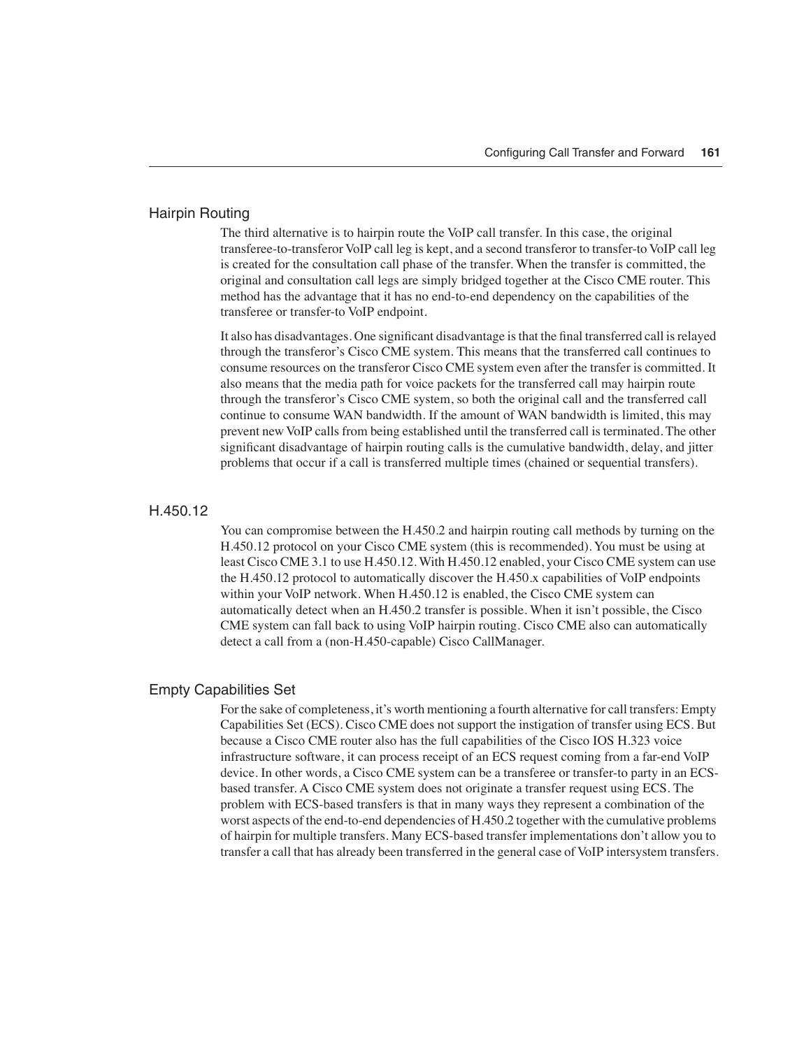### Hairpin Routing

The third alternative is to hairpin route the VoIP call transfer. In this case, the original transferee-to-transferor VoIP call leg is kept, and a second transferor to transfer-to VoIP call leg is created for the consultation call phase of the transfer. When the transfer is committed, the original and consultation call legs are simply bridged together at the Cisco CME router. This method has the advantage that it has no end-to-end dependency on the capabilities of the transferee or transfer-to VoIP endpoint.

It also has disadvantages. One significant disadvantage is that the final transferred call is relayed through the transferor's Cisco CME system. This means that the transferred call continues to consume resources on the transferor Cisco CME system even after the transfer is committed. It also means that the media path for voice packets for the transferred call may hairpin route through the transferor's Cisco CME system, so both the original call and the transferred call continue to consume WAN bandwidth. If the amount of WAN bandwidth is limited, this may prevent new VoIP calls from being established until the transferred call is terminated. The other significant disadvantage of hairpin routing calls is the cumulative bandwidth, delay, and jitter problems that occur if a call is transferred multiple times (chained or sequential transfers).

### H.450.12

You can compromise between the H.450.2 and hairpin routing call methods by turning on the H.450.12 protocol on your Cisco CME system (this is recommended). You must be using at least Cisco CME 3.1 to use H.450.12. With H.450.12 enabled, your Cisco CME system can use the H.450.12 protocol to automatically discover the H.450.x capabilities of VoIP endpoints within your VoIP network. When H.450.12 is enabled, the Cisco CME system can automatically detect when an H.450.2 transfer is possible. When it isn't possible, the Cisco CME system can fall back to using VoIP hairpin routing. Cisco CME also can automatically detect a call from a (non-H.450-capable) Cisco CallManager.

### Empty Capabilities Set

For the sake of completeness, it's worth mentioning a fourth alternative for call transfers: Empty Capabilities Set (ECS). Cisco CME does not support the instigation of transfer using ECS. But because a Cisco CME router also has the full capabilities of the Cisco IOS H.323 voice infrastructure software, it can process receipt of an ECS request coming from a far-end VoIP device. In other words, a Cisco CME system can be a transferee or transfer-to party in an ECS-based transfer. A Cisco CME system does not originate a transfer request using ECS. The problem with ECS-based transfers is that in many ways they represent a combination of the worst aspects of the end-to-end dependencies of H.450.2 together with the cumulative problems of hairpin for multiple transfers. Many ECS-based transfer implementations don't allow you to transfer a call that has already been transferred in the general case of VoIP intersystem transfers.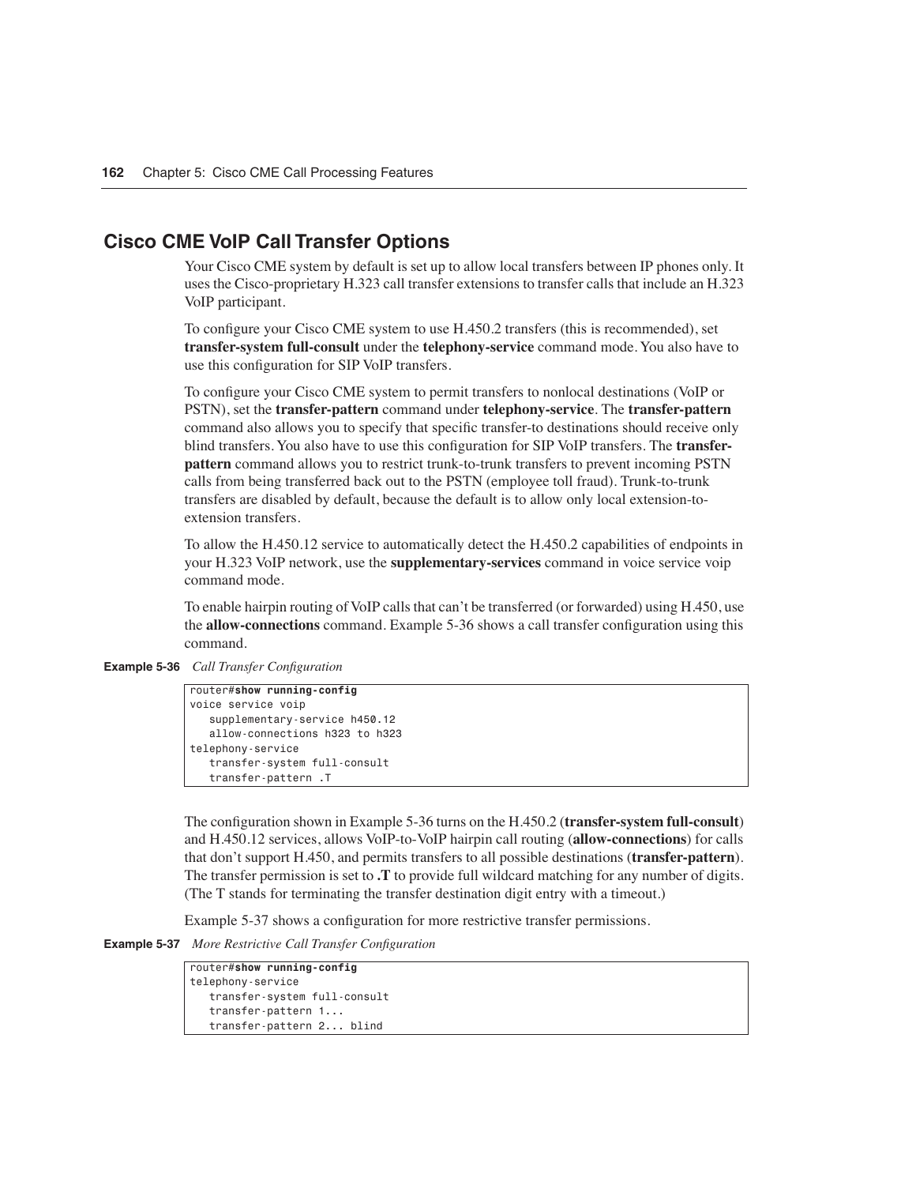## Cisco CME VoIP Call Transfer Options

Your Cisco CME system by default is set up to allow local transfers between IP phones only. It uses the Cisco-proprietary H.323 call transfer extensions to transfer calls that include an H.323 VoIP participant.

To configure your Cisco CME system to use H.450.2 transfers (this is recommended), set **transfer-system full-consult** under the **telephony-service** command mode. You also have to use this configuration for SIP VoIP transfers.

To configure your Cisco CME system to permit transfers to nonlocal destinations (VoIP or PSTN), set the **transfer-pattern** command under **telephony-service**. The **transfer-pattern** command also allows you to specify that specific transfer-to destinations should receive only blind transfers. You also have to use this configuration for SIP VoIP transfers. The **transfer-pattern** command allows you to restrict trunk-to-trunk transfers to prevent incoming PSTN calls from being transferred back out to the PSTN (employee toll fraud). Trunk-to-trunk transfers are disabled by default, because the default is to allow only local extension-to-extension transfers.

To allow the H.450.12 service to automatically detect the H.450.2 capabilities of endpoints in your H.323 VoIP network, use the **supplementary-services** command in voice service voip command mode.

To enable hairpin routing of VoIP calls that can't be transferred (or forwarded) using H.450, use the **allow-connections** command. Example 5-36 shows a call transfer configuration using this command.

**Example 5-36** *Call Transfer Configuration*

```
router#show running-config
voice service voip
   supplementary-service h450.12
   allow-connections h323 to h323
telephony-service
   transfer-system full-consult
   transfer-pattern .T
```

The configuration shown in Example 5-36 turns on the H.450.2 (**transfer-system full-consult**) and H.450.12 services, allows VoIP-to-VoIP hairpin call routing (**allow-connections**) for calls that don't support H.450, and permits transfers to all possible destinations (**transfer-pattern**). The transfer permission is set to **.T** to provide full wildcard matching for any number of digits. (The T stands for terminating the transfer destination digit entry with a timeout.)

Example 5-37 shows a configuration for more restrictive transfer permissions.

**Example 5-37** *More Restrictive Call Transfer Configuration*

```
router#show running-config
telephony-service
   transfer-system full-consult
   transfer-pattern 1...
   transfer-pattern 2... blind
```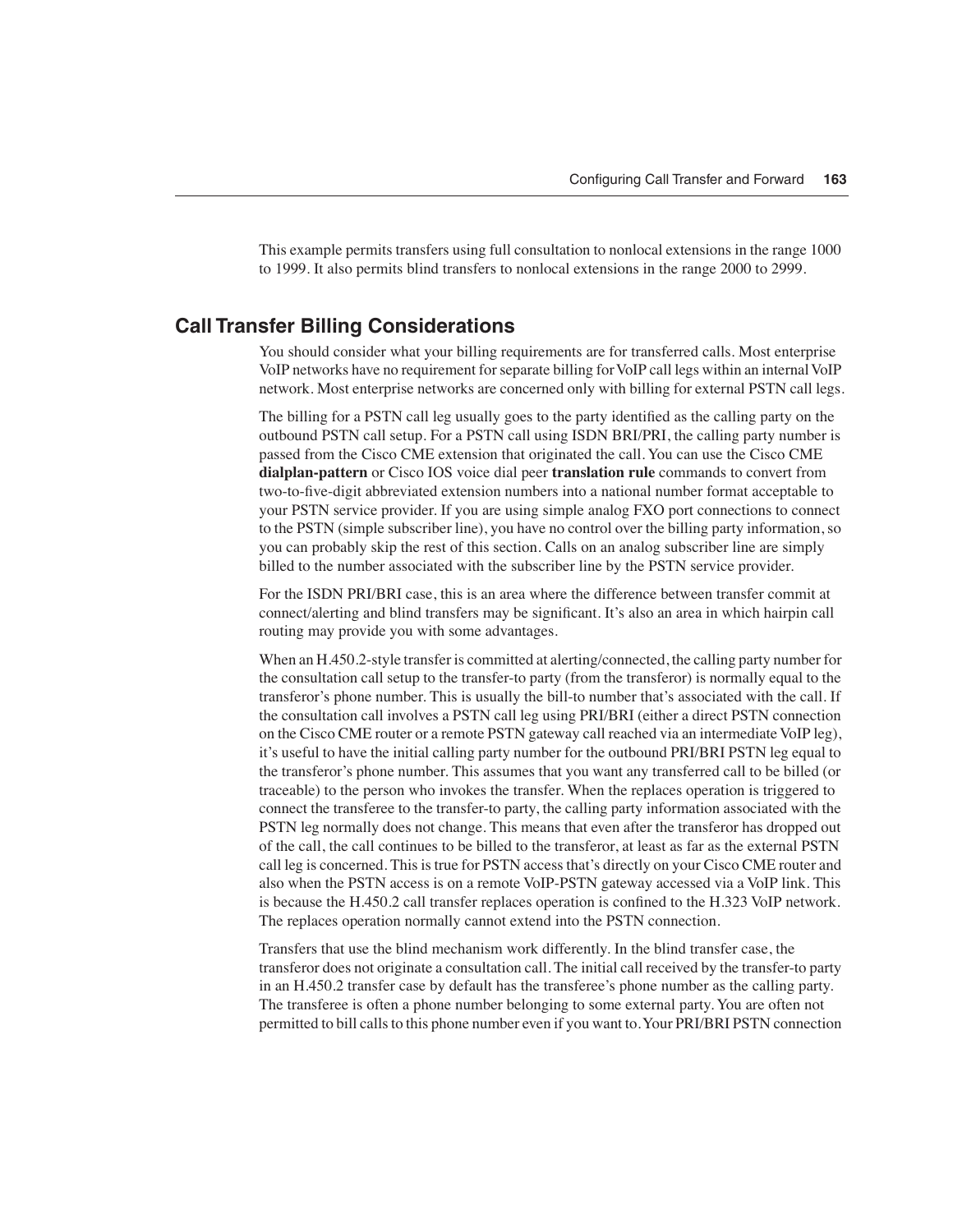This example permits transfers using full consultation to nonlocal extensions in the range 1000 to 1999. It also permits blind transfers to nonlocal extensions in the range 2000 to 2999.

## Call Transfer Billing Considerations

You should consider what your billing requirements are for transferred calls. Most enterprise VoIP networks have no requirement for separate billing for VoIP call legs within an internal VoIP network. Most enterprise networks are concerned only with billing for external PSTN call legs.

The billing for a PSTN call leg usually goes to the party identified as the calling party on the outbound PSTN call setup. For a PSTN call using ISDN BRI/PRI, the calling party number is passed from the Cisco CME extension that originated the call. You can use the Cisco CME **dialplan-pattern** or Cisco IOS voice dial peer **translation rule** commands to convert from two-to-five-digit abbreviated extension numbers into a national number format acceptable to your PSTN service provider. If you are using simple analog FXO port connections to connect to the PSTN (simple subscriber line), you have no control over the billing party information, so you can probably skip the rest of this section. Calls on an analog subscriber line are simply billed to the number associated with the subscriber line by the PSTN service provider.

For the ISDN PRI/BRI case, this is an area where the difference between transfer commit at connect/alerting and blind transfers may be significant. It's also an area in which hairpin call routing may provide you with some advantages.

When an H.450.2-style transfer is committed at alerting/connected, the calling party number for the consultation call setup to the transfer-to party (from the transferor) is normally equal to the transferor's phone number. This is usually the bill-to number that's associated with the call. If the consultation call involves a PSTN call leg using PRI/BRI (either a direct PSTN connection on the Cisco CME router or a remote PSTN gateway call reached via an intermediate VoIP leg), it's useful to have the initial calling party number for the outbound PRI/BRI PSTN leg equal to the transferor's phone number. This assumes that you want any transferred call to be billed (or traceable) to the person who invokes the transfer. When the replaces operation is triggered to connect the transferee to the transfer-to party, the calling party information associated with the PSTN leg normally does not change. This means that even after the transferor has dropped out of the call, the call continues to be billed to the transferor, at least as far as the external PSTN call leg is concerned. This is true for PSTN access that's directly on your Cisco CME router and also when the PSTN access is on a remote VoIP-PSTN gateway accessed via a VoIP link. This is because the H.450.2 call transfer replaces operation is confined to the H.323 VoIP network. The replaces operation normally cannot extend into the PSTN connection.

Transfers that use the blind mechanism work differently. In the blind transfer case, the transferor does not originate a consultation call. The initial call received by the transfer-to party in an H.450.2 transfer case by default has the transferee's phone number as the calling party. The transferee is often a phone number belonging to some external party. You are often not permitted to bill calls to this phone number even if you want to. Your PRI/BRI PSTN connection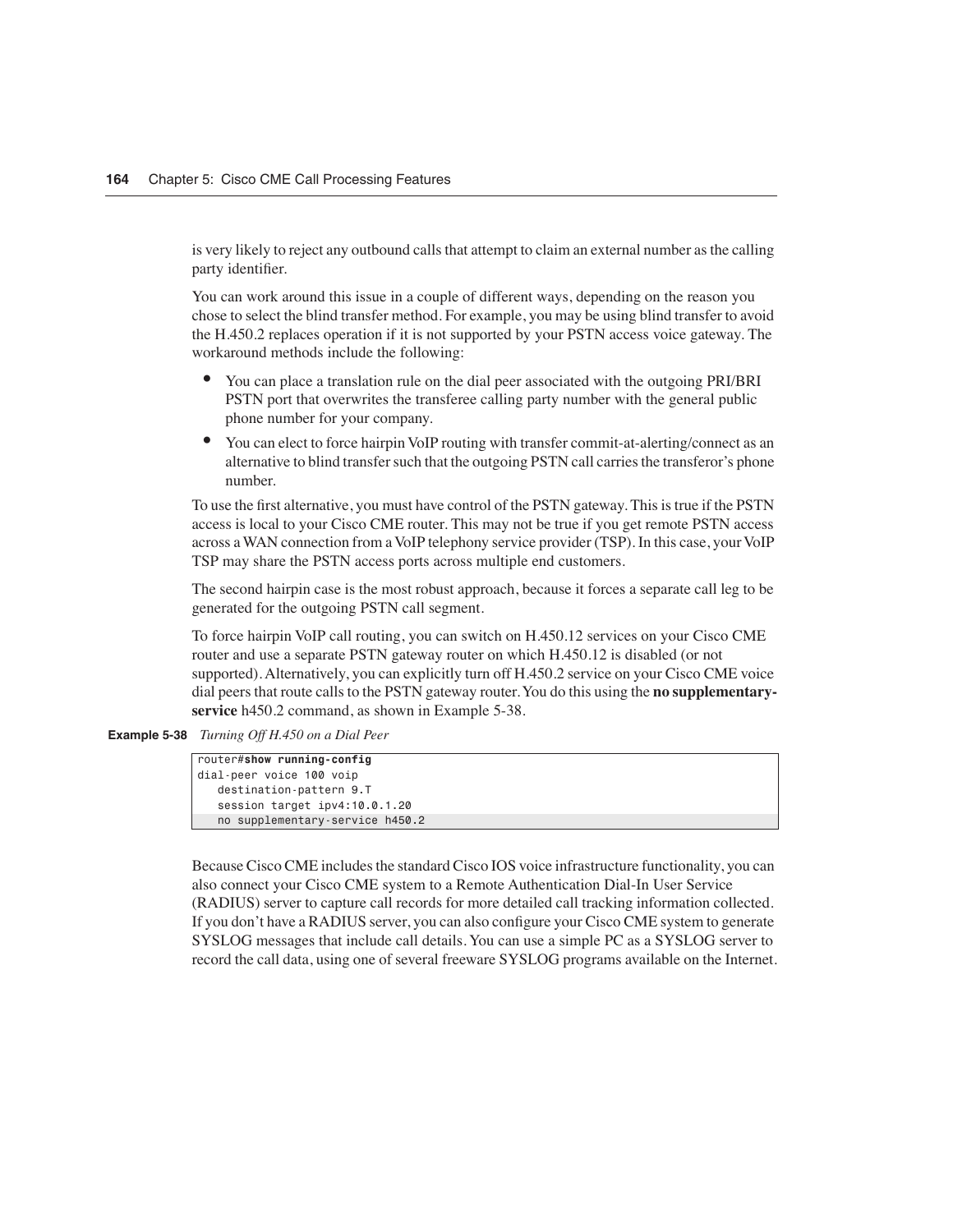is very likely to reject any outbound calls that attempt to claim an external number as the calling party identifier.

You can work around this issue in a couple of different ways, depending on the reason you chose to select the blind transfer method. For example, you may be using blind transfer to avoid the H.450.2 replaces operation if it is not supported by your PSTN access voice gateway. The workaround methods include the following:

- You can place a translation rule on the dial peer associated with the outgoing PRI/BRI PSTN port that overwrites the transferee calling party number with the general public phone number for your company.
- You can elect to force hairpin VoIP routing with transfer commit-at-alerting/connect as an alternative to blind transfer such that the outgoing PSTN call carries the transferor's phone number.

To use the first alternative, you must have control of the PSTN gateway. This is true if the PSTN access is local to your Cisco CME router. This may not be true if you get remote PSTN access across a WAN connection from a VoIP telephony service provider (TSP). In this case, your VoIP TSP may share the PSTN access ports across multiple end customers.

The second hairpin case is the most robust approach, because it forces a separate call leg to be generated for the outgoing PSTN call segment.

To force hairpin VoIP call routing, you can switch on H.450.12 services on your Cisco CME router and use a separate PSTN gateway router on which H.450.12 is disabled (or not supported). Alternatively, you can explicitly turn off H.450.2 service on your Cisco CME voice dial peers that route calls to the PSTN gateway router. You do this using the **no supplementary-service** h450.2 command, as shown in Example 5-38.

**Example 5-38** *Turning Off H.450 on a Dial Peer*

```
router#show running-config
dial-peer voice 100 voip
   destination-pattern 9.T
   session target ipv4:10.0.1.20
   no supplementary-service h450.2
```

Because Cisco CME includes the standard Cisco IOS voice infrastructure functionality, you can also connect your Cisco CME system to a Remote Authentication Dial-In User Service (RADIUS) server to capture call records for more detailed call tracking information collected. If you don't have a RADIUS server, you can also configure your Cisco CME system to generate SYSLOG messages that include call details. You can use a simple PC as a SYSLOG server to record the call data, using one of several freeware SYSLOG programs available on the Internet.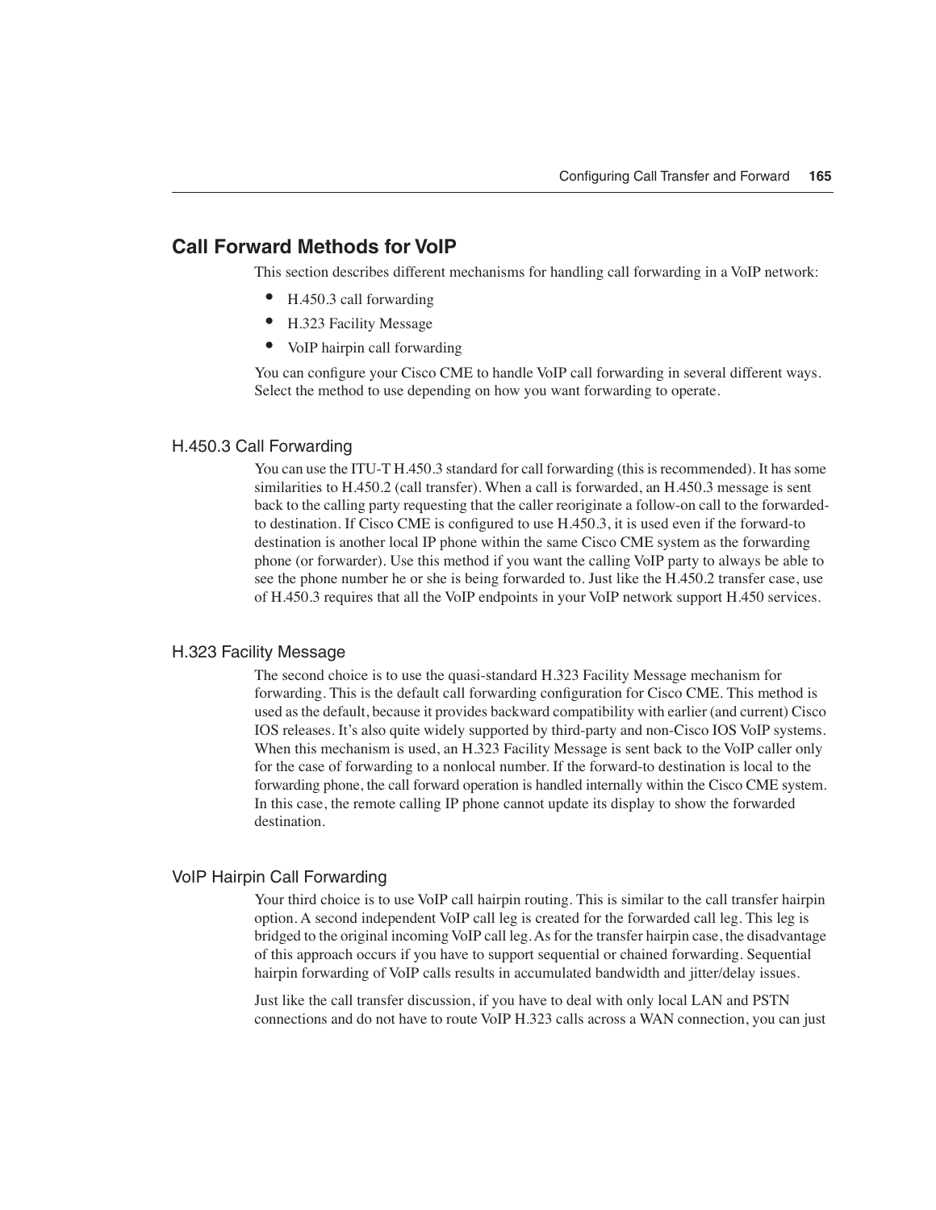## Call Forward Methods for VoIP

This section describes different mechanisms for handling call forwarding in a VoIP network:

- H.450.3 call forwarding
- H.323 Facility Message
- VoIP hairpin call forwarding

You can configure your Cisco CME to handle VoIP call forwarding in several different ways. Select the method to use depending on how you want forwarding to operate.

### H.450.3 Call Forwarding

You can use the ITU-T H.450.3 standard for call forwarding (this is recommended). It has some similarities to H.450.2 (call transfer). When a call is forwarded, an H.450.3 message is sent back to the calling party requesting that the caller reoriginate a follow-on call to the forwarded-to destination. If Cisco CME is configured to use H.450.3, it is used even if the forward-to destination is another local IP phone within the same Cisco CME system as the forwarding phone (or forwarder). Use this method if you want the calling VoIP party to always be able to see the phone number he or she is being forwarded to. Just like the H.450.2 transfer case, use of H.450.3 requires that all the VoIP endpoints in your VoIP network support H.450 services.

### H.323 Facility Message

The second choice is to use the quasi-standard H.323 Facility Message mechanism for forwarding. This is the default call forwarding configuration for Cisco CME. This method is used as the default, because it provides backward compatibility with earlier (and current) Cisco IOS releases. It's also quite widely supported by third-party and non-Cisco IOS VoIP systems. When this mechanism is used, an H.323 Facility Message is sent back to the VoIP caller only for the case of forwarding to a nonlocal number. If the forward-to destination is local to the forwarding phone, the call forward operation is handled internally within the Cisco CME system. In this case, the remote calling IP phone cannot update its display to show the forwarded destination.

### VoIP Hairpin Call Forwarding

Your third choice is to use VoIP call hairpin routing. This is similar to the call transfer hairpin option. A second independent VoIP call leg is created for the forwarded call leg. This leg is bridged to the original incoming VoIP call leg. As for the transfer hairpin case, the disadvantage of this approach occurs if you have to support sequential or chained forwarding. Sequential hairpin forwarding of VoIP calls results in accumulated bandwidth and jitter/delay issues.

Just like the call transfer discussion, if you have to deal with only local LAN and PSTN connections and do not have to route VoIP H.323 calls across a WAN connection, you can just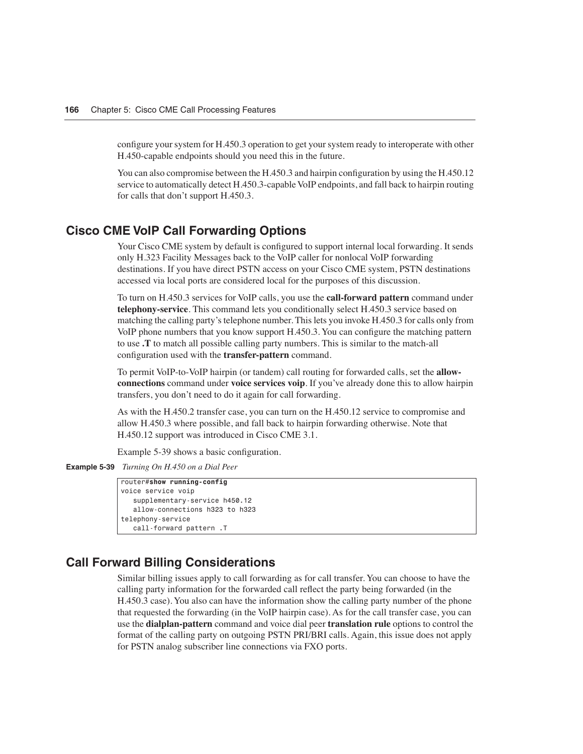configure your system for H.450.3 operation to get your system ready to interoperate with other H.450-capable endpoints should you need this in the future.

You can also compromise between the H.450.3 and hairpin configuration by using the H.450.12 service to automatically detect H.450.3-capable VoIP endpoints, and fall back to hairpin routing for calls that don't support H.450.3.

## Cisco CME VoIP Call Forwarding Options

Your Cisco CME system by default is configured to support internal local forwarding. It sends only H.323 Facility Messages back to the VoIP caller for nonlocal VoIP forwarding destinations. If you have direct PSTN access on your Cisco CME system, PSTN destinations accessed via local ports are considered local for the purposes of this discussion.

To turn on H.450.3 services for VoIP calls, you use the **call-forward pattern** command under **telephony-service**. This command lets you conditionally select H.450.3 service based on matching the calling party's telephone number. This lets you invoke H.450.3 for calls only from VoIP phone numbers that you know support H.450.3. You can configure the matching pattern to use **.T** to match all possible calling party numbers. This is similar to the match-all configuration used with the **transfer-pattern** command.

To permit VoIP-to-VoIP hairpin (or tandem) call routing for forwarded calls, set the **allow-connections** command under **voice services voip**. If you've already done this to allow hairpin transfers, you don't need to do it again for call forwarding.

As with the H.450.2 transfer case, you can turn on the H.450.12 service to compromise and allow H.450.3 where possible, and fall back to hairpin forwarding otherwise. Note that H.450.12 support was introduced in Cisco CME 3.1.

Example 5-39 shows a basic configuration.

**Example 5-39** *Turning On H.450 on a Dial Peer*

```
router#show running-config
voice service voip
   supplementary-service h450.12
   allow-connections h323 to h323
telephony-service
   call-forward pattern .T
```

## Call Forward Billing Considerations

Similar billing issues apply to call forwarding as for call transfer. You can choose to have the calling party information for the forwarded call reflect the party being forwarded (in the H.450.3 case). You also can have the information show the calling party number of the phone that requested the forwarding (in the VoIP hairpin case). As for the call transfer case, you can use the **dialplan-pattern** command and voice dial peer **translation rule** options to control the format of the calling party on outgoing PSTN PRI/BRI calls. Again, this issue does not apply for PSTN analog subscriber line connections via FXO ports.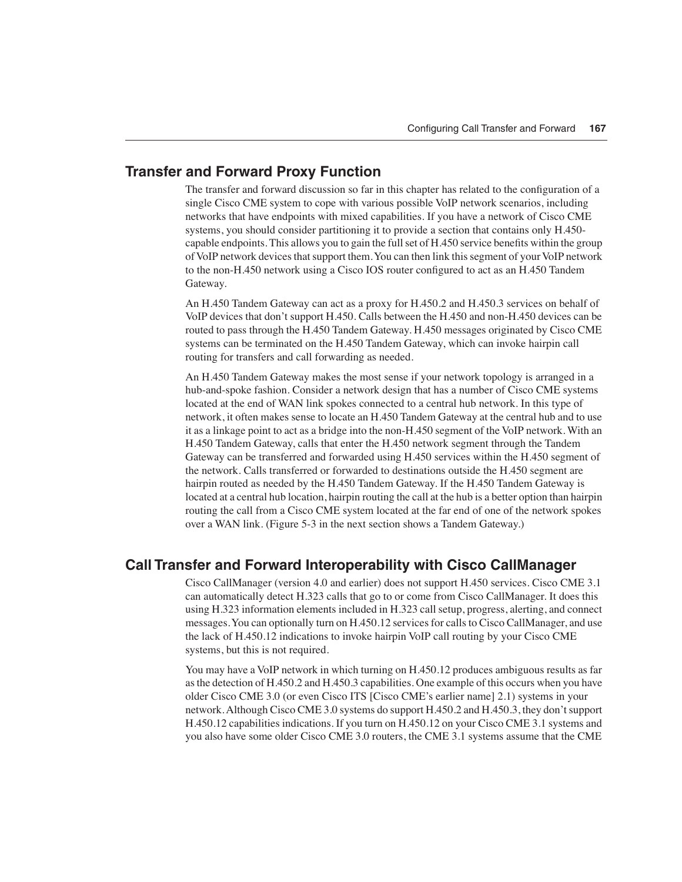## Transfer and Forward Proxy Function

The transfer and forward discussion so far in this chapter has related to the configuration of a single Cisco CME system to cope with various possible VoIP network scenarios, including networks that have endpoints with mixed capabilities. If you have a network of Cisco CME systems, you should consider partitioning it to provide a section that contains only H.450-capable endpoints. This allows you to gain the full set of H.450 service benefits within the group of VoIP network devices that support them. You can then link this segment of your VoIP network to the non-H.450 network using a Cisco IOS router configured to act as an H.450 Tandem Gateway.

An H.450 Tandem Gateway can act as a proxy for H.450.2 and H.450.3 services on behalf of VoIP devices that don't support H.450. Calls between the H.450 and non-H.450 devices can be routed to pass through the H.450 Tandem Gateway. H.450 messages originated by Cisco CME systems can be terminated on the H.450 Tandem Gateway, which can invoke hairpin call routing for transfers and call forwarding as needed.

An H.450 Tandem Gateway makes the most sense if your network topology is arranged in a hub-and-spoke fashion. Consider a network design that has a number of Cisco CME systems located at the end of WAN link spokes connected to a central hub network. In this type of network, it often makes sense to locate an H.450 Tandem Gateway at the central hub and to use it as a linkage point to act as a bridge into the non-H.450 segment of the VoIP network. With an H.450 Tandem Gateway, calls that enter the H.450 network segment through the Tandem Gateway can be transferred and forwarded using H.450 services within the H.450 segment of the network. Calls transferred or forwarded to destinations outside the H.450 segment are hairpin routed as needed by the H.450 Tandem Gateway. If the H.450 Tandem Gateway is located at a central hub location, hairpin routing the call at the hub is a better option than hairpin routing the call from a Cisco CME system located at the far end of one of the network spokes over a WAN link. (Figure 5-3 in the next section shows a Tandem Gateway.)

## Call Transfer and Forward Interoperability with Cisco CallManager

Cisco CallManager (version 4.0 and earlier) does not support H.450 services. Cisco CME 3.1 can automatically detect H.323 calls that go to or come from Cisco CallManager. It does this using H.323 information elements included in H.323 call setup, progress, alerting, and connect messages. You can optionally turn on H.450.12 services for calls to Cisco CallManager, and use the lack of H.450.12 indications to invoke hairpin VoIP call routing by your Cisco CME systems, but this is not required.

You may have a VoIP network in which turning on H.450.12 produces ambiguous results as far as the detection of H.450.2 and H.450.3 capabilities. One example of this occurs when you have older Cisco CME 3.0 (or even Cisco ITS [Cisco CME's earlier name] 2.1) systems in your network. Although Cisco CME 3.0 systems do support H.450.2 and H.450.3, they don't support H.450.12 capabilities indications. If you turn on H.450.12 on your Cisco CME 3.1 systems and you also have some older Cisco CME 3.0 routers, the CME 3.1 systems assume that the CME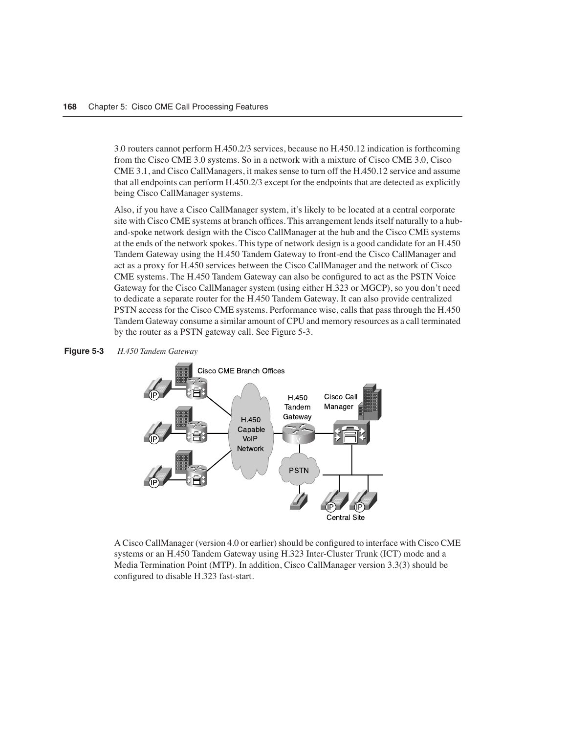3.0 routers cannot perform H.450.2/3 services, because no H.450.12 indication is forthcoming from the Cisco CME 3.0 systems. So in a network with a mixture of Cisco CME 3.0, Cisco CME 3.1, and Cisco CallManagers, it makes sense to turn off the H.450.12 service and assume that all endpoints can perform H.450.2/3 except for the endpoints that are detected as explicitly being Cisco CallManager systems.

Also, if you have a Cisco CallManager system, it's likely to be located at a central corporate site with Cisco CME systems at branch offices. This arrangement lends itself naturally to a hub-and-spoke network design with the Cisco CallManager at the hub and the Cisco CME systems at the ends of the network spokes. This type of network design is a good candidate for an H.450 Tandem Gateway using the H.450 Tandem Gateway to front-end the Cisco CallManager and act as a proxy for H.450 services between the Cisco CallManager and the network of Cisco CME systems. The H.450 Tandem Gateway can also be configured to act as the PSTN Voice Gateway for the Cisco CallManager system (using either H.323 or MGCP), so you don't need to dedicate a separate router for the H.450 Tandem Gateway. It can also provide centralized PSTN access for the Cisco CME systems. Performance wise, calls that pass through the H.450 Tandem Gateway consume a similar amount of CPU and memory resources as a call terminated by the router as a PSTN gateway call. See Figure 5-3.

**Figure 5-3** *H.450 Tandem Gateway*

A Cisco CallManager (version 4.0 or earlier) should be configured to interface with Cisco CME systems or an H.450 Tandem Gateway using H.323 Inter-Cluster Trunk (ICT) mode and a Media Termination Point (MTP). In addition, Cisco CallManager version 3.3(3) should be configured to disable H.323 fast-start.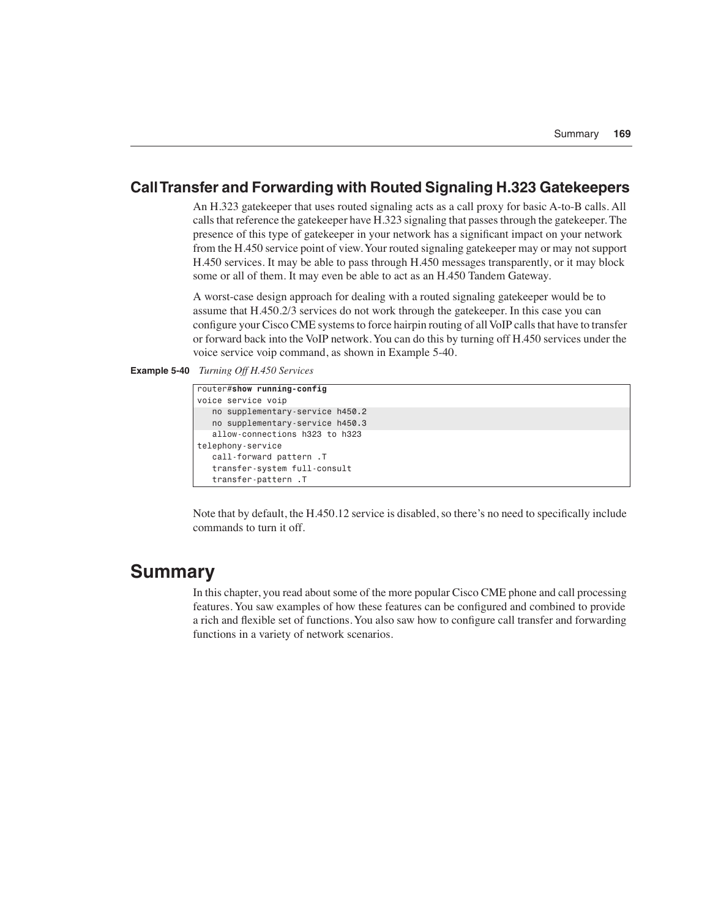### Call Transfer and Forwarding with Routed Signaling H.323 Gatekeepers

An H.323 gatekeeper that uses routed signaling acts as a call proxy for basic A-to-B calls. All calls that reference the gatekeeper have H.323 signaling that passes through the gatekeeper. The presence of this type of gatekeeper in your network has a significant impact on your network from the H.450 service point of view. Your routed signaling gatekeeper may or may not support H.450 services. It may be able to pass through H.450 messages transparently, or it may block some or all of them. It may even be able to act as an H.450 Tandem Gateway.

A worst-case design approach for dealing with a routed signaling gatekeeper would be to assume that H.450.2/3 services do not work through the gatekeeper. In this case you can configure your Cisco CME systems to force hairpin routing of all VoIP calls that have to transfer or forward back into the VoIP network. You can do this by turning off H.450 services under the voice service voip command, as shown in Example 5-40.

**Example 5-40** *Turning Off H.450 Services*

```
router#show running-config
voice service voip
   no supplementary-service h450.2
   no supplementary-service h450.3
   allow-connections h323 to h323
telephony-service
   call-forward pattern .T
   transfer-system full-consult
   transfer-pattern .T
```

Note that by default, the H.450.12 service is disabled, so there's no need to specifically include commands to turn it off.

## Summary

In this chapter, you read about some of the more popular Cisco CME phone and call processing features. You saw examples of how these features can be configured and combined to provide a rich and flexible set of functions. You also saw how to configure call transfer and forwarding functions in a variety of network scenarios.